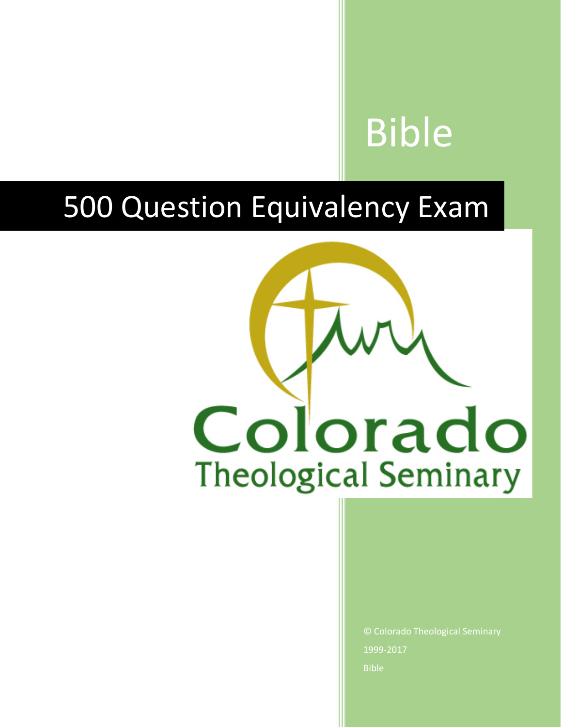# Bible

## 500 Question Equivalency Exam

Colorado

Theological Seminary

© Colorado Theological Seminary

1999-2017

Bible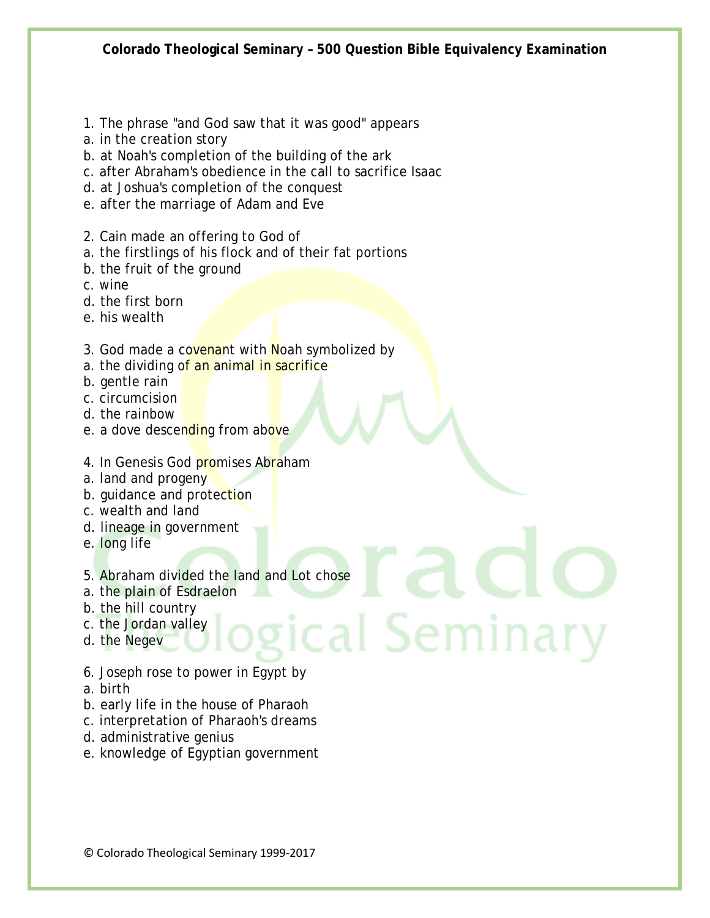**Colorado Theological Seminary – 500 Question Bible Equivalency Examination**

1. The phrase "and God saw that it was good" appears
a. in the creation story
b. at Noah's completion of the building of the ark
c. after Abraham's obedience in the call to sacrifice Isaac
d. at Joshua's completion of the conquest
e. after the marriage of Adam and Eve

2. Cain made an offering to God of
a. the firstlings of his flock and of their fat portions
b. the fruit of the ground
c. wine
d. the first born
e. his wealth

3. God made a covenant with Noah symbolized by
a. the dividing of an animal in sacrifice
b. gentle rain
c. circumcision
d. the rainbow
e. a dove descending from above

4. In Genesis God promises Abraham
a. land and progeny
b. guidance and protection
c. wealth and land
d. lineage in government
e. long life

5. Abraham divided the land and Lot chose
a. the plain of Esdraelon
b. the hill country
c. the Jordan valley
d. the Negev

6. Joseph rose to power in Egypt by
a. birth
b. early life in the house of Pharaoh
c. interpretation of Pharaoh's dreams
d. administrative genius
e. knowledge of Egyptian government

© Colorado Theological Seminary 1999-2017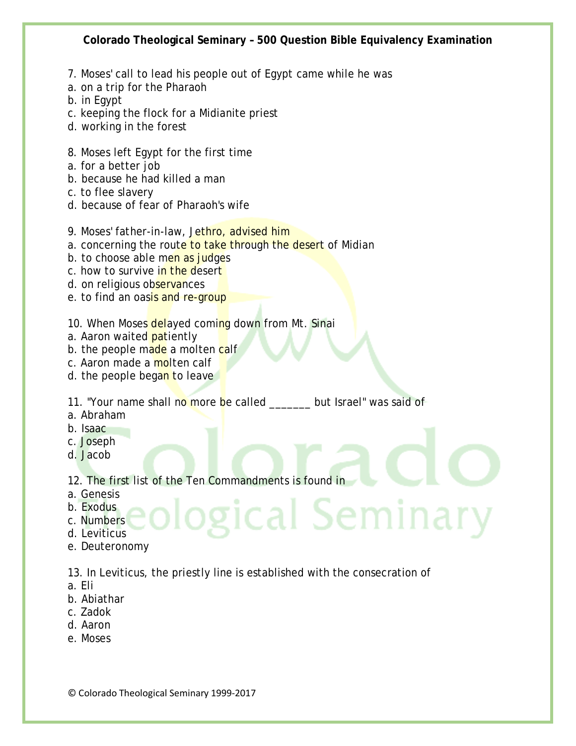7. Moses' call to lead his people out of Egypt came while he was
a. on a trip for the Pharaoh
b. in Egypt
c. keeping the flock for a Midianite priest
d. working in the forest

8. Moses left Egypt for the first time
a. for a better job
b. because he had killed a man
c. to flee slavery
d. because of fear of Pharaoh's wife

9. Moses' father-in-law, Jethro, advised him
a. concerning the route to take through the desert of Midian
b. to choose able men as judges
c. how to survive in the desert
d. on religious observances
e. to find an oasis and re-group

10. When Moses delayed coming down from Mt. Sinai
a. Aaron waited patiently
b. the people made a molten calf
c. Aaron made a molten calf
d. the people began to leave

11. "Your name shall no more be called _______ but Israel" was said of
a. Abraham
b. Isaac
c. Joseph
d. Jacob

12. The first list of the Ten Commandments is found in
a. Genesis
b. Exodus
c. Numbers
d. Leviticus
e. Deuteronomy

13. In Leviticus, the priestly line is established with the consecration of
a. Eli
b. Abiathar
c. Zadok
d. Aaron
e. Moses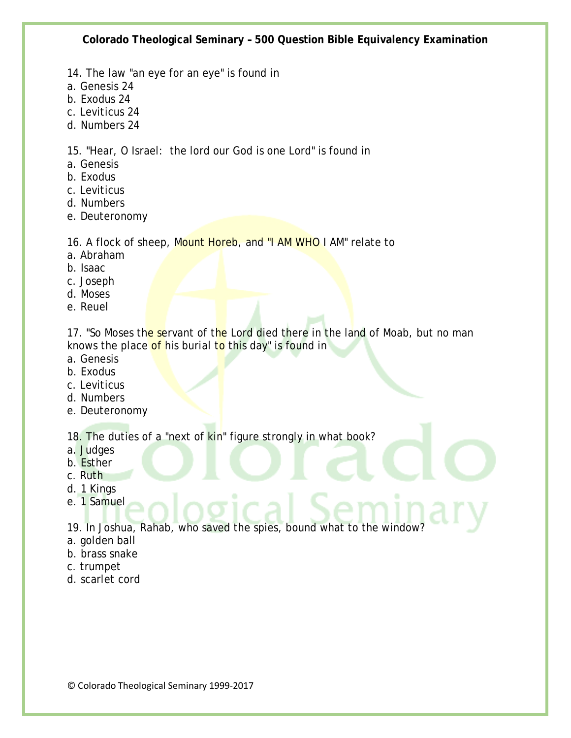14. The law "an eye for an eye" is found in
a. Genesis 24
b. Exodus 24
c. Leviticus 24
d. Numbers 24

15. "Hear, O Israel:  the lord our God is one Lord" is found in
a. Genesis
b. Exodus
c. Leviticus
d. Numbers
e. Deuteronomy

16. A flock of sheep, Mount Horeb, and "I AM WHO I AM" relate to
a. Abraham
b. Isaac
c. Joseph
d. Moses
e. Reuel

17. "So Moses the servant of the Lord died there in the land of Moab, but no man knows the place of his burial to this day" is found in
a. Genesis
b. Exodus
c. Leviticus
d. Numbers
e. Deuteronomy

18. The duties of a "next of kin" figure strongly in what book?
a. Judges
b. Esther
c. Ruth
d. 1 Kings
e. 1 Samuel

19. In Joshua, Rahab, who saved the spies, bound what to the window?
a. golden ball
b. brass snake
c. trumpet
d. scarlet cord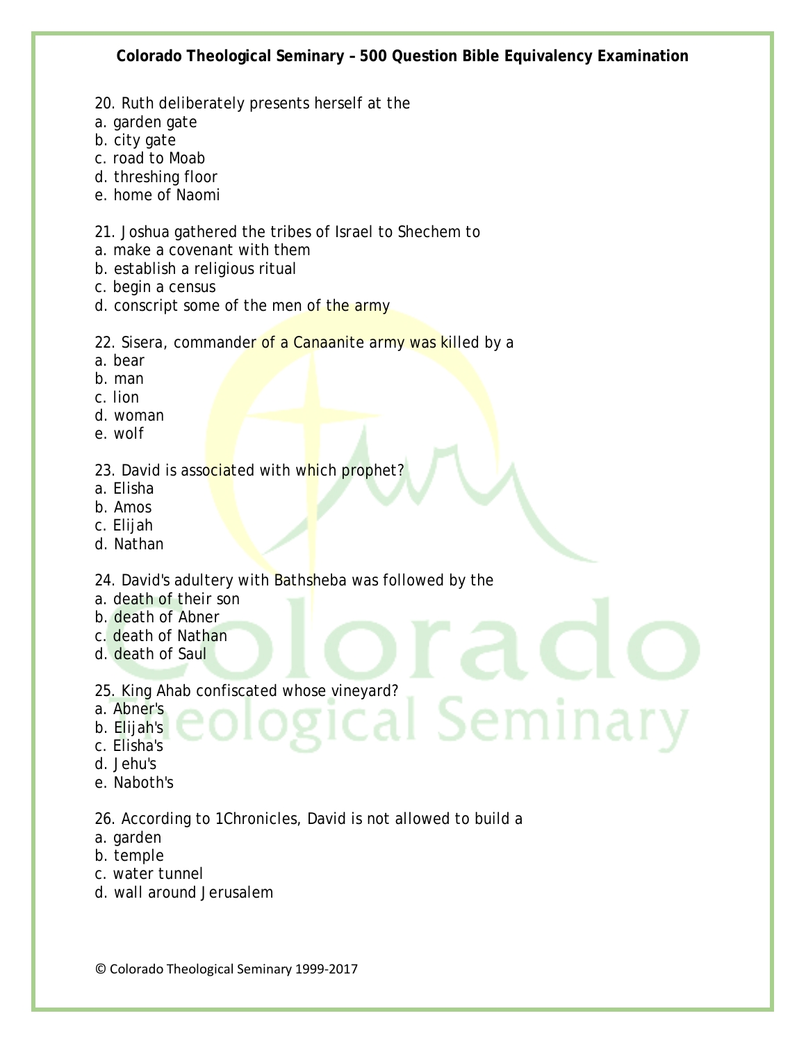20. Ruth deliberately presents herself at the
a. garden gate
b. city gate
c. road to Moab
d. threshing floor
e. home of Naomi

21. Joshua gathered the tribes of Israel to Shechem to
a. make a covenant with them
b. establish a religious ritual
c. begin a census
d. conscript some of the men of the army

22. Sisera, commander of a Canaanite army was killed by a
a. bear
b. man
c. lion
d. woman
e. wolf

23. David is associated with which prophet?
a. Elisha
b. Amos
c. Elijah
d. Nathan

24. David's adultery with Bathsheba was followed by the
a. death of their son
b. death of Abner
c. death of Nathan
d. death of Saul

25. King Ahab confiscated whose vineyard?
a. Abner's
b. Elijah's
c. Elisha's
d. Jehu's
e. Naboth's

26. According to 1Chronicles, David is not allowed to build a
a. garden
b. temple
c. water tunnel
d. wall around Jerusalem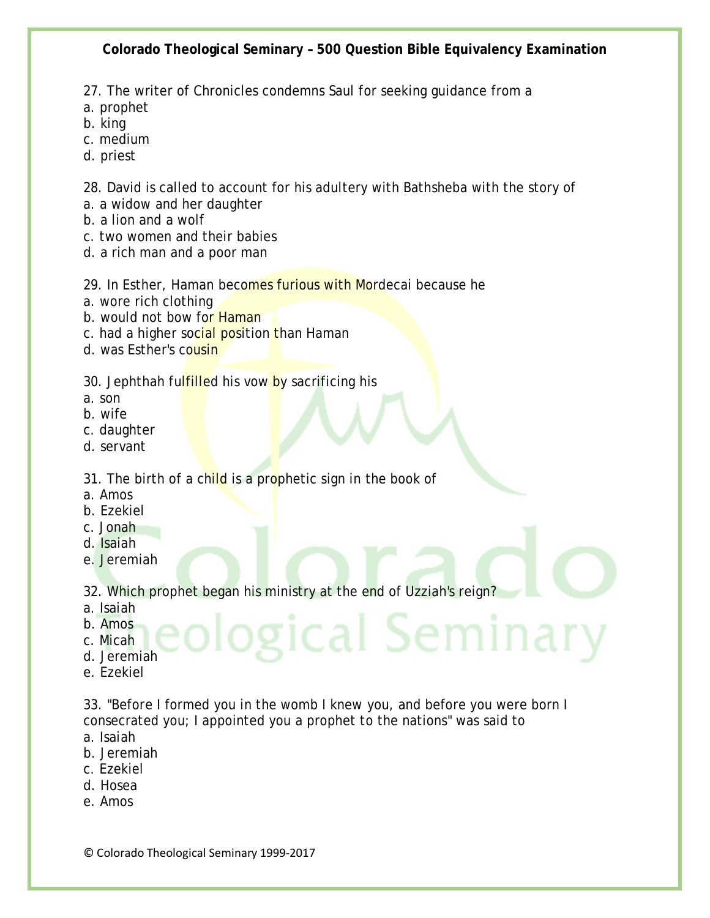27. The writer of Chronicles condemns Saul for seeking guidance from a
a. prophet
b. king
c. medium
d. priest

28. David is called to account for his adultery with Bathsheba with the story of
a. a widow and her daughter
b. a lion and a wolf
c. two women and their babies
d. a rich man and a poor man

29. In Esther, Haman becomes furious with Mordecai because he
a. wore rich clothing
b. would not bow for Haman
c. had a higher social position than Haman
d. was Esther's cousin

30. Jephthah fulfilled his vow by sacrificing his
a. son
b. wife
c. daughter
d. servant

31. The birth of a child is a prophetic sign in the book of
a. Amos
b. Ezekiel
c. Jonah
d. Isaiah
e. Jeremiah

32. Which prophet began his ministry at the end of Uzziah's reign?
a. Isaiah
b. Amos
c. Micah
d. Jeremiah
e. Ezekiel

33. "Before I formed you in the womb I knew you, and before you were born I consecrated you; I appointed you a prophet to the nations" was said to
a. Isaiah
b. Jeremiah
c. Ezekiel
d. Hosea
e. Amos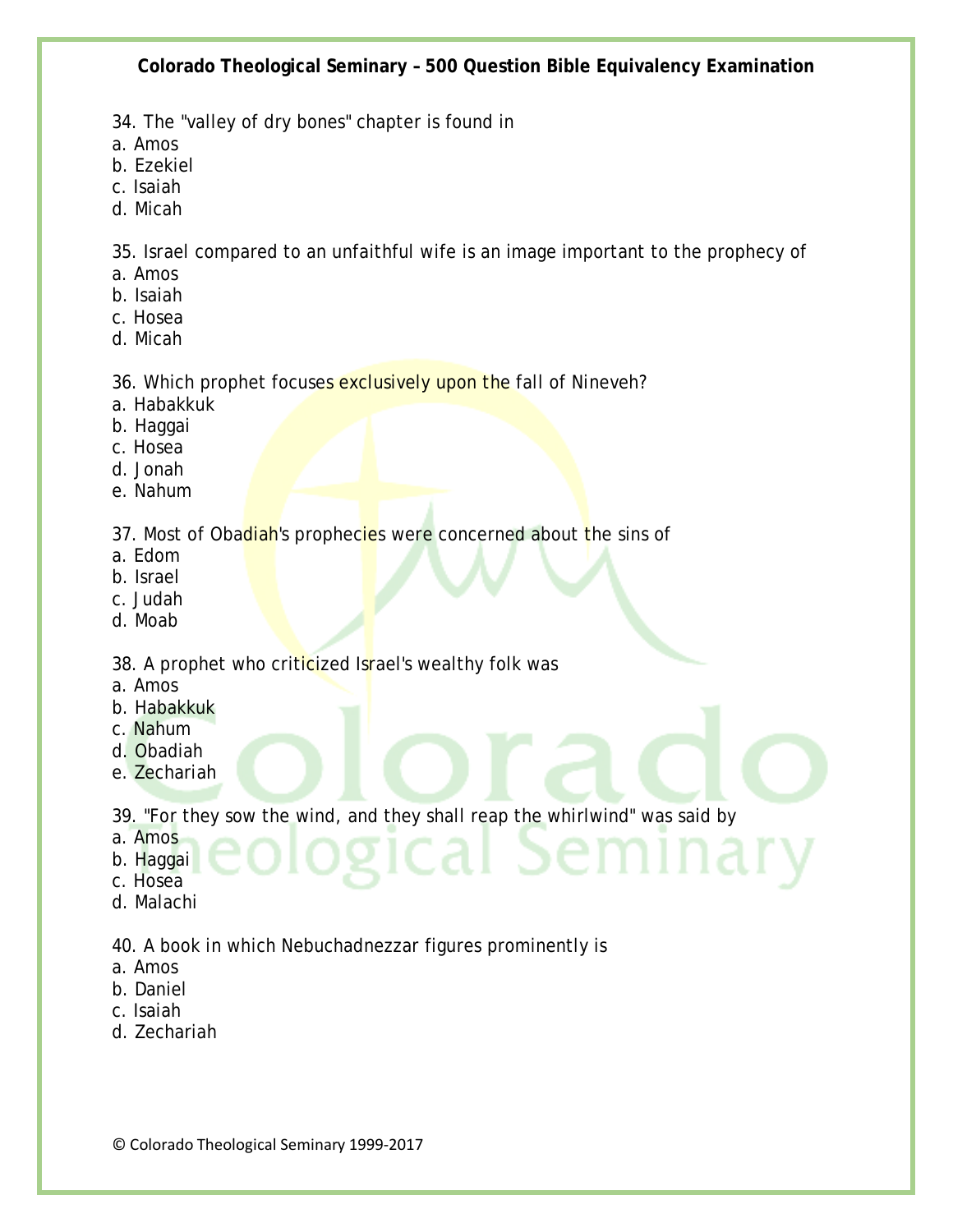34. The "valley of dry bones" chapter is found in
a. Amos
b. Ezekiel
c. Isaiah
d. Micah

35. Israel compared to an unfaithful wife is an image important to the prophecy of
a. Amos
b. Isaiah
c. Hosea
d. Micah

36. Which prophet focuses exclusively upon the fall of Nineveh?
a. Habakkuk
b. Haggai
c. Hosea
d. Jonah
e. Nahum

37. Most of Obadiah's prophecies were concerned about the sins of
a. Edom
b. Israel
c. Judah
d. Moab

38. A prophet who criticized Israel's wealthy folk was
a. Amos
b. Habakkuk
c. Nahum
d. Obadiah
e. Zechariah

39. "For they sow the wind, and they shall reap the whirlwind" was said by
a. Amos
b. Haggai
c. Hosea
d. Malachi

40. A book in which Nebuchadnezzar figures prominently is
a. Amos
b. Daniel
c. Isaiah
d. Zechariah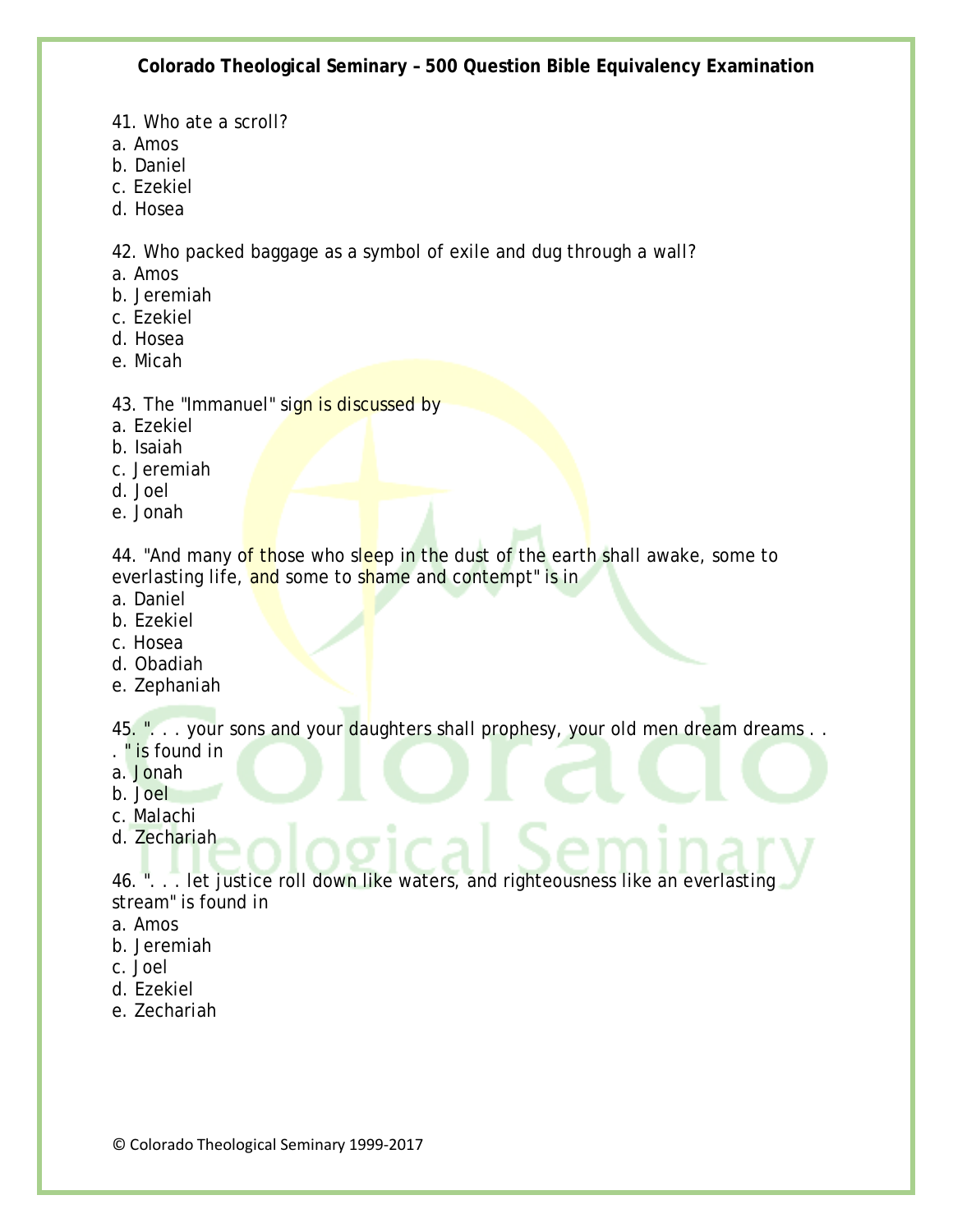41. Who ate a scroll?
a. Amos
b. Daniel
c. Ezekiel
d. Hosea

42. Who packed baggage as a symbol of exile and dug through a wall?
a. Amos
b. Jeremiah
c. Ezekiel
d. Hosea
e. Micah

43. The "Immanuel" sign is discussed by
a. Ezekiel
b. Isaiah
c. Jeremiah
d. Joel
e. Jonah

44. "And many of those who sleep in the dust of the earth shall awake, some to everlasting life, and some to shame and contempt" is in
a. Daniel
b. Ezekiel
c. Hosea
d. Obadiah
e. Zephaniah

45. ". . . your sons and your daughters shall prophesy, your old men dream dreams . . . " is found in
a. Jonah
b. Joel
c. Malachi
d. Zechariah

46. ". . . let justice roll down like waters, and righteousness like an everlasting stream" is found in
a. Amos
b. Jeremiah
c. Joel
d. Ezekiel
e. Zechariah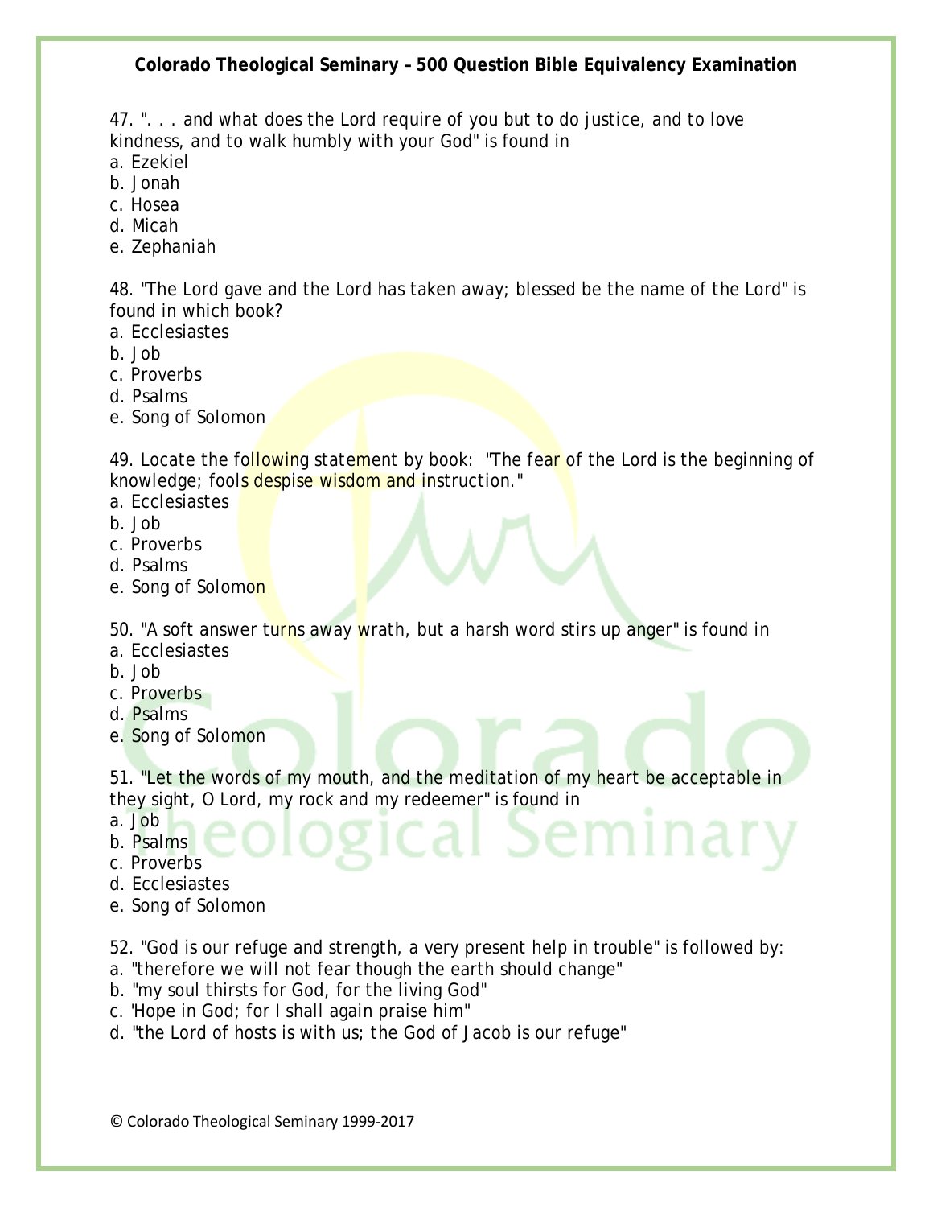47. ". . . and what does the Lord require of you but to do justice, and to love kindness, and to walk humbly with your God" is found in

a. Ezekiel
b. Jonah
c. Hosea
d. Micah
e. Zephaniah

48. "The Lord gave and the Lord has taken away; blessed be the name of the Lord" is found in which book?

a. Ecclesiastes
b. Job
c. Proverbs
d. Psalms
e. Song of Solomon

49. Locate the following statement by book: "The fear of the Lord is the beginning of knowledge; fools despise wisdom and instruction."

a. Ecclesiastes
b. Job
c. Proverbs
d. Psalms
e. Song of Solomon

50. "A soft answer turns away wrath, but a harsh word stirs up anger" is found in

a. Ecclesiastes
b. Job
c. Proverbs
d. Psalms
e. Song of Solomon

51. "Let the words of my mouth, and the meditation of my heart be acceptable in they sight, O Lord, my rock and my redeemer" is found in

a. Job
b. Psalms
c. Proverbs
d. Ecclesiastes
e. Song of Solomon

52. "God is our refuge and strength, a very present help in trouble" is followed by:

a. "therefore we will not fear though the earth should change"
b. "my soul thirsts for God, for the living God"
c. 'Hope in God; for I shall again praise him"
d. "the Lord of hosts is with us; the God of Jacob is our refuge"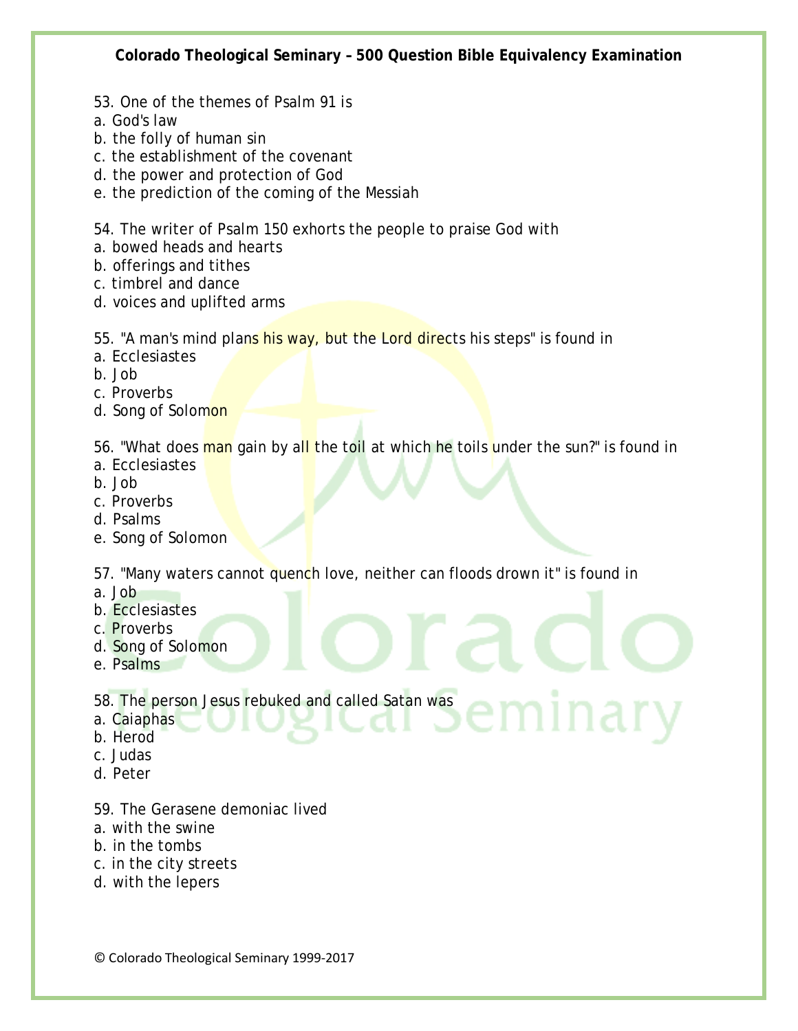53. One of the themes of Psalm 91 is
a. God's law
b. the folly of human sin
c. the establishment of the covenant
d. the power and protection of God
e. the prediction of the coming of the Messiah

54. The writer of Psalm 150 exhorts the people to praise God with
a. bowed heads and hearts
b. offerings and tithes
c. timbrel and dance
d. voices and uplifted arms

55. "A man's mind plans his way, but the Lord directs his steps" is found in
a. Ecclesiastes
b. Job
c. Proverbs
d. Song of Solomon

56. "What does man gain by all the toil at which he toils under the sun?" is found in
a. Ecclesiastes
b. Job
c. Proverbs
d. Psalms
e. Song of Solomon

57. "Many waters cannot quench love, neither can floods drown it" is found in
a. Job
b. Ecclesiastes
c. Proverbs
d. Song of Solomon
e. Psalms

58. The person Jesus rebuked and called Satan was
a. Caiaphas
b. Herod
c. Judas
d. Peter

59. The Gerasene demoniac lived
a. with the swine
b. in the tombs
c. in the city streets
d. with the lepers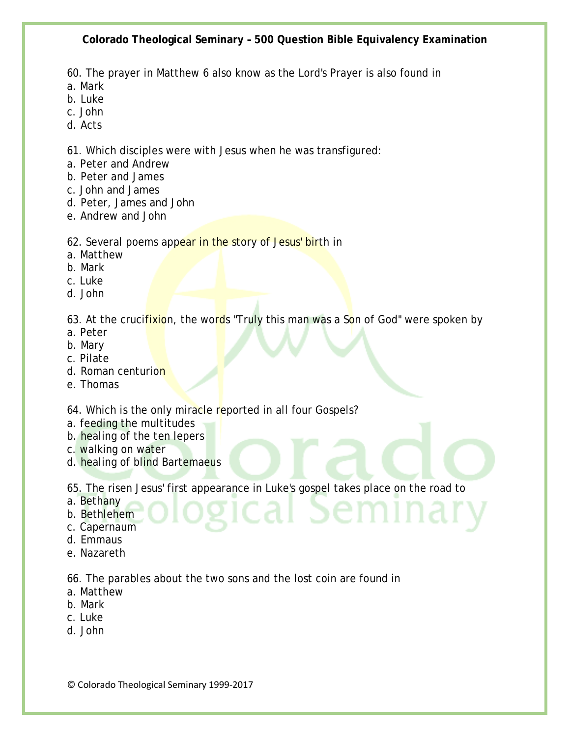60. The prayer in Matthew 6 also know as the Lord's Prayer is also found in
a. Mark
b. Luke
c. John
d. Acts

61. Which disciples were with Jesus when he was transfigured:
a. Peter and Andrew
b. Peter and James
c. John and James
d. Peter, James and John
e. Andrew and John

62. Several poems appear in the story of Jesus' birth in
a. Matthew
b. Mark
c. Luke
d. John

63. At the crucifixion, the words "Truly this man was a Son of God" were spoken by
a. Peter
b. Mary
c. Pilate
d. Roman centurion
e. Thomas

64. Which is the only miracle reported in all four Gospels?
a. feeding the multitudes
b. healing of the ten lepers
c. walking on water
d. healing of blind Bartemaeus

65. The risen Jesus' first appearance in Luke's gospel takes place on the road to
a. Bethany
b. Bethlehem
c. Capernaum
d. Emmaus
e. Nazareth

66. The parables about the two sons and the lost coin are found in
a. Matthew
b. Mark
c. Luke
d. John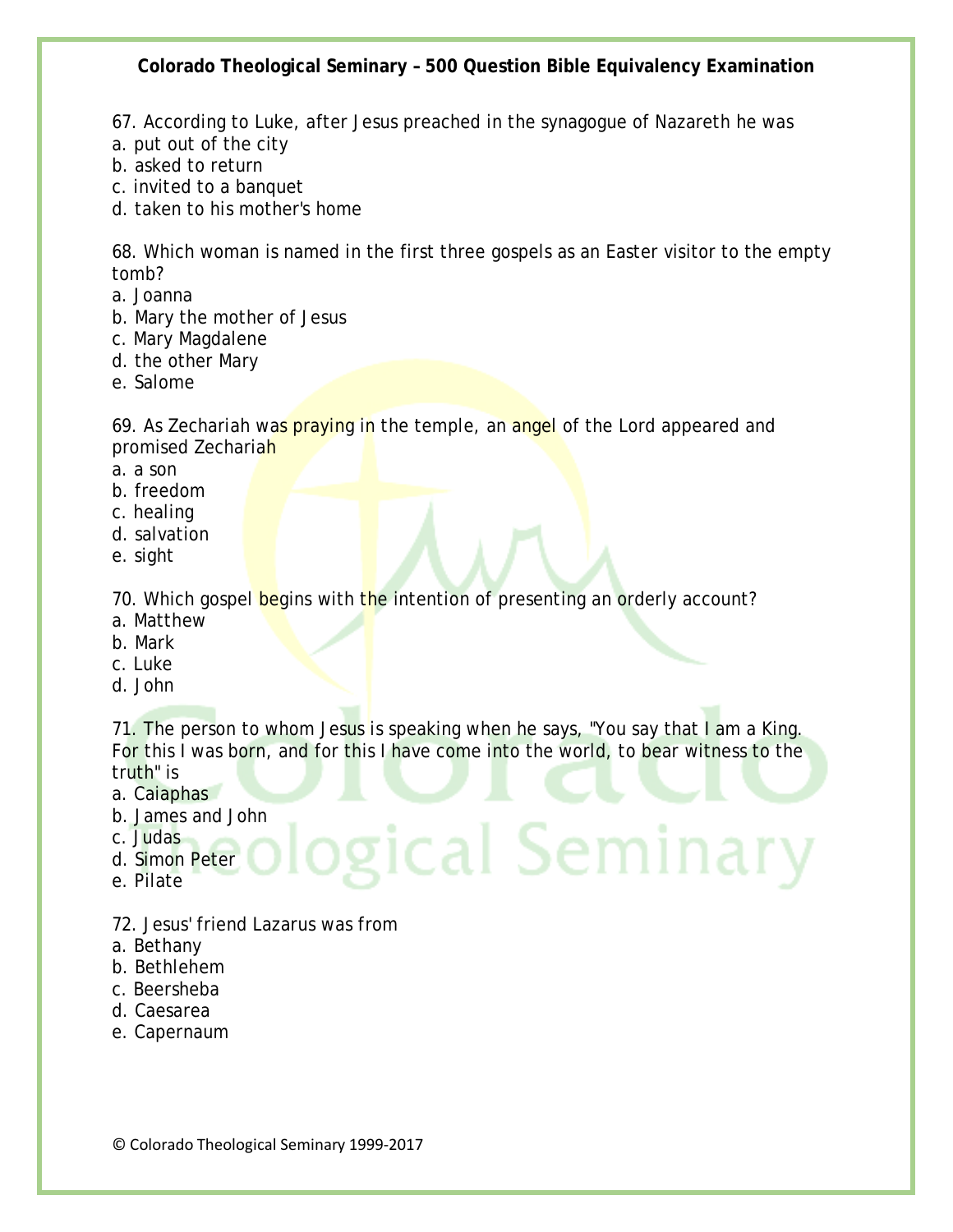67. According to Luke, after Jesus preached in the synagogue of Nazareth he was
a. put out of the city
b. asked to return
c. invited to a banquet
d. taken to his mother's home

68. Which woman is named in the first three gospels as an Easter visitor to the empty tomb?
a. Joanna
b. Mary the mother of Jesus
c. Mary Magdalene
d. the other Mary
e. Salome

69. As Zechariah was praying in the temple, an angel of the Lord appeared and promised Zechariah
a. a son
b. freedom
c. healing
d. salvation
e. sight

70. Which gospel begins with the intention of presenting an orderly account?
a. Matthew
b. Mark
c. Luke
d. John

71. The person to whom Jesus is speaking when he says, "You say that I am a King. For this I was born, and for this I have come into the world, to bear witness to the truth" is
a. Caiaphas
b. James and John
c. Judas
d. Simon Peter
e. Pilate

72. Jesus' friend Lazarus was from
a. Bethany
b. Bethlehem
c. Beersheba
d. Caesarea
e. Capernaum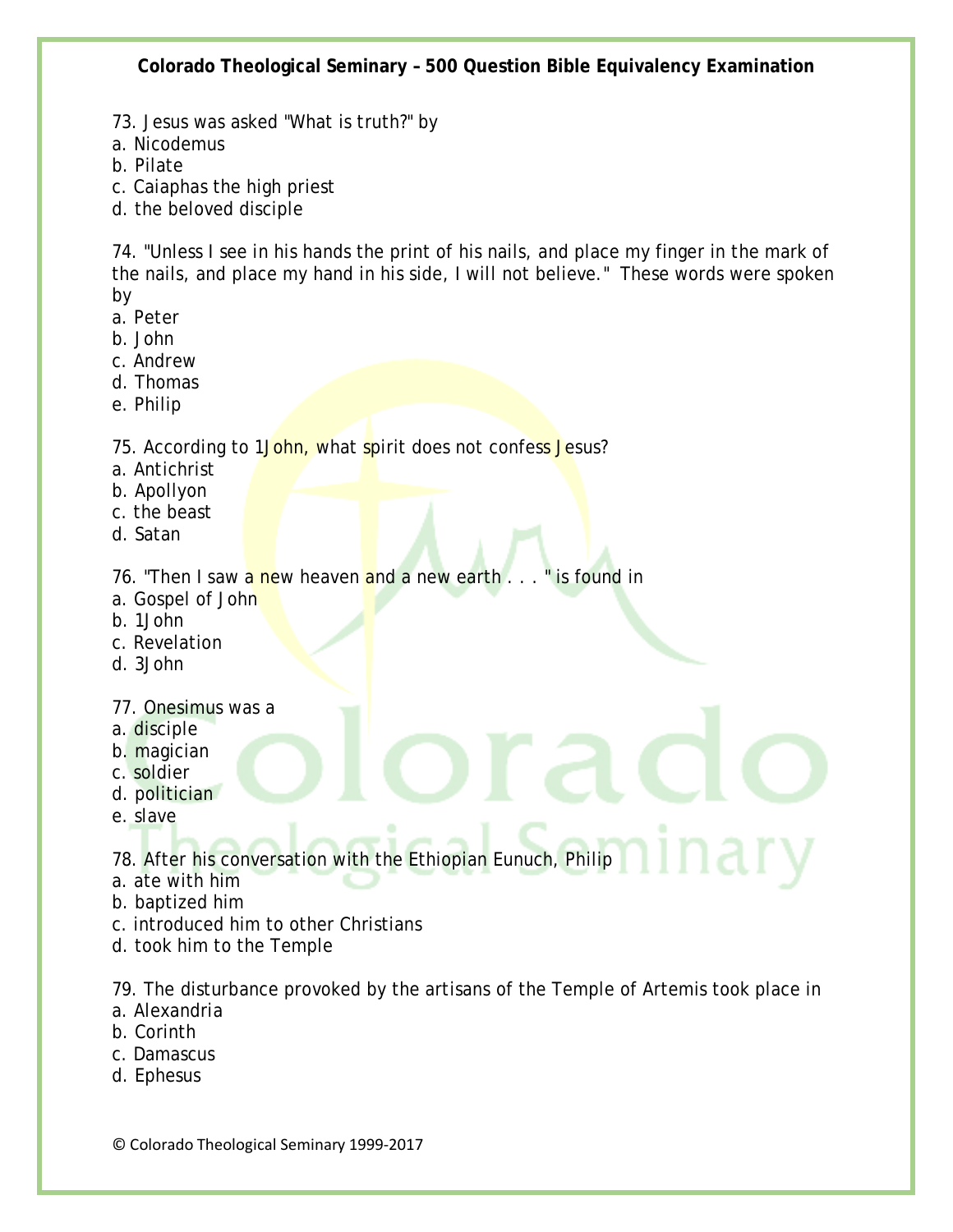73. Jesus was asked "What is truth?" by
a. Nicodemus
b. Pilate
c. Caiaphas the high priest
d. the beloved disciple

74. "Unless I see in his hands the print of his nails, and place my finger in the mark of the nails, and place my hand in his side, I will not believe." These words were spoken by
a. Peter
b. John
c. Andrew
d. Thomas
e. Philip

75. According to 1John, what spirit does not confess Jesus?
a. Antichrist
b. Apollyon
c. the beast
d. Satan

76. "Then I saw a new heaven and a new earth . . . " is found in
a. Gospel of John
b. 1John
c. Revelation
d. 3John

77. Onesimus was a
a. disciple
b. magician
c. soldier
d. politician
e. slave

78. After his conversation with the Ethiopian Eunuch, Philip
a. ate with him
b. baptized him
c. introduced him to other Christians
d. took him to the Temple

79. The disturbance provoked by the artisans of the Temple of Artemis took place in
a. Alexandria
b. Corinth
c. Damascus
d. Ephesus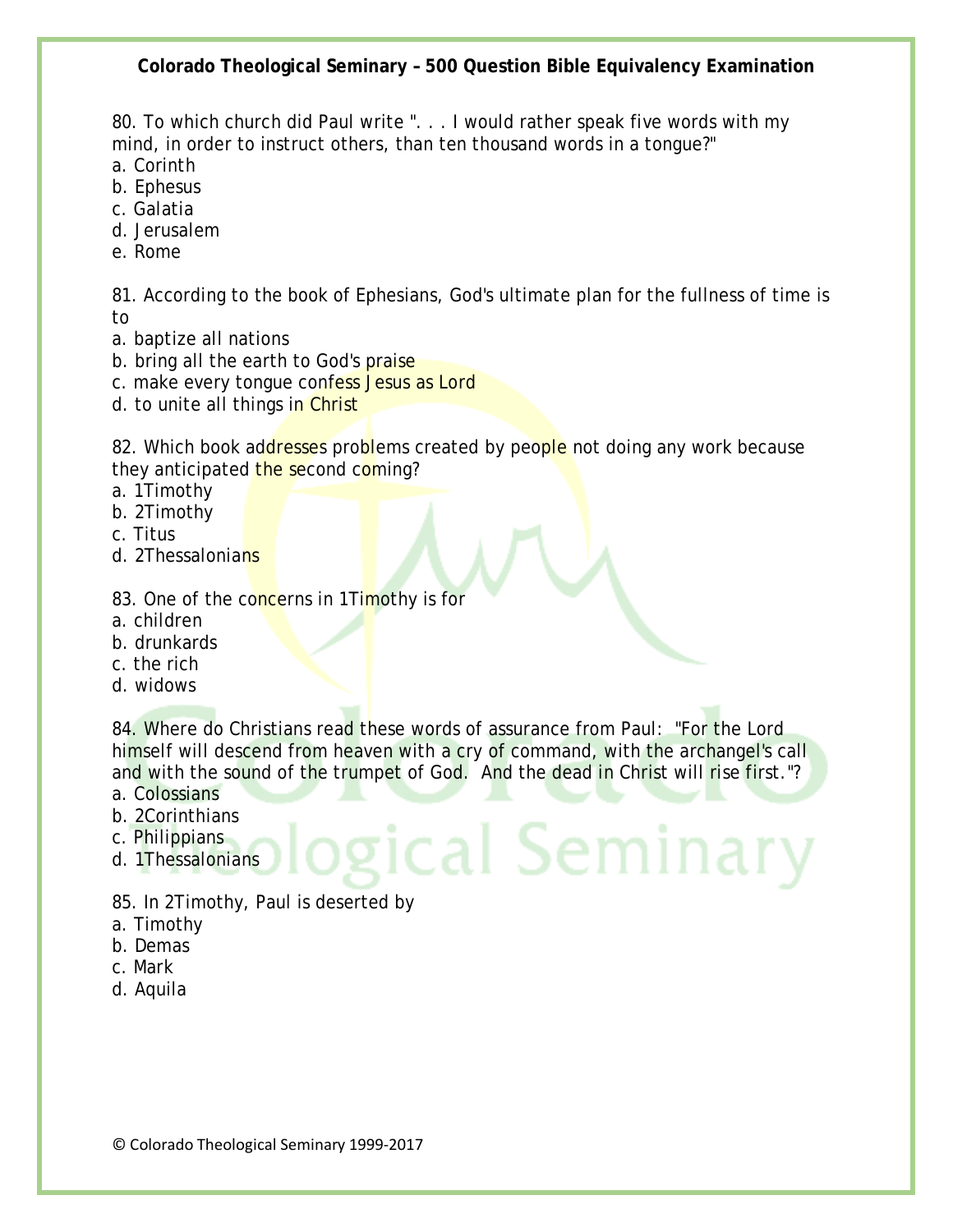80. To which church did Paul write ". . . I would rather speak five words with my mind, in order to instruct others, than ten thousand words in a tongue?"

a. Corinth
b. Ephesus
c. Galatia
d. Jerusalem
e. Rome

81. According to the book of Ephesians, God's ultimate plan for the fullness of time is to

a. baptize all nations
b. bring all the earth to God's praise
c. make every tongue confess Jesus as Lord
d. to unite all things in Christ

82. Which book addresses problems created by people not doing any work because they anticipated the second coming?

a. 1Timothy
b. 2Timothy
c. Titus
d. 2Thessalonians

83. One of the concerns in 1Timothy is for

a. children
b. drunkards
c. the rich
d. widows

84. Where do Christians read these words of assurance from Paul: "For the Lord himself will descend from heaven with a cry of command, with the archangel's call and with the sound of the trumpet of God. And the dead in Christ will rise first."?

a. Colossians
b. 2Corinthians
c. Philippians
d. 1Thessalonians

85. In 2Timothy, Paul is deserted by

a. Timothy
b. Demas
c. Mark
d. Aquila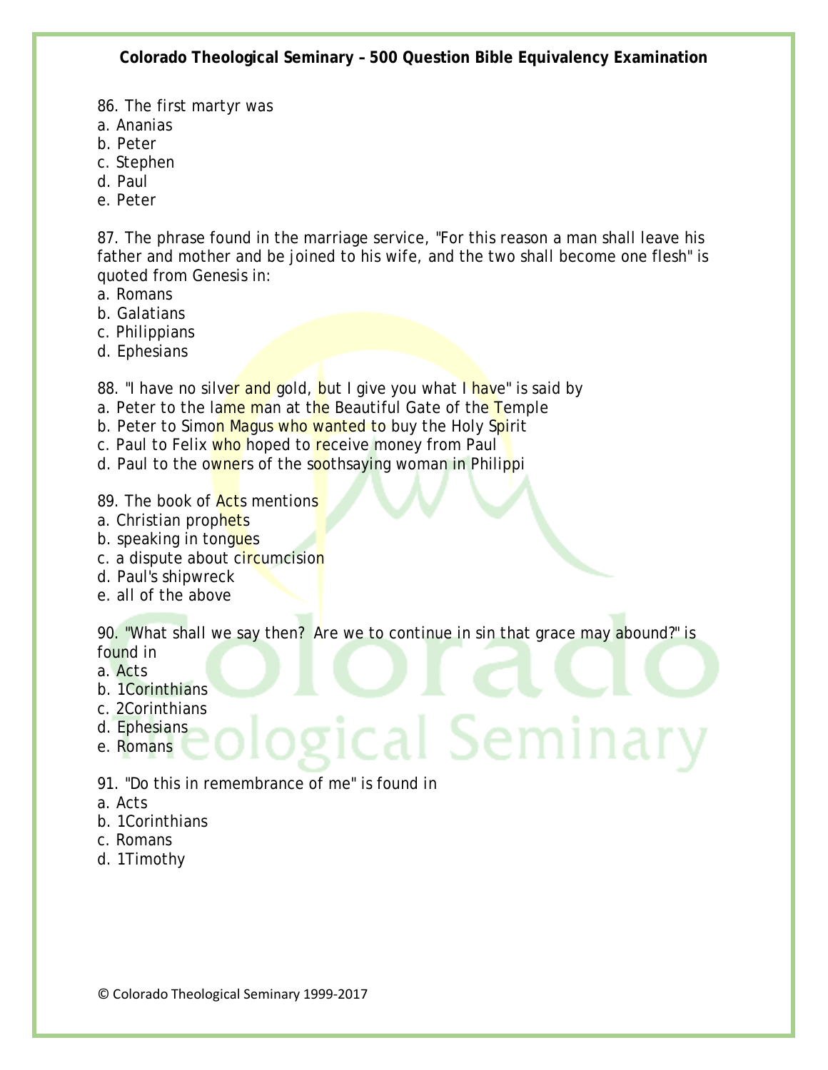86. The first martyr was
a. Ananias
b. Peter
c. Stephen
d. Paul
e. Peter

87. The phrase found in the marriage service, "For this reason a man shall leave his father and mother and be joined to his wife, and the two shall become one flesh" is quoted from Genesis in:
a. Romans
b. Galatians
c. Philippians
d. Ephesians

88. "I have no silver and gold, but I give you what I have" is said by
a. Peter to the lame man at the Beautiful Gate of the Temple
b. Peter to Simon Magus who wanted to buy the Holy Spirit
c. Paul to Felix who hoped to receive money from Paul
d. Paul to the owners of the soothsaying woman in Philippi

89. The book of Acts mentions
a. Christian prophets
b. speaking in tongues
c. a dispute about circumcision
d. Paul's shipwreck
e. all of the above

90. "What shall we say then? Are we to continue in sin that grace may abound?" is found in
a. Acts
b. 1Corinthians
c. 2Corinthians
d. Ephesians
e. Romans

91. "Do this in remembrance of me" is found in
a. Acts
b. 1Corinthians
c. Romans
d. 1Timothy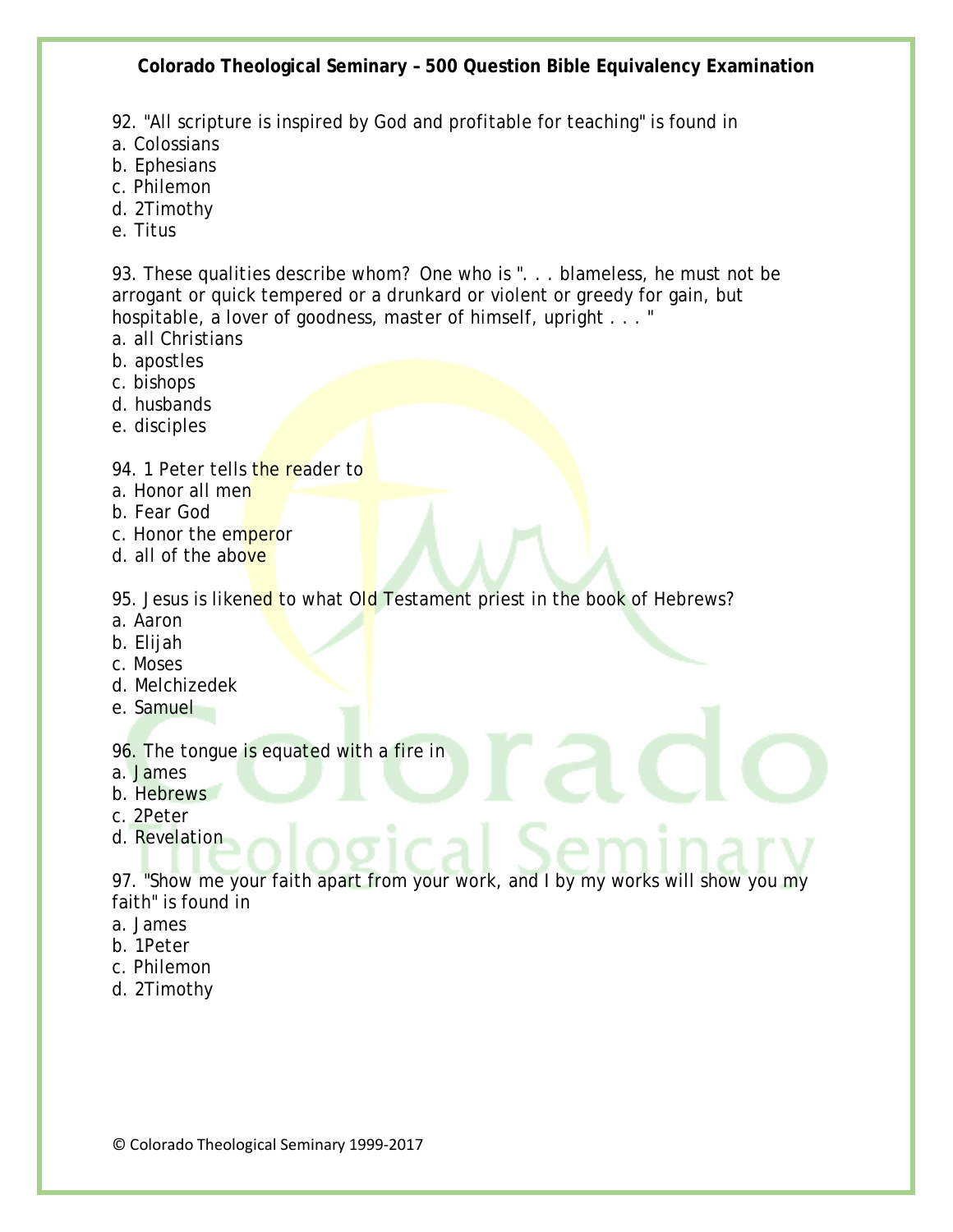92. "All scripture is inspired by God and profitable for teaching" is found in
a. Colossians
b. Ephesians
c. Philemon
d. 2Timothy
e. Titus

93. These qualities describe whom? One who is ". . . blameless, he must not be arrogant or quick tempered or a drunkard or violent or greedy for gain, but hospitable, a lover of goodness, master of himself, upright . . . "
a. all Christians
b. apostles
c. bishops
d. husbands
e. disciples

94. 1 Peter tells the reader to
a. Honor all men
b. Fear God
c. Honor the emperor
d. all of the above

95. Jesus is likened to what Old Testament priest in the book of Hebrews?
a. Aaron
b. Elijah
c. Moses
d. Melchizedek
e. Samuel

96. The tongue is equated with a fire in
a. James
b. Hebrews
c. 2Peter
d. Revelation

97. "Show me your faith apart from your work, and I by my works will show you my faith" is found in
a. James
b. 1Peter
c. Philemon
d. 2Timothy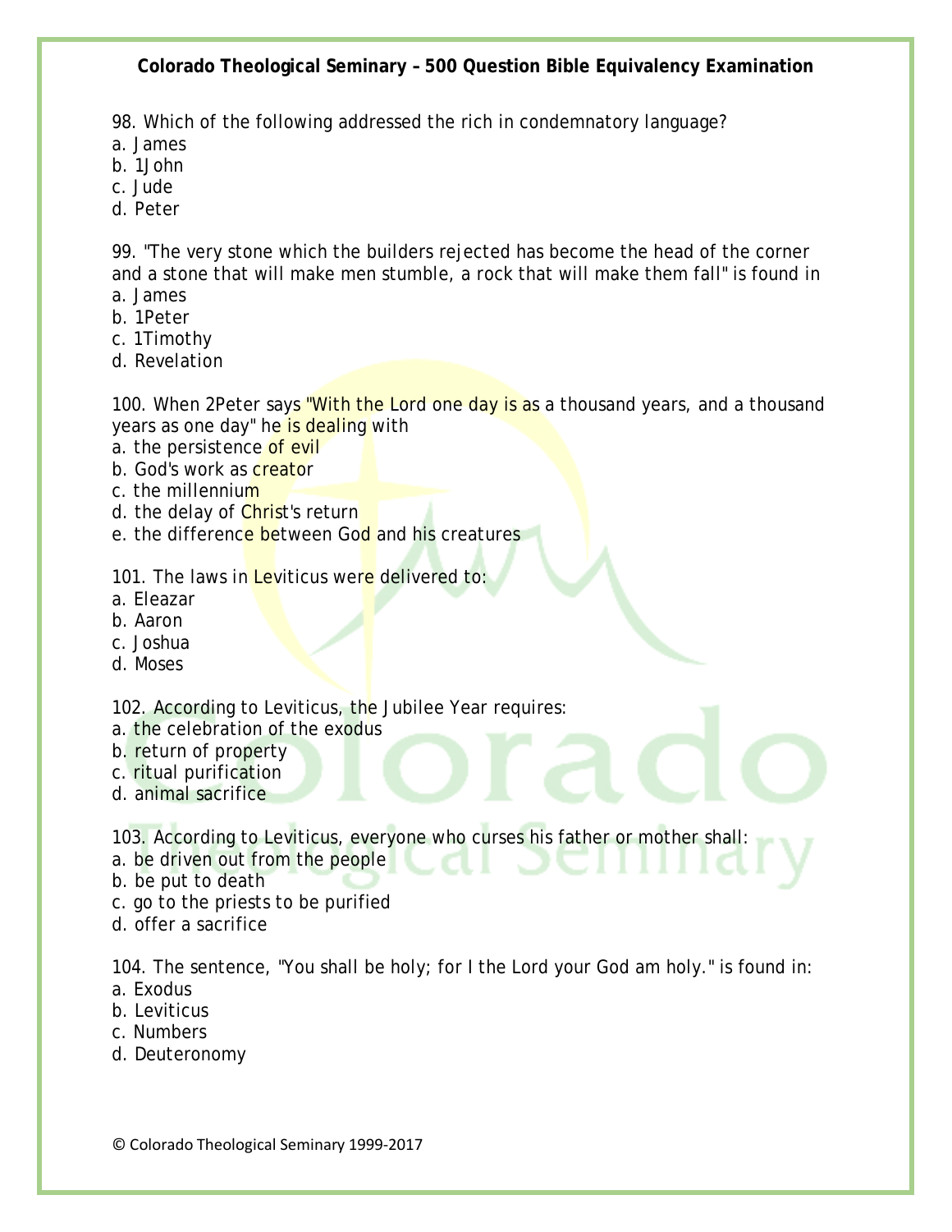98. Which of the following addressed the rich in condemnatory language?
a. James
b. 1John
c. Jude
d. Peter

99. "The very stone which the builders rejected has become the head of the corner and a stone that will make men stumble, a rock that will make them fall" is found in
a. James
b. 1Peter
c. 1Timothy
d. Revelation

100. When 2Peter says "With the Lord one day is as a thousand years, and a thousand years as one day" he is dealing with
a. the persistence of evil
b. God's work as creator
c. the millennium
d. the delay of Christ's return
e. the difference between God and his creatures

101. The laws in Leviticus were delivered to:
a. Eleazar
b. Aaron
c. Joshua
d. Moses

102. According to Leviticus, the Jubilee Year requires:
a. the celebration of the exodus
b. return of property
c. ritual purification
d. animal sacrifice

103. According to Leviticus, everyone who curses his father or mother shall:
a. be driven out from the people
b. be put to death
c. go to the priests to be purified
d. offer a sacrifice

104. The sentence, "You shall be holy; for I the Lord your God am holy." is found in:
a. Exodus
b. Leviticus
c. Numbers
d. Deuteronomy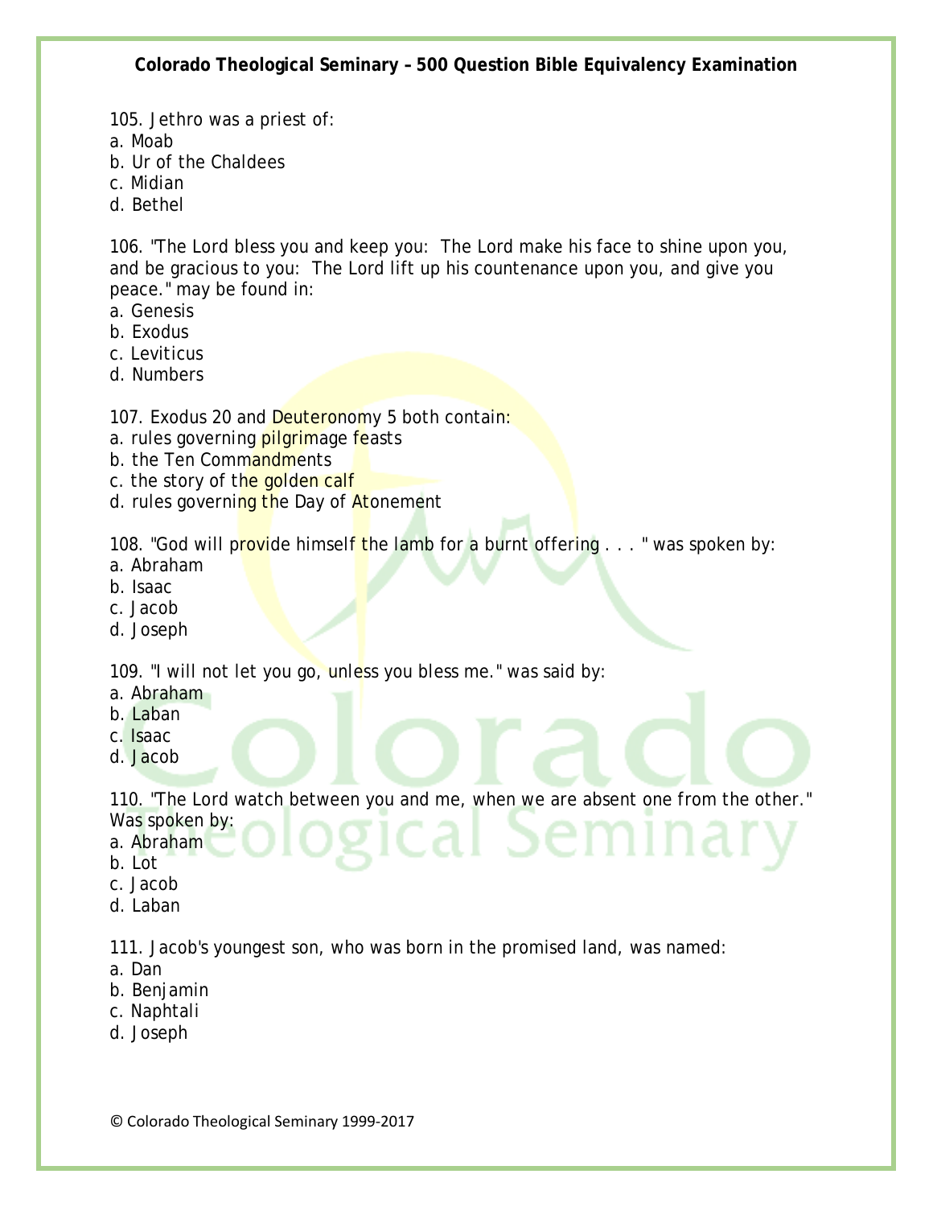105. Jethro was a priest of:
a. Moab
b. Ur of the Chaldees
c. Midian
d. Bethel

106. "The Lord bless you and keep you: The Lord make his face to shine upon you, and be gracious to you: The Lord lift up his countenance upon you, and give you peace." may be found in:
a. Genesis
b. Exodus
c. Leviticus
d. Numbers

107. Exodus 20 and Deuteronomy 5 both contain:
a. rules governing pilgrimage feasts
b. the Ten Commandments
c. the story of the golden calf
d. rules governing the Day of Atonement

108. "God will provide himself the lamb for a burnt offering . . . " was spoken by:
a. Abraham
b. Isaac
c. Jacob
d. Joseph

109. "I will not let you go, unless you bless me." was said by:
a. Abraham
b. Laban
c. Isaac
d. Jacob

110. "The Lord watch between you and me, when we are absent one from the other." Was spoken by:
a. Abraham
b. Lot
c. Jacob
d. Laban

111. Jacob's youngest son, who was born in the promised land, was named:
a. Dan
b. Benjamin
c. Naphtali
d. Joseph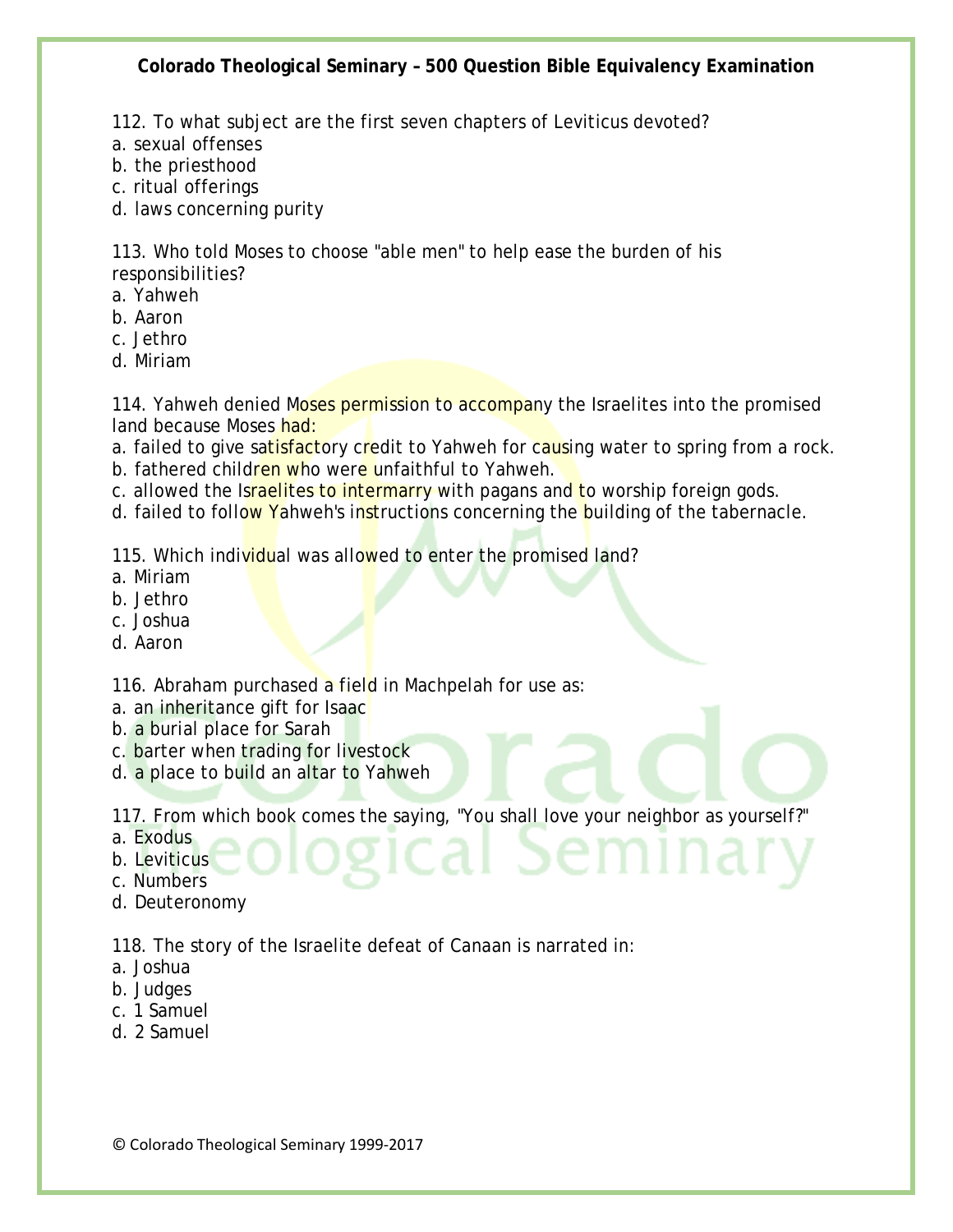112. To what subject are the first seven chapters of Leviticus devoted?
a. sexual offenses
b. the priesthood
c. ritual offerings
d. laws concerning purity

113. Who told Moses to choose "able men" to help ease the burden of his responsibilities?
a. Yahweh
b. Aaron
c. Jethro
d. Miriam

114. Yahweh denied Moses permission to accompany the Israelites into the promised land because Moses had:
a. failed to give satisfactory credit to Yahweh for causing water to spring from a rock.
b. fathered children who were unfaithful to Yahweh.
c. allowed the Israelites to intermarry with pagans and to worship foreign gods.
d. failed to follow Yahweh's instructions concerning the building of the tabernacle.

115. Which individual was allowed to enter the promised land?
a. Miriam
b. Jethro
c. Joshua
d. Aaron

116. Abraham purchased a field in Machpelah for use as:
a. an inheritance gift for Isaac
b. a burial place for Sarah
c. barter when trading for livestock
d. a place to build an altar to Yahweh

117. From which book comes the saying, "You shall love your neighbor as yourself?"
a. Exodus
b. Leviticus
c. Numbers
d. Deuteronomy

118. The story of the Israelite defeat of Canaan is narrated in:
a. Joshua
b. Judges
c. 1 Samuel
d. 2 Samuel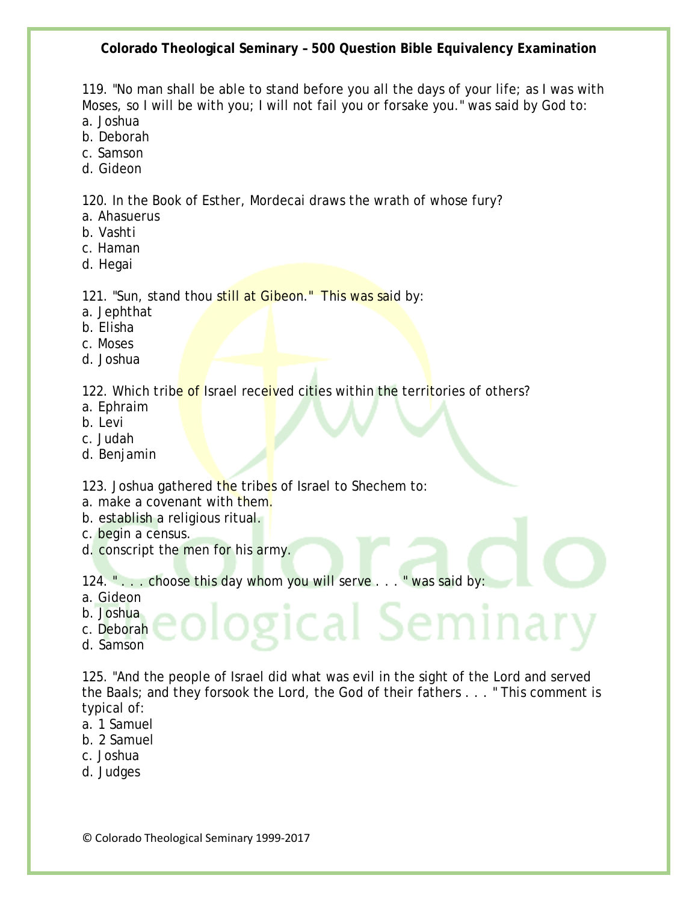119. "No man shall be able to stand before you all the days of your life; as I was with Moses, so I will be with you; I will not fail you or forsake you." was said by God to:
a. Joshua
b. Deborah
c. Samson
d. Gideon

120. In the Book of Esther, Mordecai draws the wrath of whose fury?
a. Ahasuerus
b. Vashti
c. Haman
d. Hegai

121. "Sun, stand thou still at Gibeon." This was said by:
a. Jephthat
b. Elisha
c. Moses
d. Joshua

122. Which tribe of Israel received cities within the territories of others?
a. Ephraim
b. Levi
c. Judah
d. Benjamin

123. Joshua gathered the tribes of Israel to Shechem to:
a. make a covenant with them.
b. establish a religious ritual.
c. begin a census.
d. conscript the men for his army.

124. " . . . choose this day whom you will serve . . . " was said by:
a. Gideon
b. Joshua
c. Deborah
d. Samson

125. "And the people of Israel did what was evil in the sight of the Lord and served the Baals; and they forsook the Lord, the God of their fathers . . . " This comment is typical of:
a. 1 Samuel
b. 2 Samuel
c. Joshua
d. Judges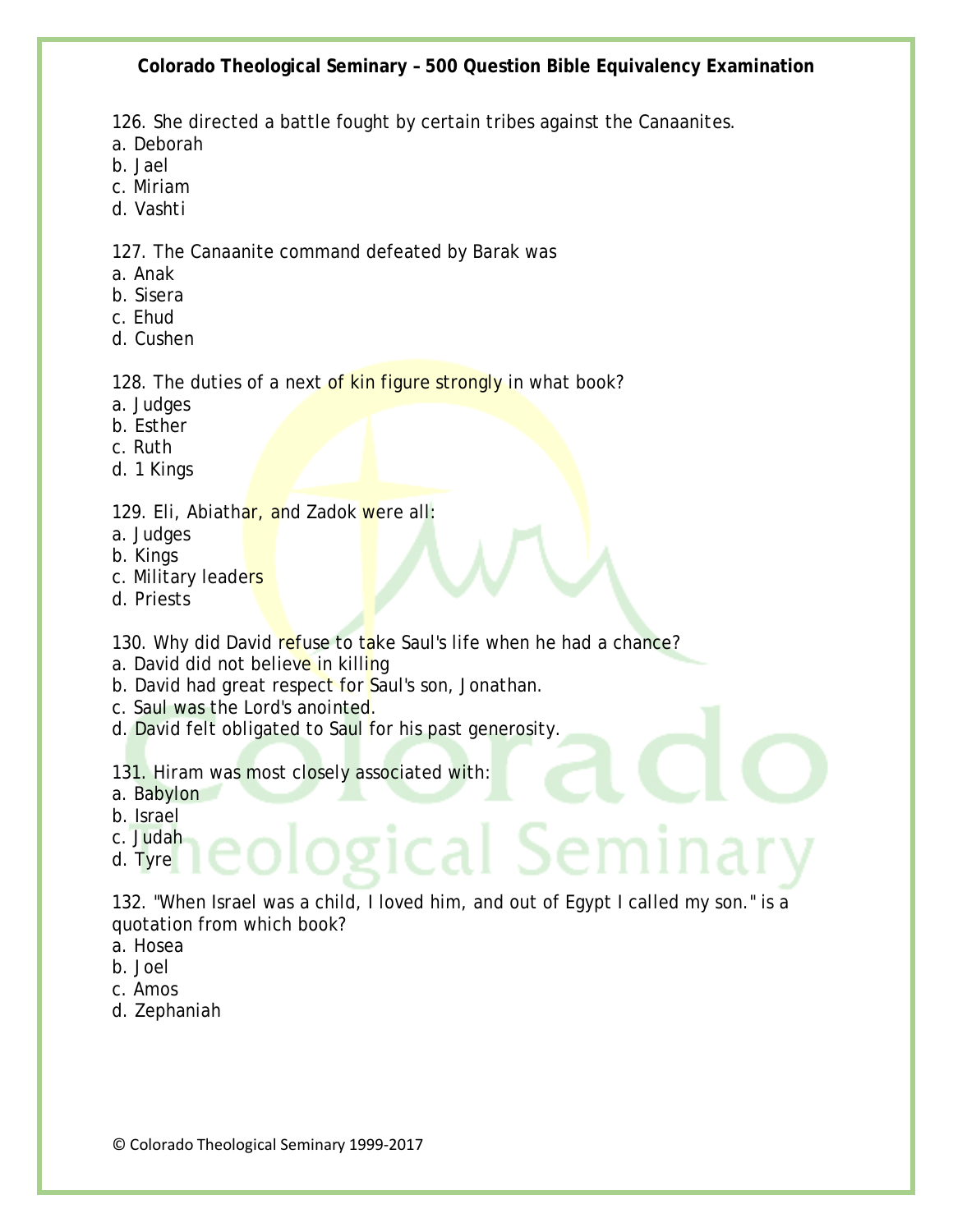126. She directed a battle fought by certain tribes against the Canaanites.
a. Deborah
b. Jael
c. Miriam
d. Vashti

127. The Canaanite command defeated by Barak was
a. Anak
b. Sisera
c. Ehud
d. Cushen

128. The duties of a next of kin figure strongly in what book?
a. Judges
b. Esther
c. Ruth
d. 1 Kings

129. Eli, Abiathar, and Zadok were all:
a. Judges
b. Kings
c. Military leaders
d. Priests

130. Why did David refuse to take Saul's life when he had a chance?
a. David did not believe in killing
b. David had great respect for Saul's son, Jonathan.
c. Saul was the Lord's anointed.
d. David felt obligated to Saul for his past generosity.

131. Hiram was most closely associated with:
a. Babylon
b. Israel
c. Judah
d. Tyre

132. "When Israel was a child, I loved him, and out of Egypt I called my son." is a quotation from which book?
a. Hosea
b. Joel
c. Amos
d. Zephaniah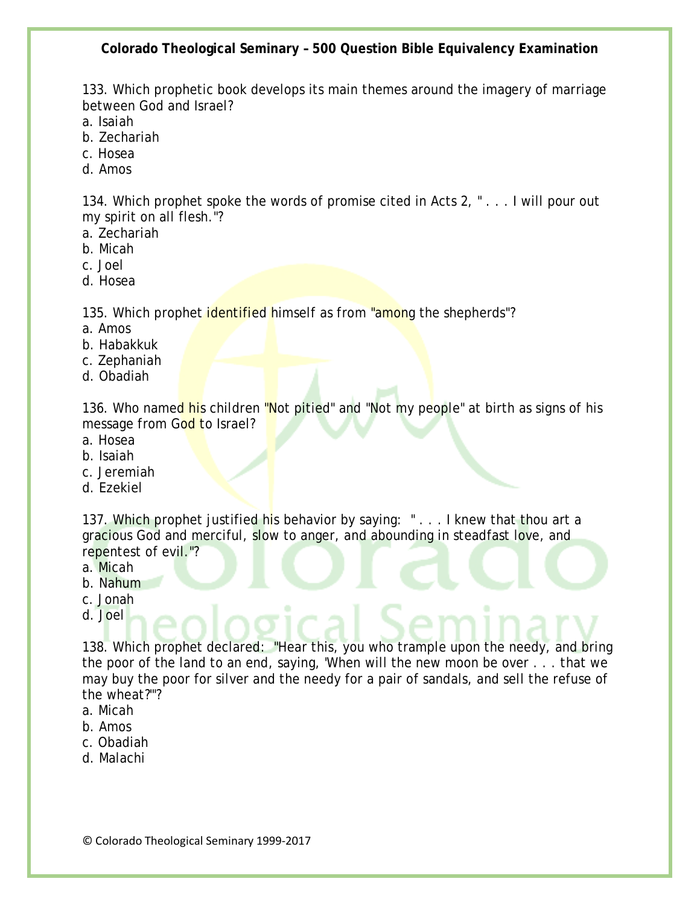133. Which prophetic book develops its main themes around the imagery of marriage between God and Israel?
a. Isaiah
b. Zechariah
c. Hosea
d. Amos

134. Which prophet spoke the words of promise cited in Acts 2, " . . . I will pour out my spirit on all flesh."?
a. Zechariah
b. Micah
c. Joel
d. Hosea

135. Which prophet identified himself as from "among the shepherds"?
a. Amos
b. Habakkuk
c. Zephaniah
d. Obadiah

136. Who named his children "Not pitied" and "Not my people" at birth as signs of his message from God to Israel?
a. Hosea
b. Isaiah
c. Jeremiah
d. Ezekiel

137. Which prophet justified his behavior by saying: " . . . I knew that thou art a gracious God and merciful, slow to anger, and abounding in steadfast love, and repentest of evil."?
a. Micah
b. Nahum
c. Jonah
d. Joel

138. Which prophet declared: "Hear this, you who trample upon the needy, and bring the poor of the land to an end, saying, 'When will the new moon be over . . . that we may buy the poor for silver and the needy for a pair of sandals, and sell the refuse of the wheat?'"?
a. Micah
b. Amos
c. Obadiah
d. Malachi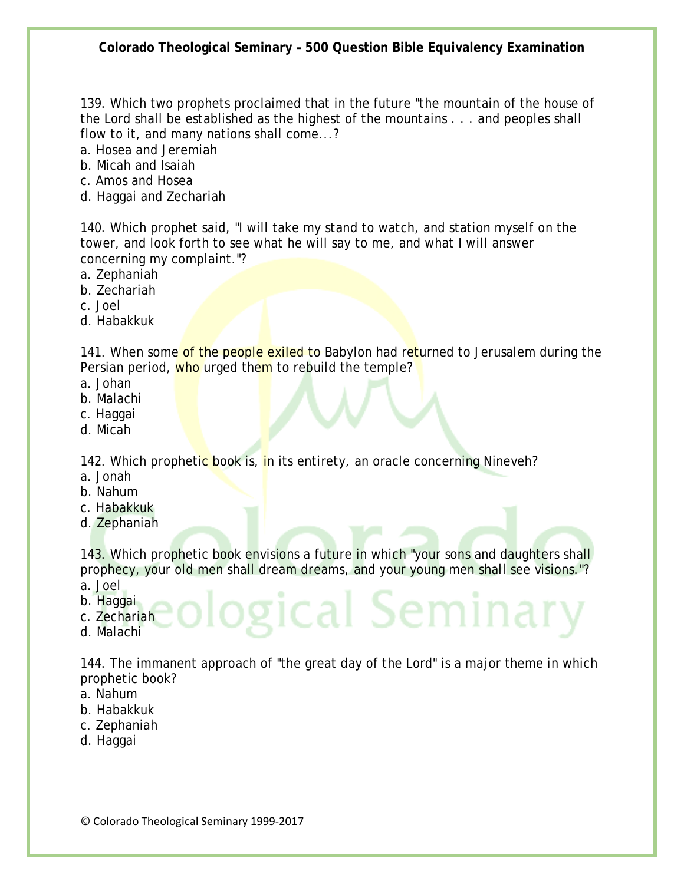139. Which two prophets proclaimed that in the future "the mountain of the house of the Lord shall be established as the highest of the mountains . . . and peoples shall flow to it, and many nations shall come...?

a. Hosea and Jeremiah
b. Micah and Isaiah
c. Amos and Hosea
d. Haggai and Zechariah

140. Which prophet said, "I will take my stand to watch, and station myself on the tower, and look forth to see what he will say to me, and what I will answer concerning my complaint."?

a. Zephaniah
b. Zechariah
c. Joel
d. Habakkuk

141. When some of the people exiled to Babylon had returned to Jerusalem during the Persian period, who urged them to rebuild the temple?

a. Johan
b. Malachi
c. Haggai
d. Micah

142. Which prophetic book is, in its entirety, an oracle concerning Nineveh?

a. Jonah
b. Nahum
c. Habakkuk
d. Zephaniah

143. Which prophetic book envisions a future in which "your sons and daughters shall prophecy, your old men shall dream dreams, and your young men shall see visions."?

a. Joel
b. Haggai
c. Zechariah
d. Malachi

144. The immanent approach of "the great day of the Lord" is a major theme in which prophetic book?

a. Nahum
b. Habakkuk
c. Zephaniah
d. Haggai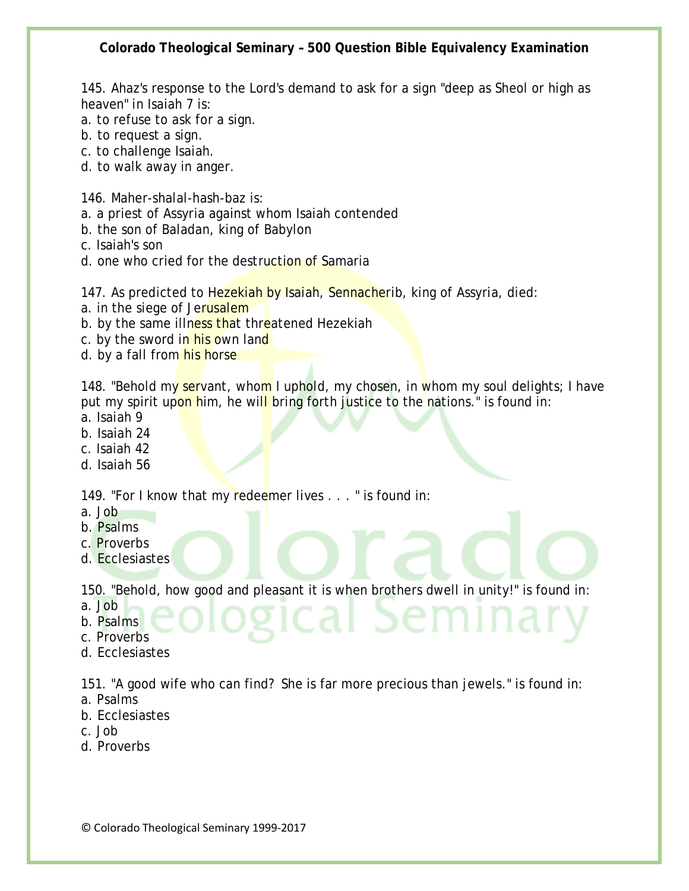145. Ahaz's response to the Lord's demand to ask for a sign "deep as Sheol or high as heaven" in Isaiah 7 is:
a. to refuse to ask for a sign.
b. to request a sign.
c. to challenge Isaiah.
d. to walk away in anger.

146. Maher-shalal-hash-baz is:
a. a priest of Assyria against whom Isaiah contended
b. the son of Baladan, king of Babylon
c. Isaiah's son
d. one who cried for the destruction of Samaria

147. As predicted to Hezekiah by Isaiah, Sennacherib, king of Assyria, died:
a. in the siege of Jerusalem
b. by the same illness that threatened Hezekiah
c. by the sword in his own land
d. by a fall from his horse

148. "Behold my servant, whom I uphold, my chosen, in whom my soul delights; I have put my spirit upon him, he will bring forth justice to the nations." is found in:
a. Isaiah 9
b. Isaiah 24
c. Isaiah 42
d. Isaiah 56

149. "For I know that my redeemer lives . . . " is found in:
a. Job
b. Psalms
c. Proverbs
d. Ecclesiastes

150. "Behold, how good and pleasant it is when brothers dwell in unity!" is found in:
a. Job
b. Psalms
c. Proverbs
d. Ecclesiastes

151. "A good wife who can find? She is far more precious than jewels." is found in:
a. Psalms
b. Ecclesiastes
c. Job
d. Proverbs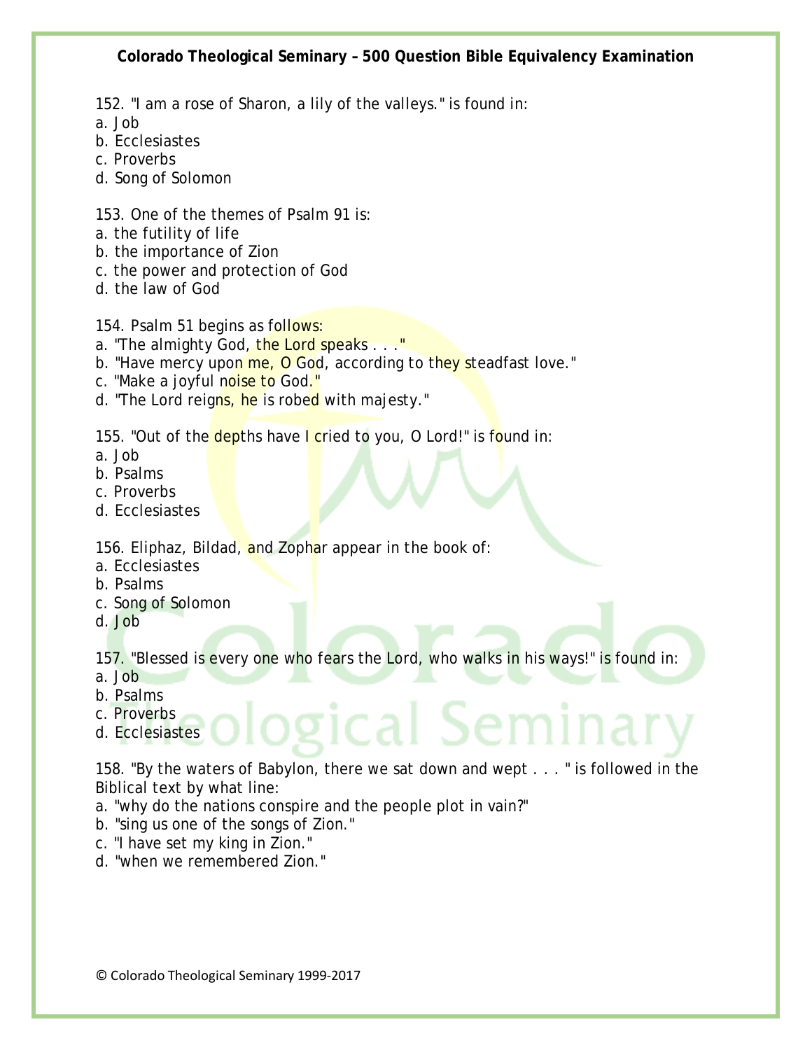152. "I am a rose of Sharon, a lily of the valleys." is found in:
a. Job
b. Ecclesiastes
c. Proverbs
d. Song of Solomon

153. One of the themes of Psalm 91 is:
a. the futility of life
b. the importance of Zion
c. the power and protection of God
d. the law of God

154. Psalm 51 begins as follows:
a. "The almighty God, the Lord speaks . . ."
b. "Have mercy upon me, O God, according to they steadfast love."
c. "Make a joyful noise to God."
d. "The Lord reigns, he is robed with majesty."

155. "Out of the depths have I cried to you, O Lord!" is found in:
a. Job
b. Psalms
c. Proverbs
d. Ecclesiastes

156. Eliphaz, Bildad, and Zophar appear in the book of:
a. Ecclesiastes
b. Psalms
c. Song of Solomon
d. Job

157. "Blessed is every one who fears the Lord, who walks in his ways!" is found in:
a. Job
b. Psalms
c. Proverbs
d. Ecclesiastes

158. "By the waters of Babylon, there we sat down and wept . . . " is followed in the Biblical text by what line:
a. "why do the nations conspire and the people plot in vain?"
b. "sing us one of the songs of Zion."
c. "I have set my king in Zion."
d. "when we remembered Zion."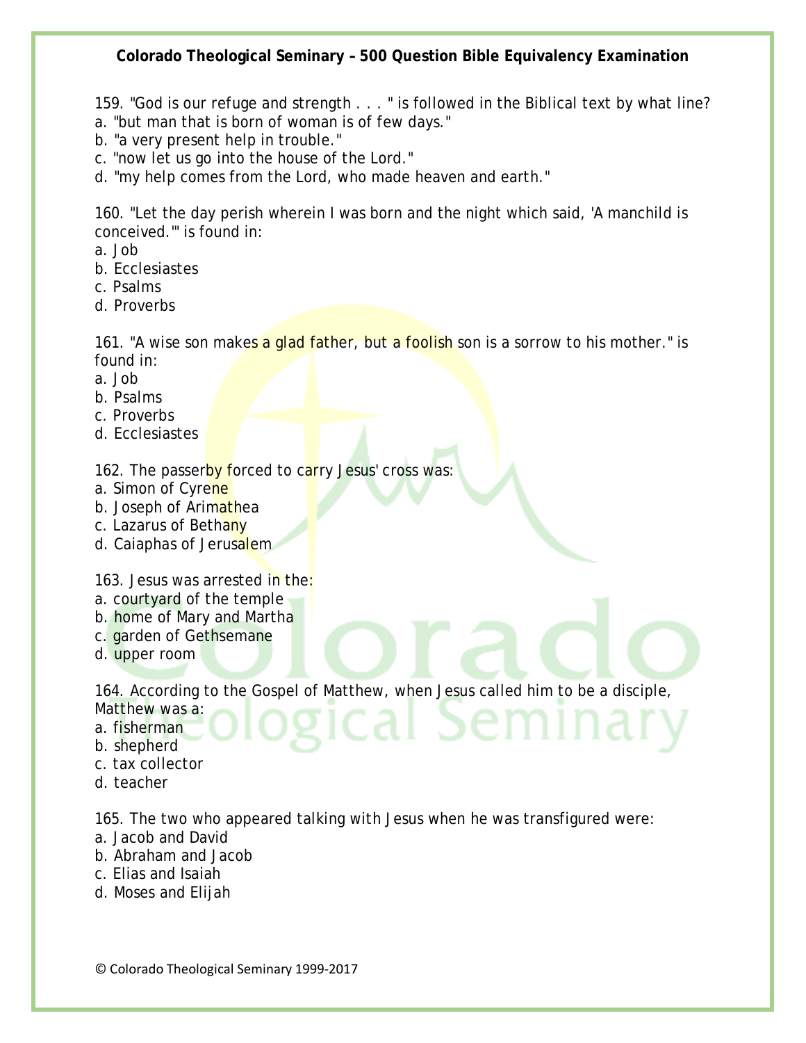159. "God is our refuge and strength . . . " is followed in the Biblical text by what line?
a. "but man that is born of woman is of few days."
b. "a very present help in trouble."
c. "now let us go into the house of the Lord."
d. "my help comes from the Lord, who made heaven and earth."

160. "Let the day perish wherein I was born and the night which said, 'A manchild is conceived.'" is found in:
a. Job
b. Ecclesiastes
c. Psalms
d. Proverbs

161. "A wise son makes a glad father, but a foolish son is a sorrow to his mother." is found in:
a. Job
b. Psalms
c. Proverbs
d. Ecclesiastes

162. The passerby forced to carry Jesus' cross was:
a. Simon of Cyrene
b. Joseph of Arimathea
c. Lazarus of Bethany
d. Caiaphas of Jerusalem

163. Jesus was arrested in the:
a. courtyard of the temple
b. home of Mary and Martha
c. garden of Gethsemane
d. upper room

164. According to the Gospel of Matthew, when Jesus called him to be a disciple, Matthew was a:
a. fisherman
b. shepherd
c. tax collector
d. teacher

165. The two who appeared talking with Jesus when he was transfigured were:
a. Jacob and David
b. Abraham and Jacob
c. Elias and Isaiah
d. Moses and Elijah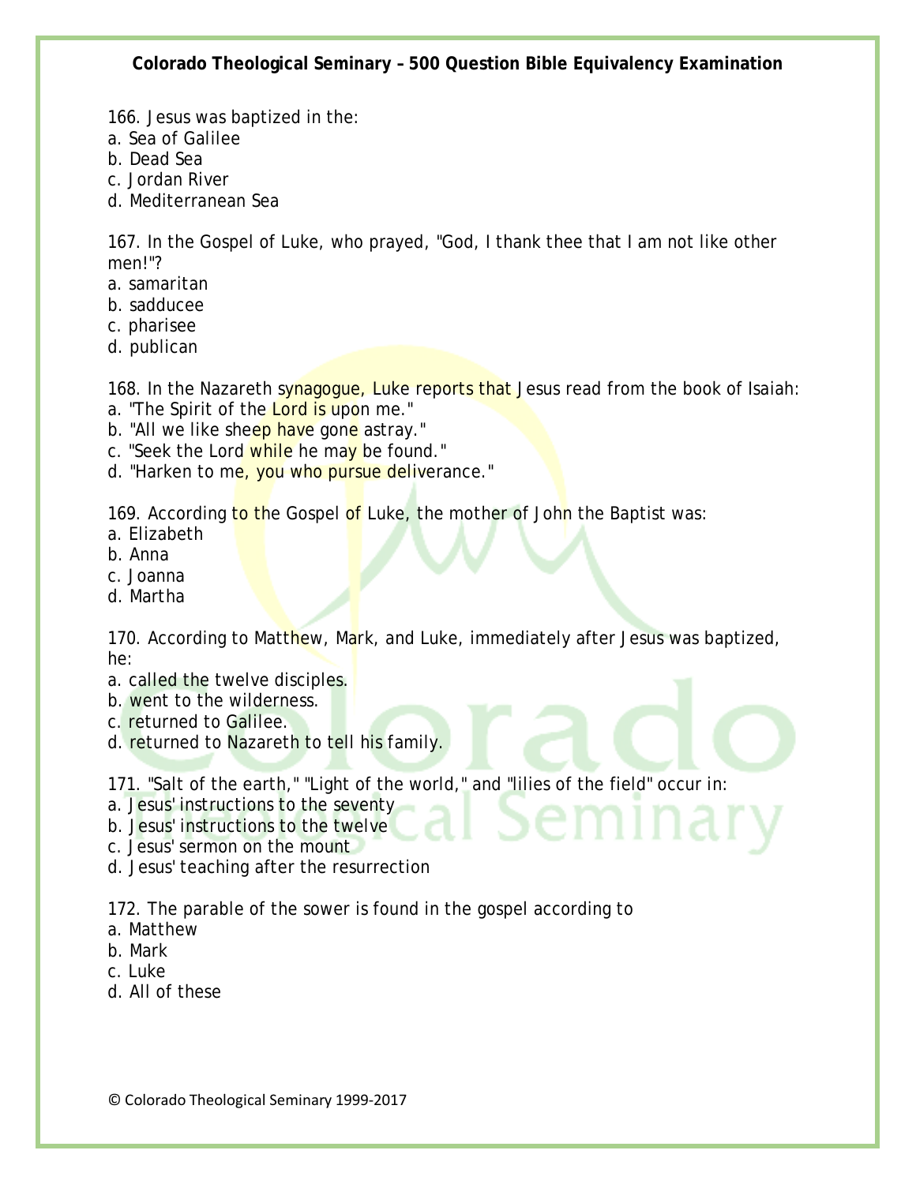166. Jesus was baptized in the:
a. Sea of Galilee
b. Dead Sea
c. Jordan River
d. Mediterranean Sea

167. In the Gospel of Luke, who prayed, "God, I thank thee that I am not like other men!"?
a. samaritan
b. sadducee
c. pharisee
d. publican

168. In the Nazareth synagogue, Luke reports that Jesus read from the book of Isaiah:
a. "The Spirit of the Lord is upon me."
b. "All we like sheep have gone astray."
c. "Seek the Lord while he may be found."
d. "Harken to me, you who pursue deliverance."

169. According to the Gospel of Luke, the mother of John the Baptist was:
a. Elizabeth
b. Anna
c. Joanna
d. Martha

170. According to Matthew, Mark, and Luke, immediately after Jesus was baptized, he:
a. called the twelve disciples.
b. went to the wilderness.
c. returned to Galilee.
d. returned to Nazareth to tell his family.

171. "Salt of the earth," "Light of the world," and "lilies of the field" occur in:
a. Jesus' instructions to the seventy
b. Jesus' instructions to the twelve
c. Jesus' sermon on the mount
d. Jesus' teaching after the resurrection

172. The parable of the sower is found in the gospel according to
a. Matthew
b. Mark
c. Luke
d. All of these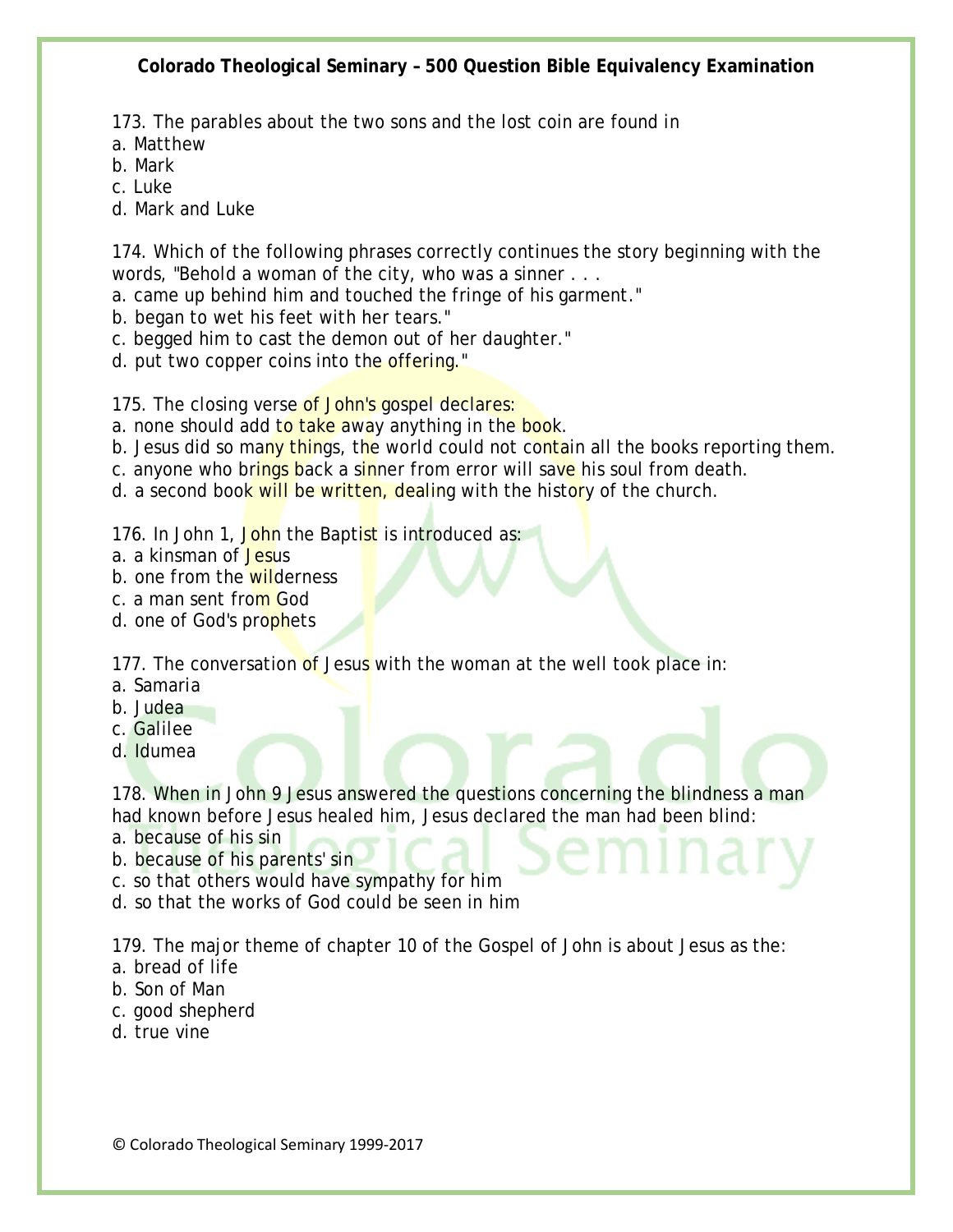173. The parables about the two sons and the lost coin are found in
a. Matthew
b. Mark
c. Luke
d. Mark and Luke

174. Which of the following phrases correctly continues the story beginning with the words, "Behold a woman of the city, who was a sinner . . .
a. came up behind him and touched the fringe of his garment."
b. began to wet his feet with her tears."
c. begged him to cast the demon out of her daughter."
d. put two copper coins into the offering."

175. The closing verse of John's gospel declares:
a. none should add to take away anything in the book.
b. Jesus did so many things, the world could not contain all the books reporting them.
c. anyone who brings back a sinner from error will save his soul from death.
d. a second book will be written, dealing with the history of the church.

176. In John 1, John the Baptist is introduced as:
a. a kinsman of Jesus
b. one from the wilderness
c. a man sent from God
d. one of God's prophets

177. The conversation of Jesus with the woman at the well took place in:
a. Samaria
b. Judea
c. Galilee
d. Idumea

178. When in John 9 Jesus answered the questions concerning the blindness a man had known before Jesus healed him, Jesus declared the man had been blind:
a. because of his sin
b. because of his parents' sin
c. so that others would have sympathy for him
d. so that the works of God could be seen in him

179. The major theme of chapter 10 of the Gospel of John is about Jesus as the:
a. bread of life
b. Son of Man
c. good shepherd
d. true vine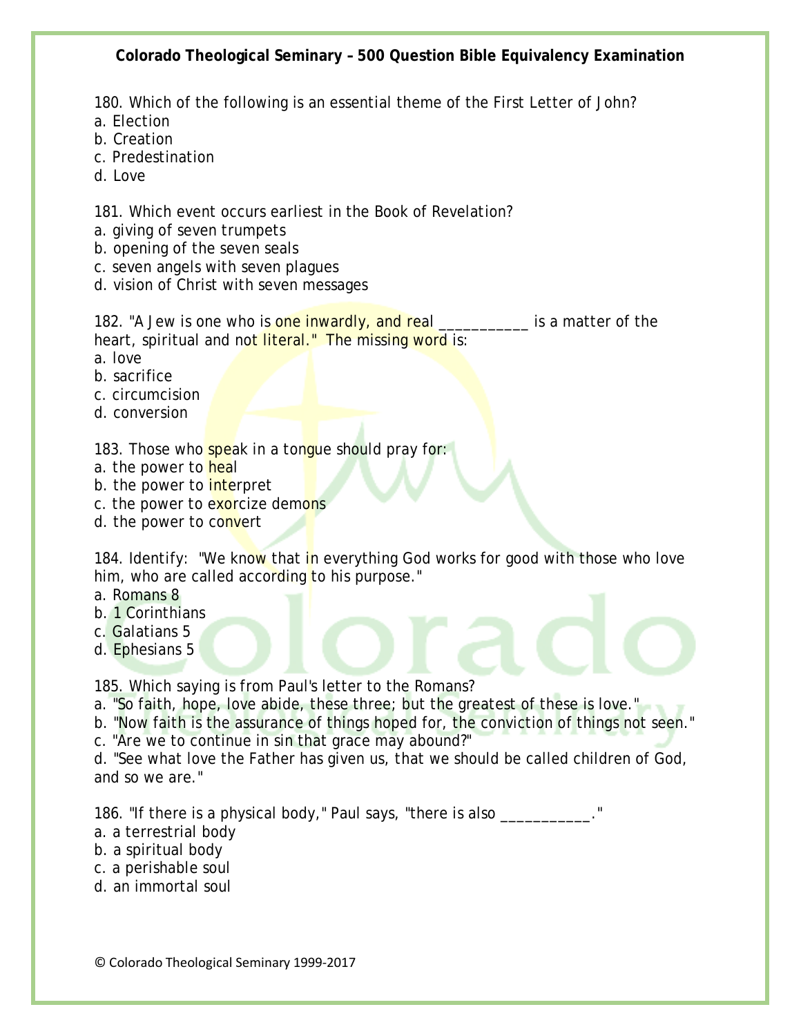180. Which of the following is an essential theme of the First Letter of John?
a. Election
b. Creation
c. Predestination
d. Love

181. Which event occurs earliest in the Book of Revelation?
a. giving of seven trumpets
b. opening of the seven seals
c. seven angels with seven plagues
d. vision of Christ with seven messages

182. "A Jew is one who is one inwardly, and real ___________ is a matter of the heart, spiritual and not literal." The missing word is:
a. love
b. sacrifice
c. circumcision
d. conversion

183. Those who speak in a tongue should pray for:
a. the power to heal
b. the power to interpret
c. the power to exorcize demons
d. the power to convert

184. Identify: "We know that in everything God works for good with those who love him, who are called according to his purpose."
a. Romans 8
b. 1 Corinthians
c. Galatians 5
d. Ephesians 5

185. Which saying is from Paul's letter to the Romans?
a. "So faith, hope, love abide, these three; but the greatest of these is love."
b. "Now faith is the assurance of things hoped for, the conviction of things not seen."
c. "Are we to continue in sin that grace may abound?"
d. "See what love the Father has given us, that we should be called children of God, and so we are."

186. "If there is a physical body," Paul says, "there is also ___________."
a. a terrestrial body
b. a spiritual body
c. a perishable soul
d. an immortal soul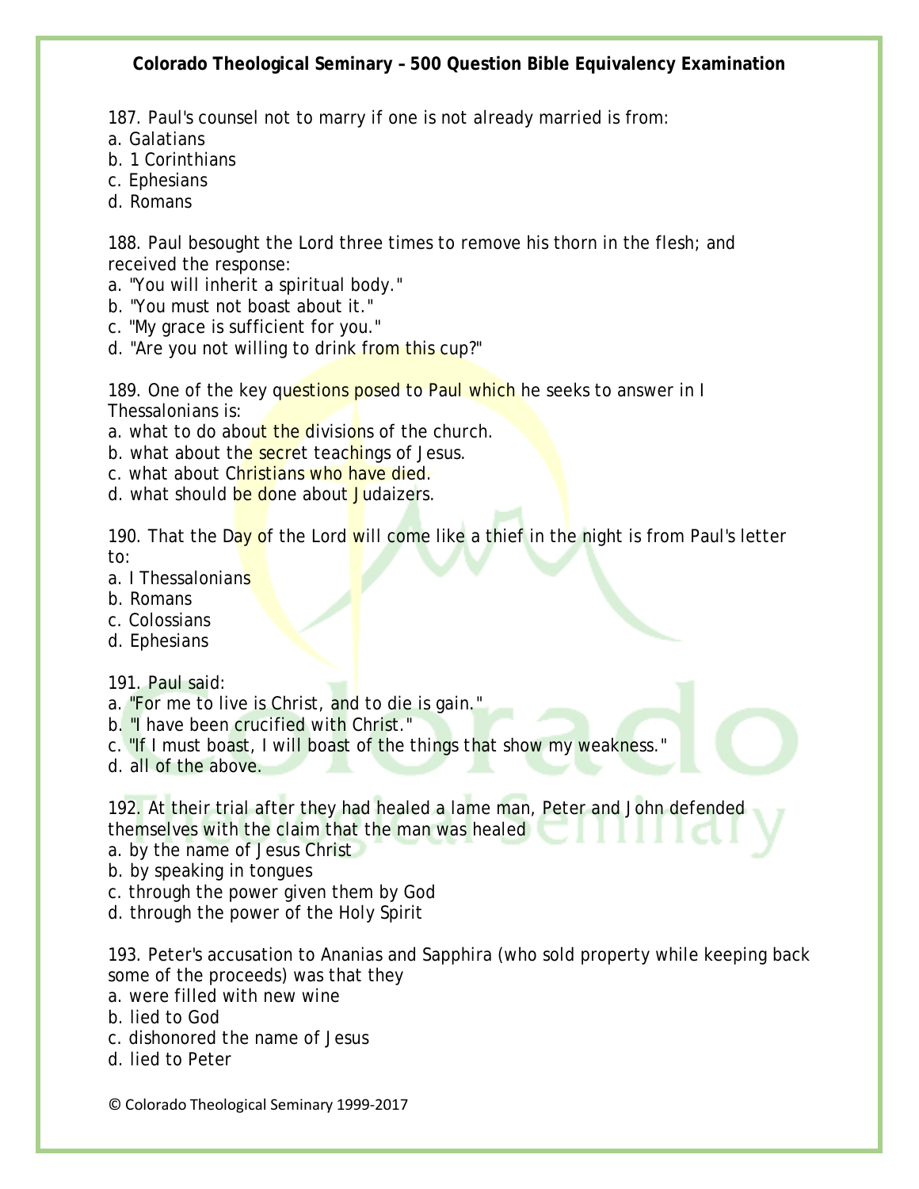187. Paul's counsel not to marry if one is not already married is from:
a. Galatians
b. 1 Corinthians
c. Ephesians
d. Romans

188. Paul besought the Lord three times to remove his thorn in the flesh; and received the response:
a. "You will inherit a spiritual body."
b. "You must not boast about it."
c. "My grace is sufficient for you."
d. "Are you not willing to drink from this cup?"

189. One of the key questions posed to Paul which he seeks to answer in I Thessalonians is:
a. what to do about the divisions of the church.
b. what about the secret teachings of Jesus.
c. what about Christians who have died.
d. what should be done about Judaizers.

190. That the Day of the Lord will come like a thief in the night is from Paul's letter to:
a. I Thessalonians
b. Romans
c. Colossians
d. Ephesians

191. Paul said:
a. "For me to live is Christ, and to die is gain."
b. "I have been crucified with Christ."
c. "If I must boast, I will boast of the things that show my weakness."
d. all of the above.

192. At their trial after they had healed a lame man, Peter and John defended themselves with the claim that the man was healed
a. by the name of Jesus Christ
b. by speaking in tongues
c. through the power given them by God
d. through the power of the Holy Spirit

193. Peter's accusation to Ananias and Sapphira (who sold property while keeping back some of the proceeds) was that they
a. were filled with new wine
b. lied to God
c. dishonored the name of Jesus
d. lied to Peter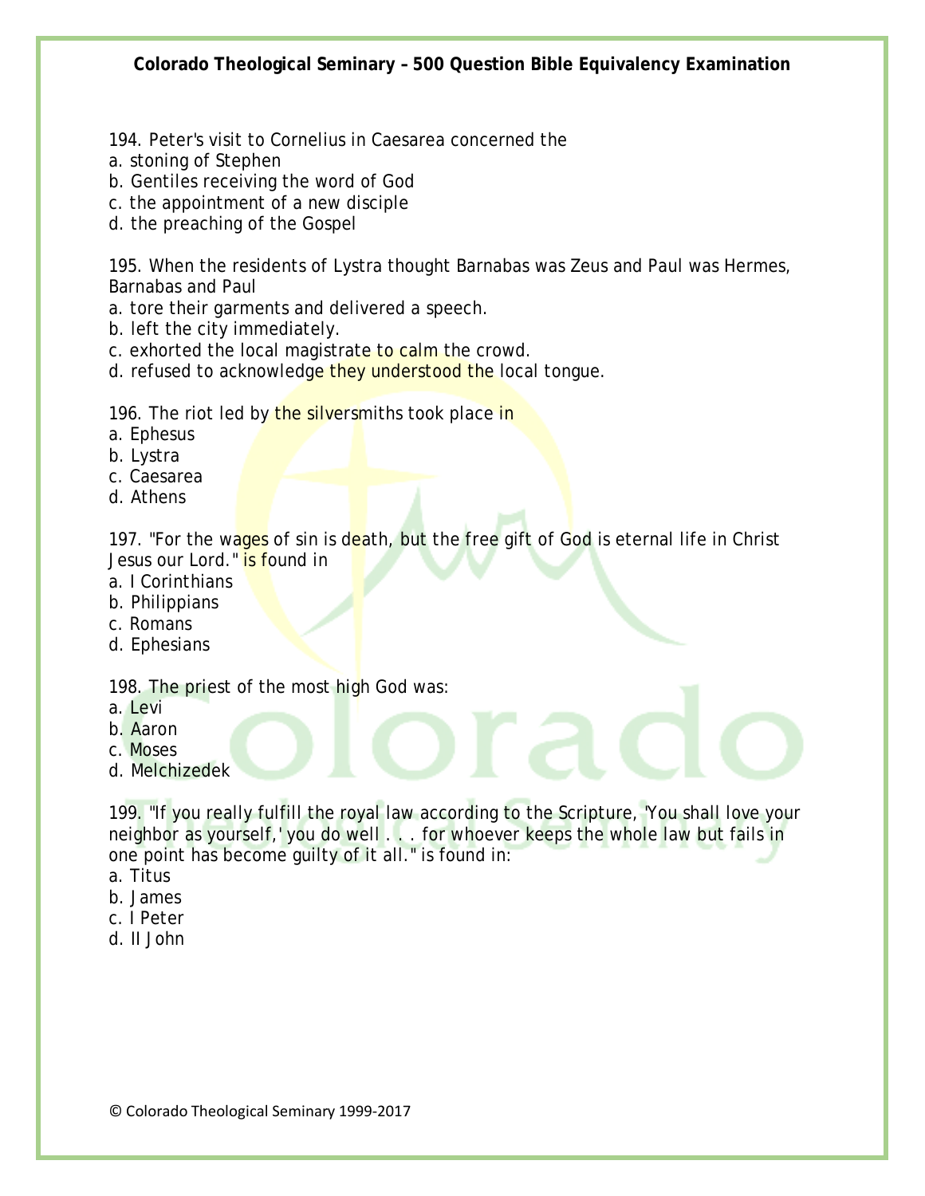194. Peter's visit to Cornelius in Caesarea concerned the
a. stoning of Stephen
b. Gentiles receiving the word of God
c. the appointment of a new disciple
d. the preaching of the Gospel

195. When the residents of Lystra thought Barnabas was Zeus and Paul was Hermes, Barnabas and Paul
a. tore their garments and delivered a speech.
b. left the city immediately.
c. exhorted the local magistrate to calm the crowd.
d. refused to acknowledge they understood the local tongue.

196. The riot led by the silversmiths took place in
a. Ephesus
b. Lystra
c. Caesarea
d. Athens

197. "For the wages of sin is death, but the free gift of God is eternal life in Christ Jesus our Lord." is found in
a. I Corinthians
b. Philippians
c. Romans
d. Ephesians

198. The priest of the most high God was:
a. Levi
b. Aaron
c. Moses
d. Melchizedek

199. "If you really fulfill the royal law according to the Scripture, 'You shall love your neighbor as yourself,' you do well . . . for whoever keeps the whole law but fails in one point has become guilty of it all." is found in:
a. Titus
b. James
c. I Peter
d. II John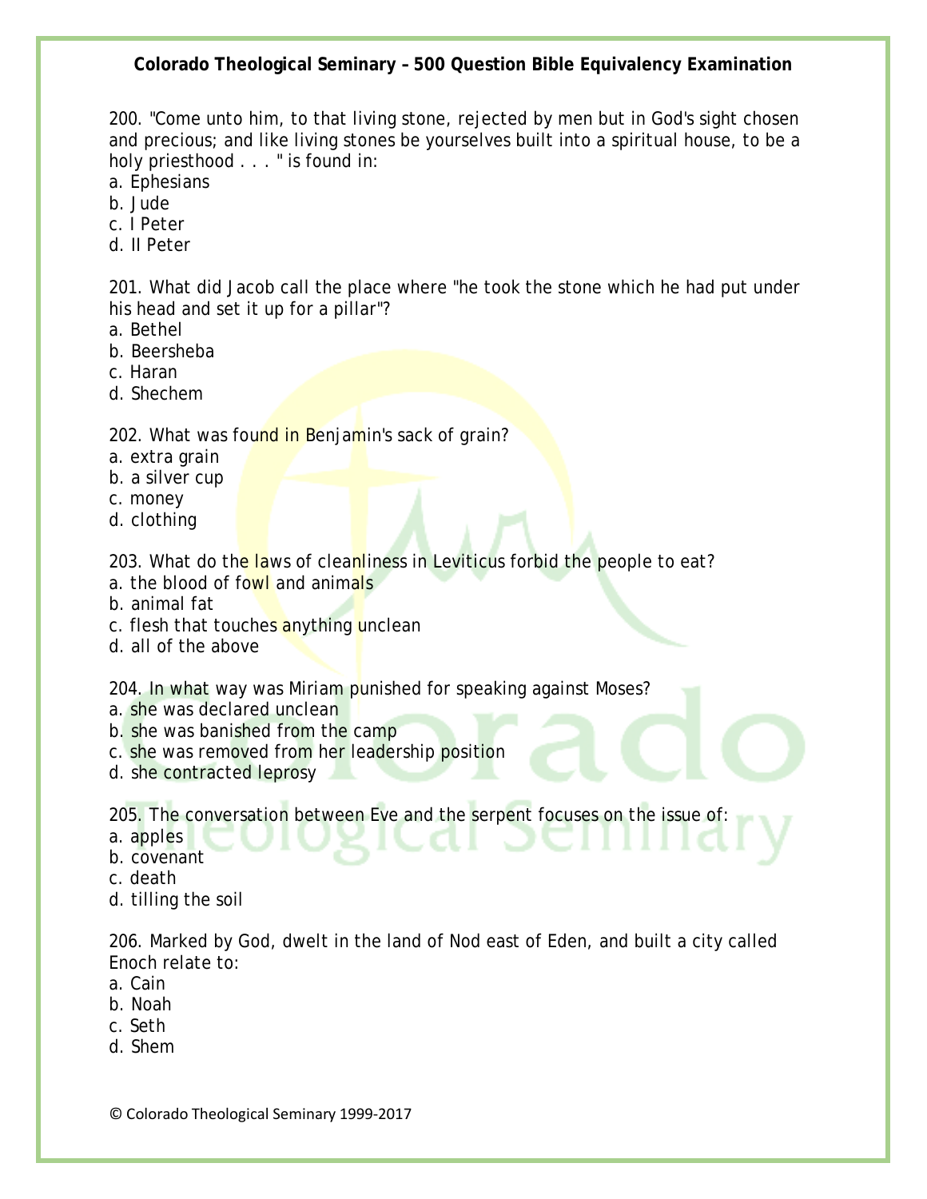200. "Come unto him, to that living stone, rejected by men but in God's sight chosen and precious; and like living stones be yourselves built into a spiritual house, to be a holy priesthood . . . " is found in:
a. Ephesians
b. Jude
c. I Peter
d. II Peter

201. What did Jacob call the place where "he took the stone which he had put under his head and set it up for a pillar"?
a. Bethel
b. Beersheba
c. Haran
d. Shechem

202. What was found in Benjamin's sack of grain?
a. extra grain
b. a silver cup
c. money
d. clothing

203. What do the laws of cleanliness in Leviticus forbid the people to eat?
a. the blood of fowl and animals
b. animal fat
c. flesh that touches anything unclean
d. all of the above

204. In what way was Miriam punished for speaking against Moses?
a. she was declared unclean
b. she was banished from the camp
c. she was removed from her leadership position
d. she contracted leprosy

205. The conversation between Eve and the serpent focuses on the issue of:
a. apples
b. covenant
c. death
d. tilling the soil

206. Marked by God, dwelt in the land of Nod east of Eden, and built a city called Enoch relate to:
a. Cain
b. Noah
c. Seth
d. Shem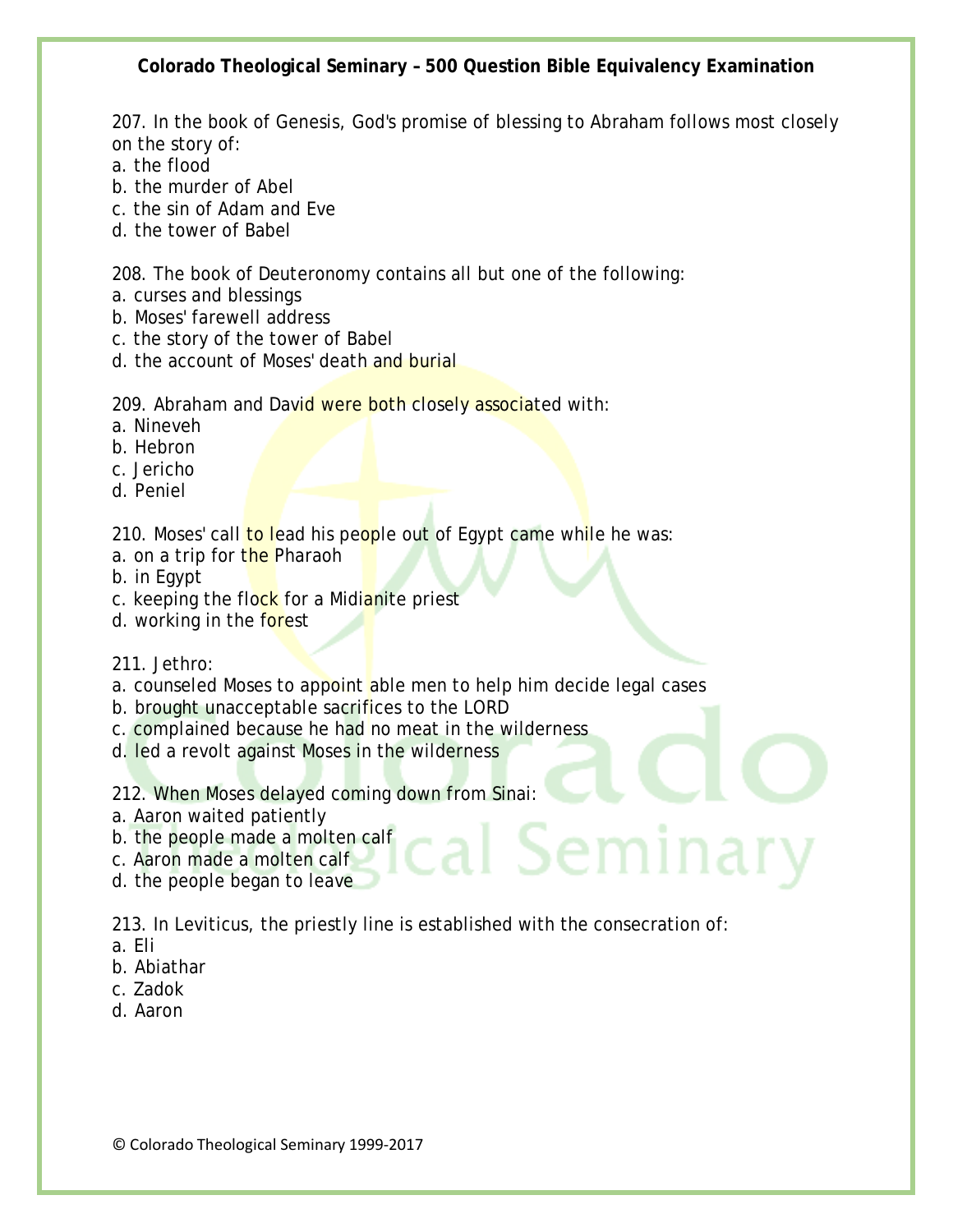207. In the book of Genesis, God's promise of blessing to Abraham follows most closely on the story of:
a. the flood
b. the murder of Abel
c. the sin of Adam and Eve
d. the tower of Babel

208. The book of Deuteronomy contains all but one of the following:
a. curses and blessings
b. Moses' farewell address
c. the story of the tower of Babel
d. the account of Moses' death and burial

209. Abraham and David were both closely associated with:
a. Nineveh
b. Hebron
c. Jericho
d. Peniel

210. Moses' call to lead his people out of Egypt came while he was:
a. on a trip for the Pharaoh
b. in Egypt
c. keeping the flock for a Midianite priest
d. working in the forest

211. Jethro:
a. counseled Moses to appoint able men to help him decide legal cases
b. brought unacceptable sacrifices to the LORD
c. complained because he had no meat in the wilderness
d. led a revolt against Moses in the wilderness

212. When Moses delayed coming down from Sinai:
a. Aaron waited patiently
b. the people made a molten calf
c. Aaron made a molten calf
d. the people began to leave

213. In Leviticus, the priestly line is established with the consecration of:
a. Eli
b. Abiathar
c. Zadok
d. Aaron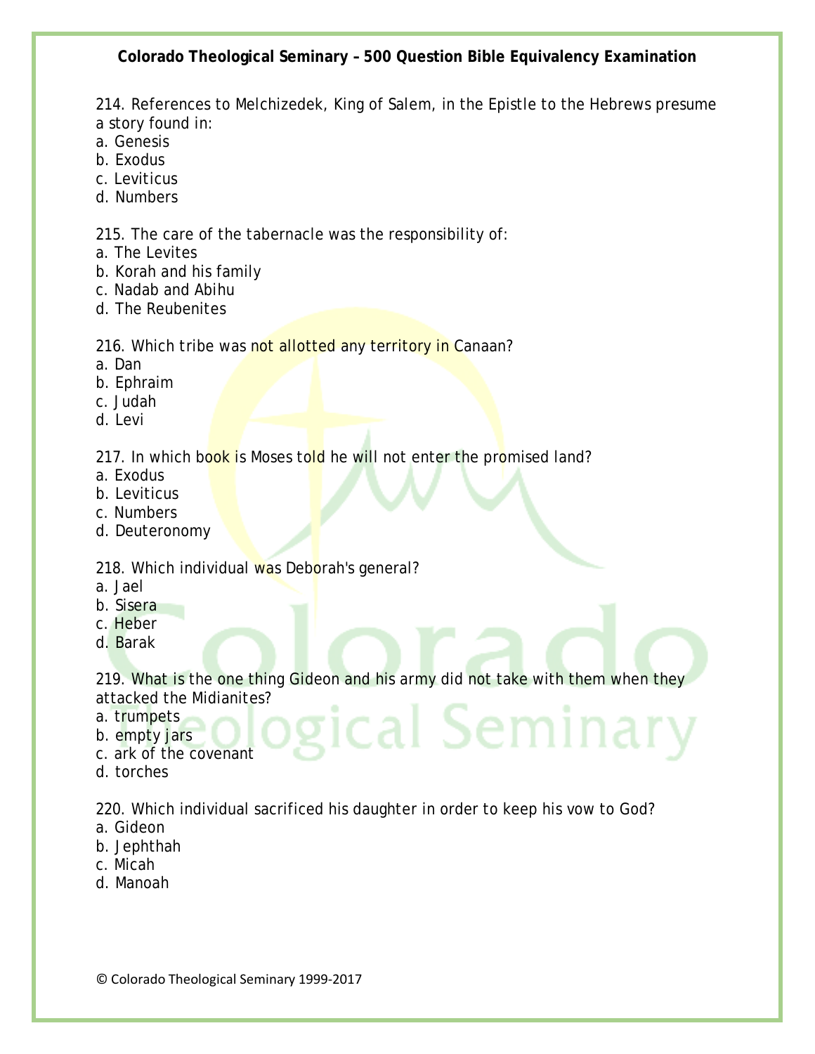214. References to Melchizedek, King of Salem, in the Epistle to the Hebrews presume a story found in:
a. Genesis
b. Exodus
c. Leviticus
d. Numbers

215. The care of the tabernacle was the responsibility of:
a. The Levites
b. Korah and his family
c. Nadab and Abihu
d. The Reubenites

216. Which tribe was not allotted any territory in Canaan?
a. Dan
b. Ephraim
c. Judah
d. Levi

217. In which book is Moses told he will not enter the promised land?
a. Exodus
b. Leviticus
c. Numbers
d. Deuteronomy

218. Which individual was Deborah's general?
a. Jael
b. Sisera
c. Heber
d. Barak

219. What is the one thing Gideon and his army did not take with them when they attacked the Midianites?
a. trumpets
b. empty jars
c. ark of the covenant
d. torches

220. Which individual sacrificed his daughter in order to keep his vow to God?
a. Gideon
b. Jephthah
c. Micah
d. Manoah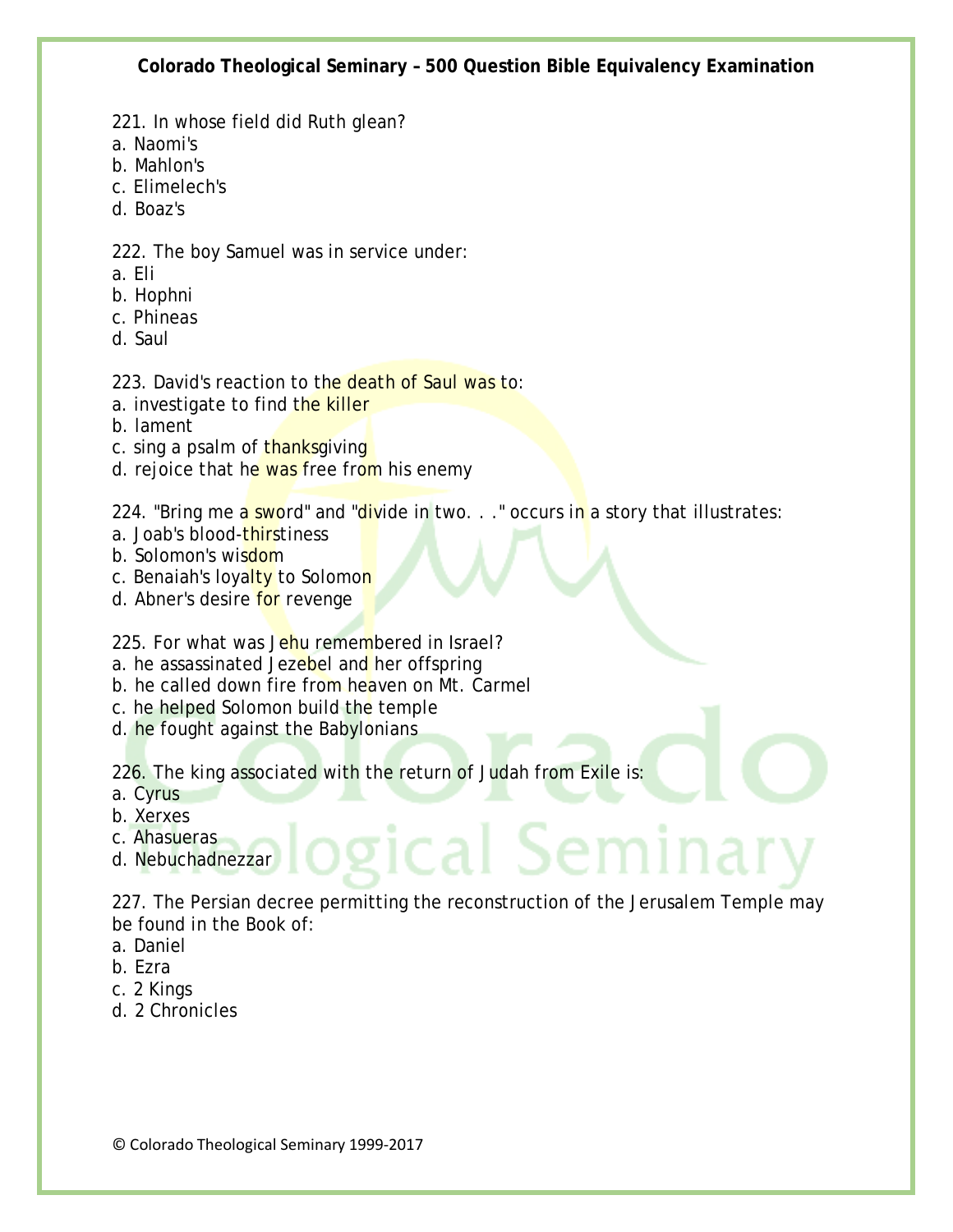221. In whose field did Ruth glean?
a. Naomi's
b. Mahlon's
c. Elimelech's
d. Boaz's

222. The boy Samuel was in service under:
a. Eli
b. Hophni
c. Phineas
d. Saul

223. David's reaction to the death of Saul was to:
a. investigate to find the killer
b. lament
c. sing a psalm of thanksgiving
d. rejoice that he was free from his enemy

224. "Bring me a sword" and "divide in two. . ." occurs in a story that illustrates:
a. Joab's blood-thirstiness
b. Solomon's wisdom
c. Benaiah's loyalty to Solomon
d. Abner's desire for revenge

225. For what was Jehu remembered in Israel?
a. he assassinated Jezebel and her offspring
b. he called down fire from heaven on Mt. Carmel
c. he helped Solomon build the temple
d. he fought against the Babylonians

226. The king associated with the return of Judah from Exile is:
a. Cyrus
b. Xerxes
c. Ahasueras
d. Nebuchadnezzar

227. The Persian decree permitting the reconstruction of the Jerusalem Temple may be found in the Book of:
a. Daniel
b. Ezra
c. 2 Kings
d. 2 Chronicles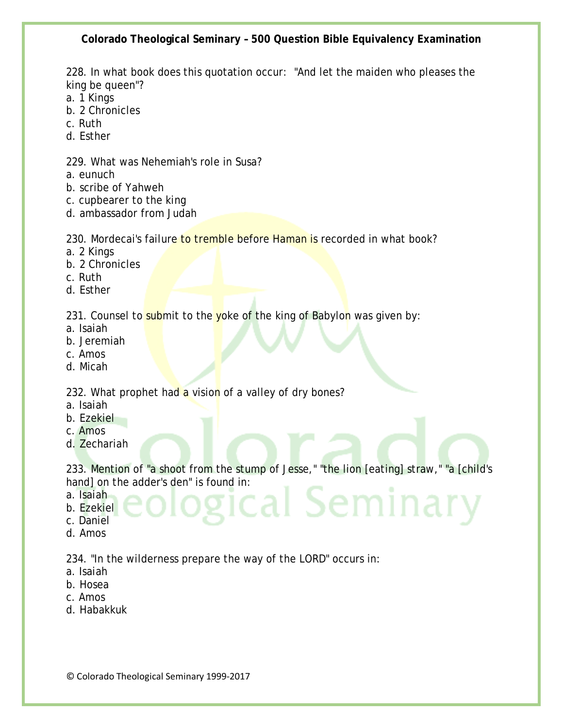228. In what book does this quotation occur: "And let the maiden who pleases the king be queen"?
a. 1 Kings
b. 2 Chronicles
c. Ruth
d. Esther

229. What was Nehemiah's role in Susa?
a. eunuch
b. scribe of Yahweh
c. cupbearer to the king
d. ambassador from Judah

230. Mordecai's failure to tremble before Haman is recorded in what book?
a. 2 Kings
b. 2 Chronicles
c. Ruth
d. Esther

231. Counsel to submit to the yoke of the king of Babylon was given by:
a. Isaiah
b. Jeremiah
c. Amos
d. Micah

232. What prophet had a vision of a valley of dry bones?
a. Isaiah
b. Ezekiel
c. Amos
d. Zechariah

233. Mention of "a shoot from the stump of Jesse," "the lion [eating] straw," "a [child's hand] on the adder's den" is found in:
a. Isaiah
b. Ezekiel
c. Daniel
d. Amos

234. "In the wilderness prepare the way of the LORD" occurs in:
a. Isaiah
b. Hosea
c. Amos
d. Habakkuk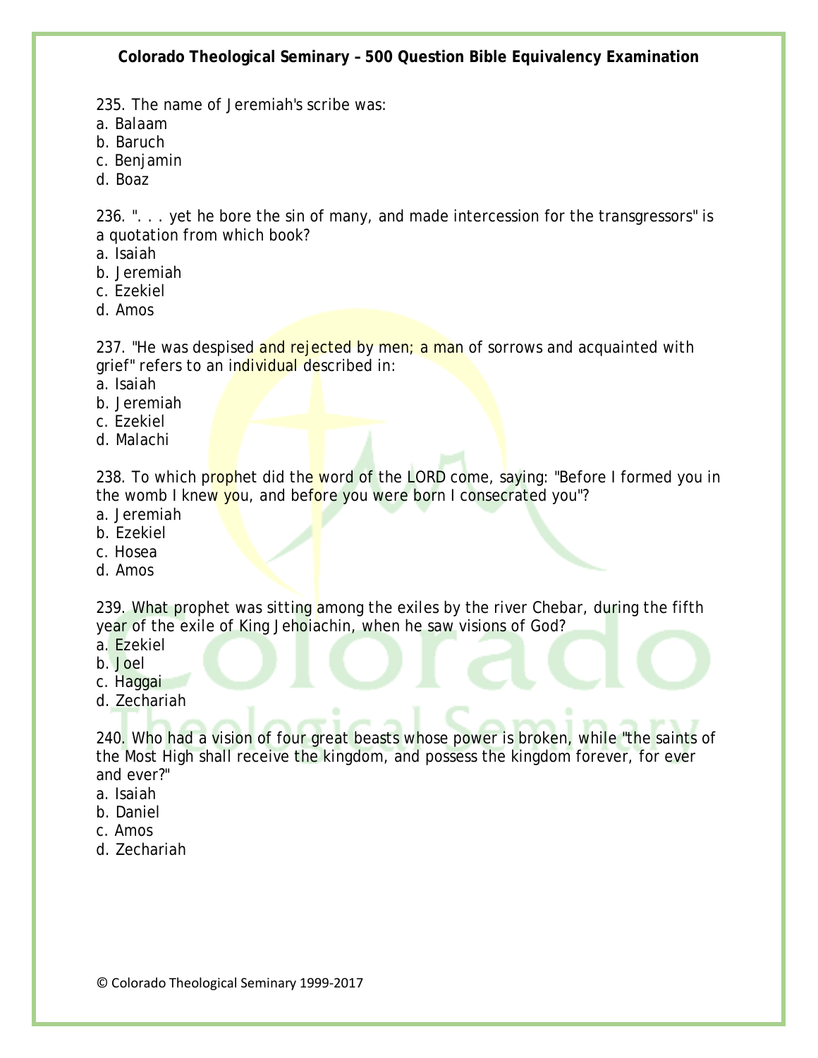235. The name of Jeremiah's scribe was:
a. Balaam
b. Baruch
c. Benjamin
d. Boaz

236. ". . . yet he bore the sin of many, and made intercession for the transgressors" is a quotation from which book?
a. Isaiah
b. Jeremiah
c. Ezekiel
d. Amos

237. "He was despised and rejected by men; a man of sorrows and acquainted with grief" refers to an individual described in:
a. Isaiah
b. Jeremiah
c. Ezekiel
d. Malachi

238. To which prophet did the word of the LORD come, saying: "Before I formed you in the womb I knew you, and before you were born I consecrated you"?
a. Jeremiah
b. Ezekiel
c. Hosea
d. Amos

239. What prophet was sitting among the exiles by the river Chebar, during the fifth year of the exile of King Jehoiachin, when he saw visions of God?
a. Ezekiel
b. Joel
c. Haggai
d. Zechariah

240. Who had a vision of four great beasts whose power is broken, while "the saints of the Most High shall receive the kingdom, and possess the kingdom forever, for ever and ever?"
a. Isaiah
b. Daniel
c. Amos
d. Zechariah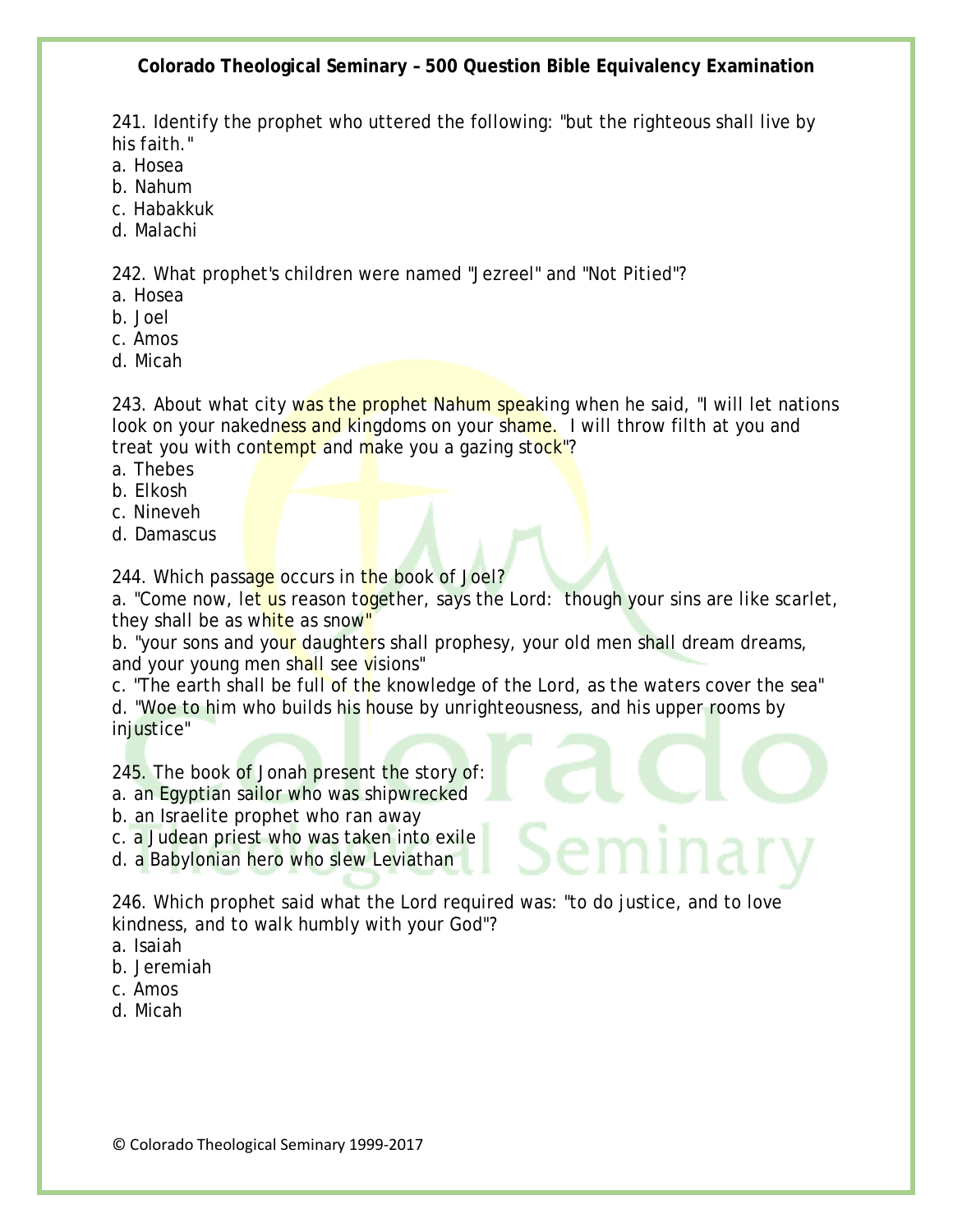241. Identify the prophet who uttered the following: "but the righteous shall live by his faith."
a. Hosea
b. Nahum
c. Habakkuk
d. Malachi

242. What prophet's children were named "Jezreel" and "Not Pitied"?
a. Hosea
b. Joel
c. Amos
d. Micah

243. About what city was the prophet Nahum speaking when he said, "I will let nations look on your nakedness and kingdoms on your shame. I will throw filth at you and treat you with contempt and make you a gazing stock"?
a. Thebes
b. Elkosh
c. Nineveh
d. Damascus

244. Which passage occurs in the book of Joel?
a. "Come now, let us reason together, says the Lord: though your sins are like scarlet, they shall be as white as snow"
b. "your sons and your daughters shall prophesy, your old men shall dream dreams, and your young men shall see visions"
c. "The earth shall be full of the knowledge of the Lord, as the waters cover the sea"
d. "Woe to him who builds his house by unrighteousness, and his upper rooms by injustice"

245. The book of Jonah present the story of:
a. an Egyptian sailor who was shipwrecked
b. an Israelite prophet who ran away
c. a Judean priest who was taken into exile
d. a Babylonian hero who slew Leviathan

246. Which prophet said what the Lord required was: "to do justice, and to love kindness, and to walk humbly with your God"?
a. Isaiah
b. Jeremiah
c. Amos
d. Micah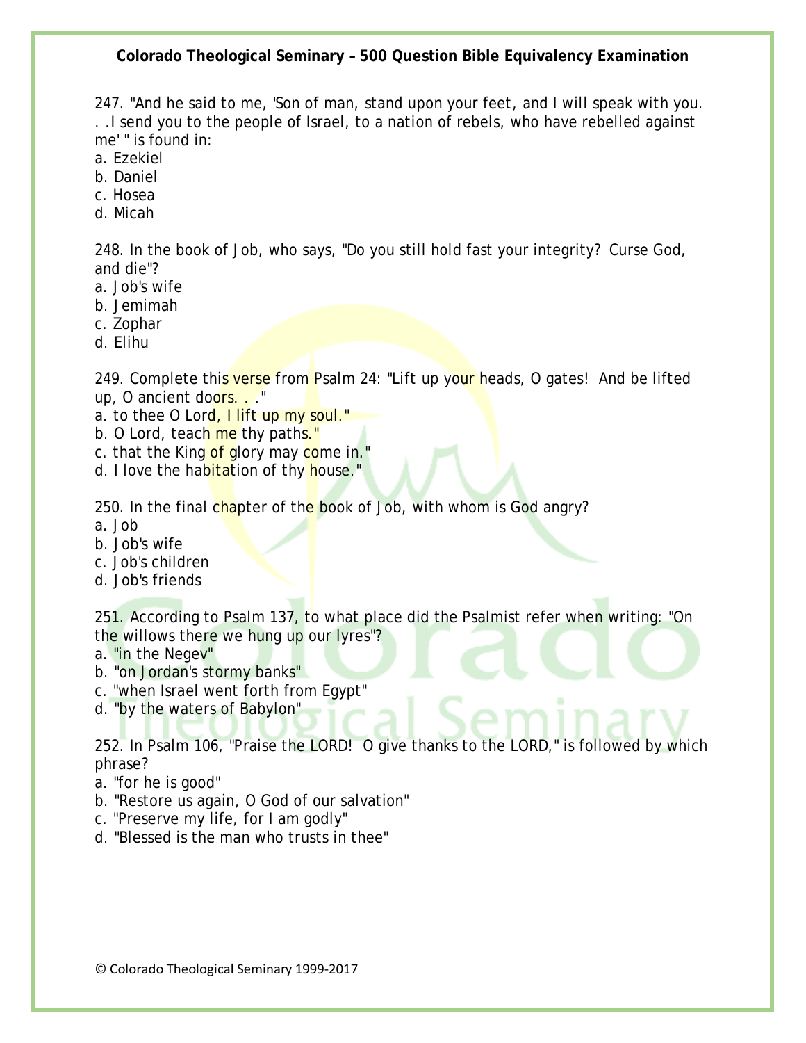247. "And he said to me, 'Son of man, stand upon your feet, and I will speak with you. . .I send you to the people of Israel, to a nation of rebels, who have rebelled against me' " is found in:
a. Ezekiel
b. Daniel
c. Hosea
d. Micah

248. In the book of Job, who says, "Do you still hold fast your integrity? Curse God, and die"?
a. Job's wife
b. Jemimah
c. Zophar
d. Elihu

249. Complete this verse from Psalm 24: "Lift up your heads, O gates! And be lifted up, O ancient doors. . ."
a. to thee O Lord, I lift up my soul."
b. O Lord, teach me thy paths."
c. that the King of glory may come in."
d. I love the habitation of thy house."

250. In the final chapter of the book of Job, with whom is God angry?
a. Job
b. Job's wife
c. Job's children
d. Job's friends

251. According to Psalm 137, to what place did the Psalmist refer when writing: "On the willows there we hung up our lyres"?
a. "in the Negev"
b. "on Jordan's stormy banks"
c. "when Israel went forth from Egypt"
d. "by the waters of Babylon"

252. In Psalm 106, "Praise the LORD! O give thanks to the LORD," is followed by which phrase?
a. "for he is good"
b. "Restore us again, O God of our salvation"
c. "Preserve my life, for I am godly"
d. "Blessed is the man who trusts in thee"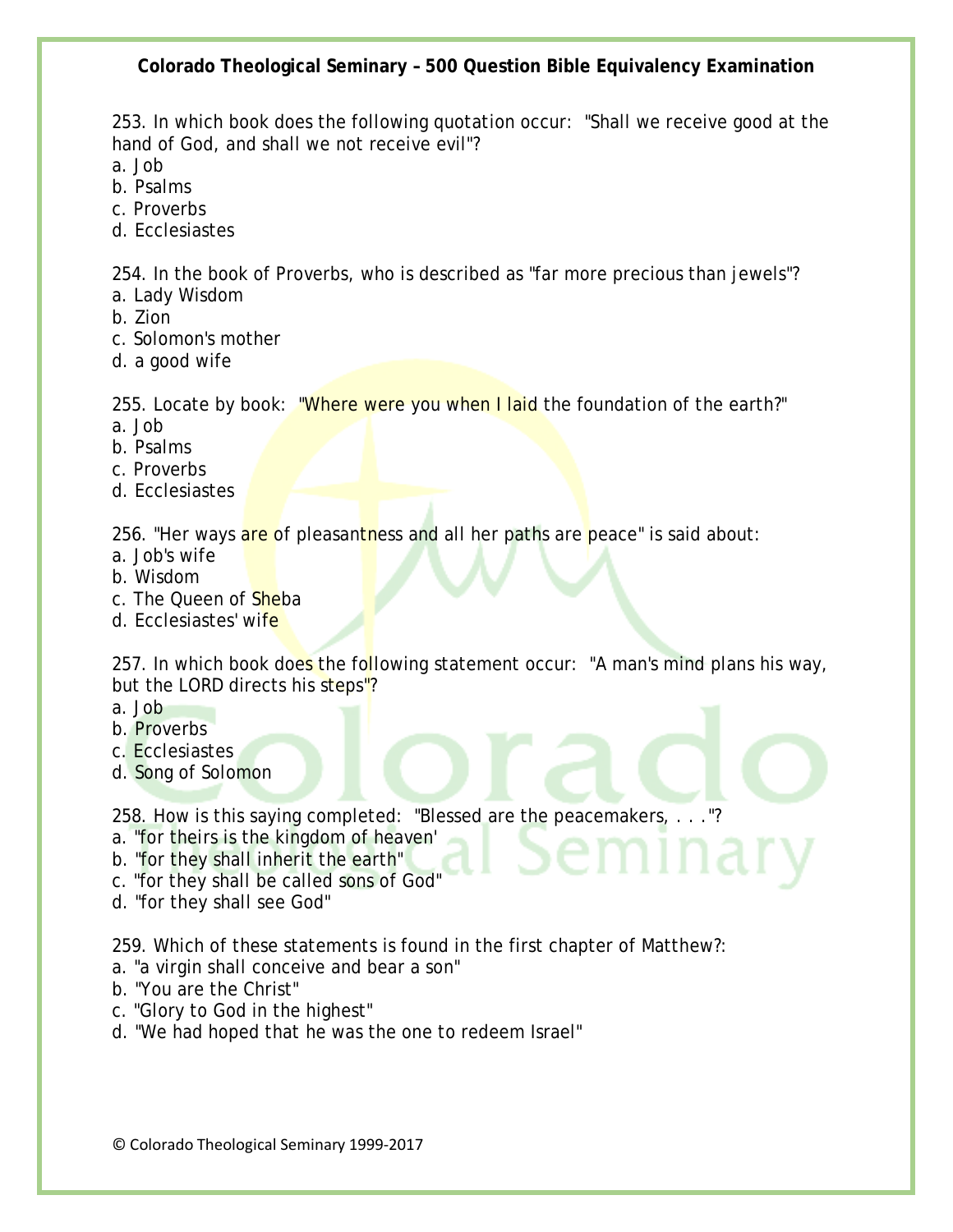253. In which book does the following quotation occur: "Shall we receive good at the hand of God, and shall we not receive evil"?
a. Job
b. Psalms
c. Proverbs
d. Ecclesiastes

254. In the book of Proverbs, who is described as "far more precious than jewels"?
a. Lady Wisdom
b. Zion
c. Solomon's mother
d. a good wife

255. Locate by book: "Where were you when I laid the foundation of the earth?"
a. Job
b. Psalms
c. Proverbs
d. Ecclesiastes

256. "Her ways are of pleasantness and all her paths are peace" is said about:
a. Job's wife
b. Wisdom
c. The Queen of Sheba
d. Ecclesiastes' wife

257. In which book does the following statement occur: "A man's mind plans his way, but the LORD directs his steps"?
a. Job
b. Proverbs
c. Ecclesiastes
d. Song of Solomon

258. How is this saying completed: "Blessed are the peacemakers, . . ."?
a. "for theirs is the kingdom of heaven'
b. "for they shall inherit the earth"
c. "for they shall be called sons of God"
d. "for they shall see God"

259. Which of these statements is found in the first chapter of Matthew?:
a. "a virgin shall conceive and bear a son"
b. "You are the Christ"
c. "Glory to God in the highest"
d. "We had hoped that he was the one to redeem Israel"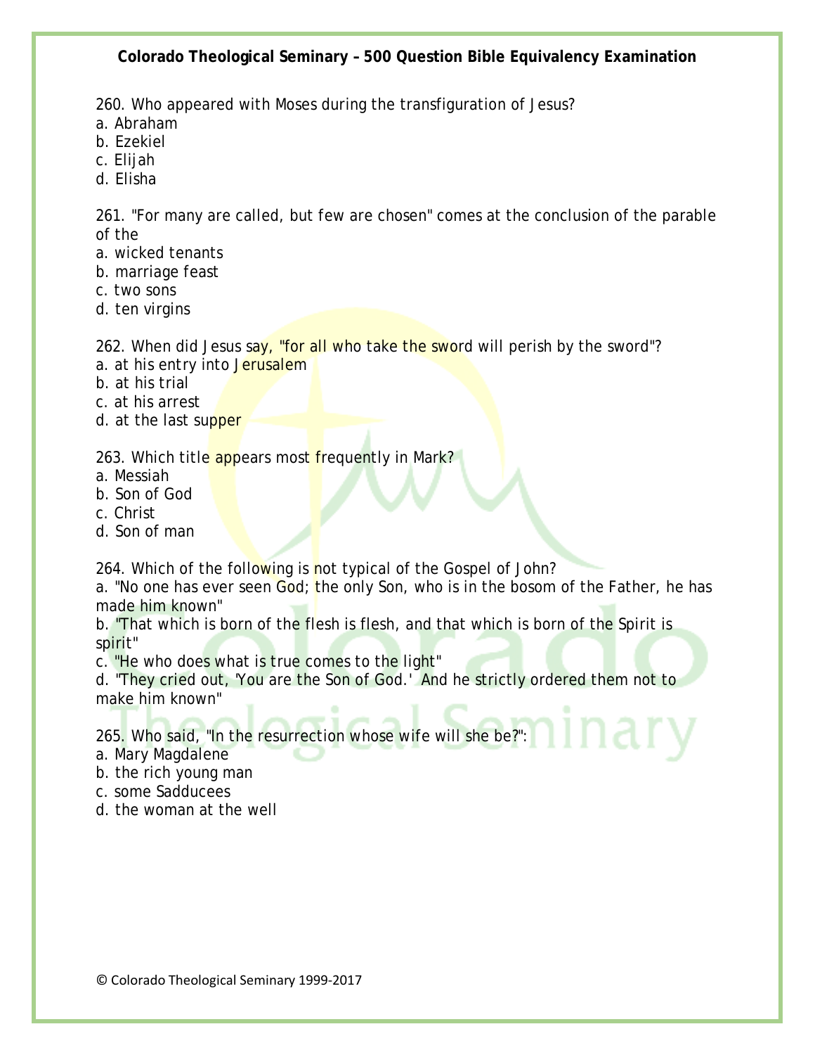260. Who appeared with Moses during the transfiguration of Jesus?
a. Abraham
b. Ezekiel
c. Elijah
d. Elisha

261. "For many are called, but few are chosen" comes at the conclusion of the parable of the
a. wicked tenants
b. marriage feast
c. two sons
d. ten virgins

262. When did Jesus say, "for all who take the sword will perish by the sword"?
a. at his entry into Jerusalem
b. at his trial
c. at his arrest
d. at the last supper

263. Which title appears most frequently in Mark?
a. Messiah
b. Son of God
c. Christ
d. Son of man

264. Which of the following is not typical of the Gospel of John?
a. "No one has ever seen God; the only Son, who is in the bosom of the Father, he has made him known"
b. "That which is born of the flesh is flesh, and that which is born of the Spirit is spirit"
c. "He who does what is true comes to the light"
d. "They cried out, 'You are the Son of God.' And he strictly ordered them not to make him known"

265. Who said, "In the resurrection whose wife will she be?":
a. Mary Magdalene
b. the rich young man
c. some Sadducees
d. the woman at the well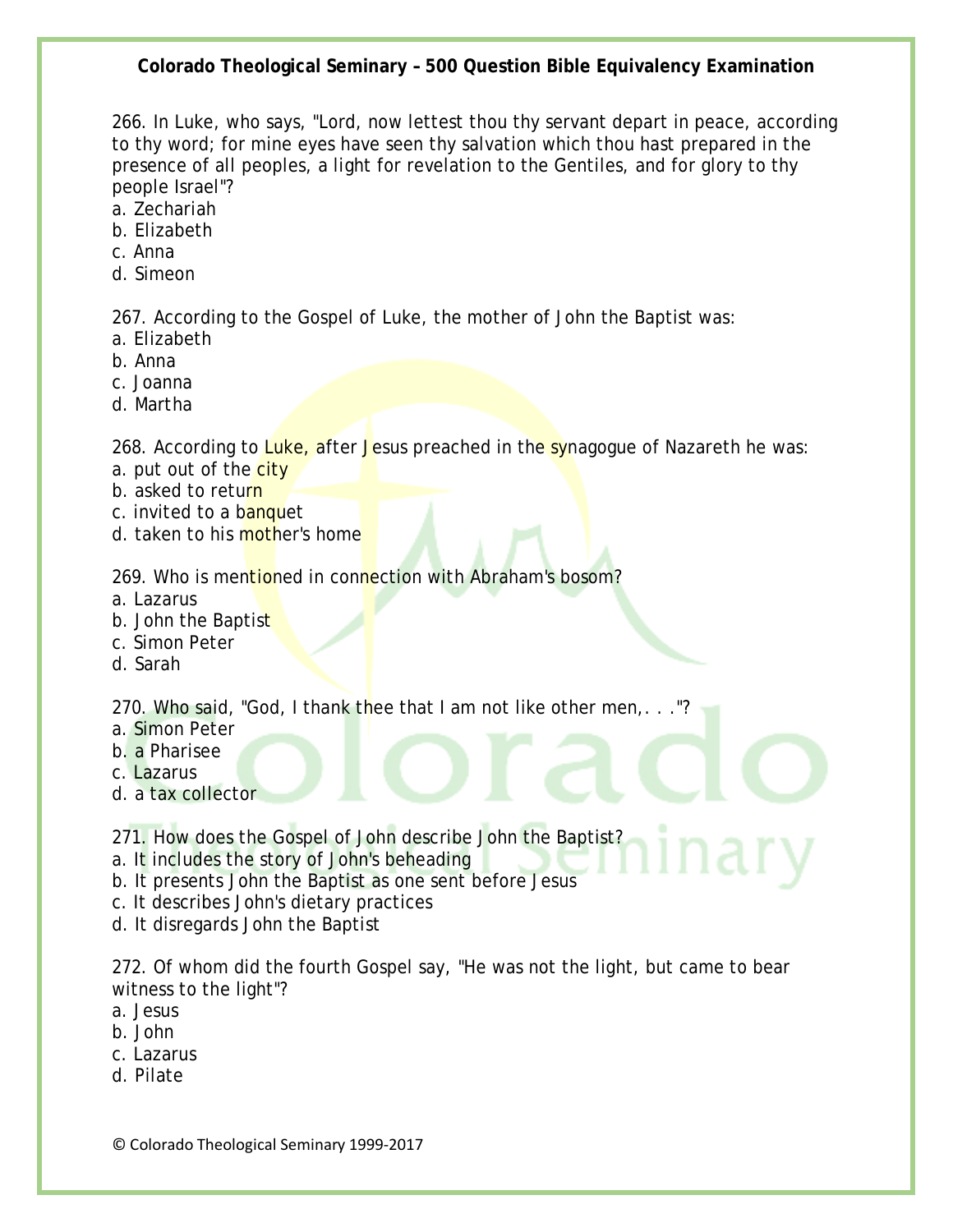266. In Luke, who says, "Lord, now lettest thou thy servant depart in peace, according to thy word; for mine eyes have seen thy salvation which thou hast prepared in the presence of all peoples, a light for revelation to the Gentiles, and for glory to thy people Israel"?
a. Zechariah
b. Elizabeth
c. Anna
d. Simeon

267. According to the Gospel of Luke, the mother of John the Baptist was:
a. Elizabeth
b. Anna
c. Joanna
d. Martha

268. According to Luke, after Jesus preached in the synagogue of Nazareth he was:
a. put out of the city
b. asked to return
c. invited to a banquet
d. taken to his mother's home

269. Who is mentioned in connection with Abraham's bosom?
a. Lazarus
b. John the Baptist
c. Simon Peter
d. Sarah

270. Who said, "God, I thank thee that I am not like other men,. . ."?
a. Simon Peter
b. a Pharisee
c. Lazarus
d. a tax collector

271. How does the Gospel of John describe John the Baptist?
a. It includes the story of John's beheading
b. It presents John the Baptist as one sent before Jesus
c. It describes John's dietary practices
d. It disregards John the Baptist

272. Of whom did the fourth Gospel say, "He was not the light, but came to bear witness to the light"?
a. Jesus
b. John
c. Lazarus
d. Pilate

© Colorado Theological Seminary 1999-2017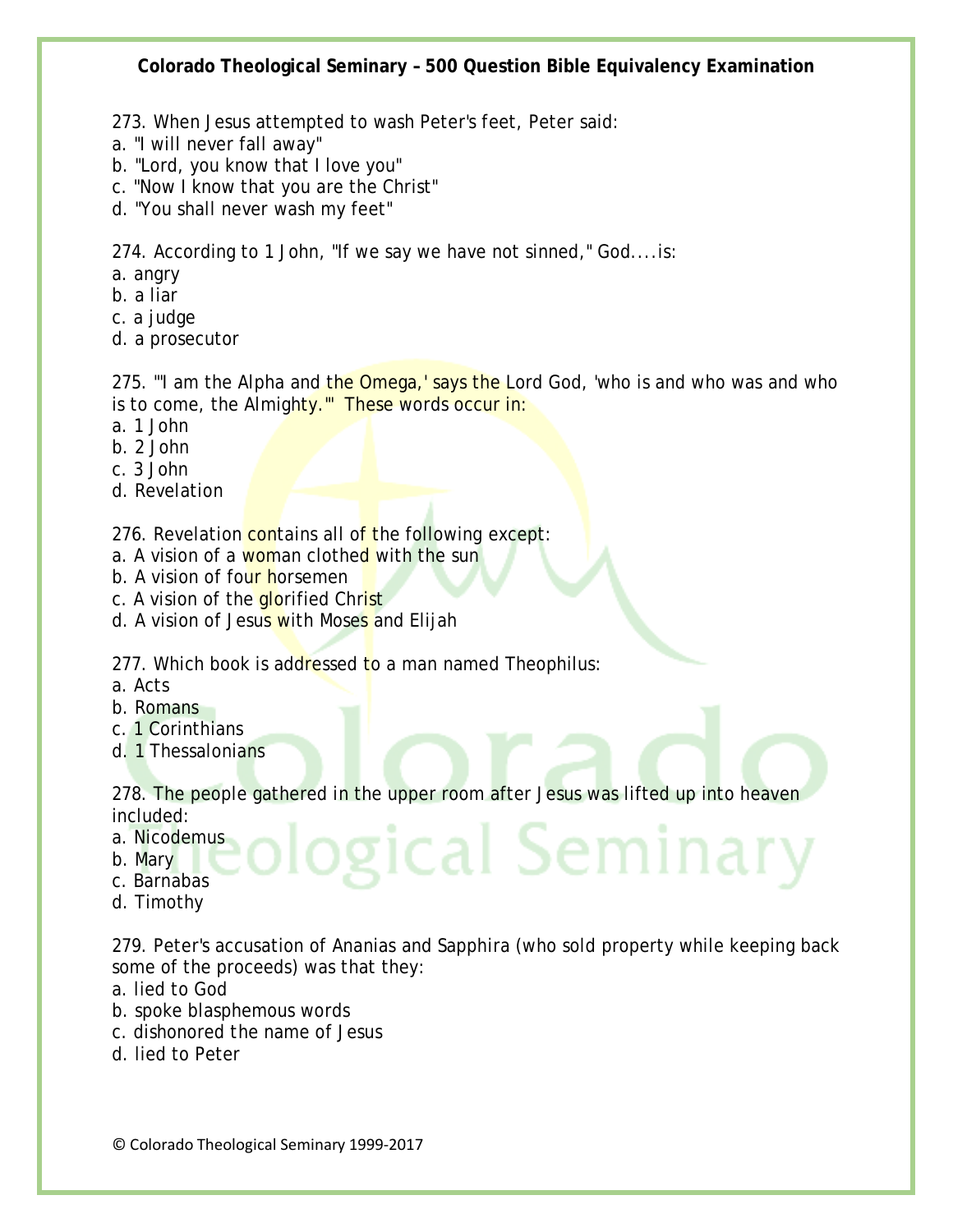273. When Jesus attempted to wash Peter's feet, Peter said:
a. "I will never fall away"
b. "Lord, you know that I love you"
c. "Now I know that you are the Christ"
d. "You shall never wash my feet"

274. According to 1 John, "If we say we have not sinned," God....is:
a. angry
b. a liar
c. a judge
d. a prosecutor

275. "'I am the Alpha and the Omega,' says the Lord God, 'who is and who was and who is to come, the Almighty.'" These words occur in:
a. 1 John
b. 2 John
c. 3 John
d. Revelation

276. Revelation contains all of the following except:
a. A vision of a woman clothed with the sun
b. A vision of four horsemen
c. A vision of the glorified Christ
d. A vision of Jesus with Moses and Elijah

277. Which book is addressed to a man named Theophilus:
a. Acts
b. Romans
c. 1 Corinthians
d. 1 Thessalonians

278. The people gathered in the upper room after Jesus was lifted up into heaven included:
a. Nicodemus
b. Mary
c. Barnabas
d. Timothy

279. Peter's accusation of Ananias and Sapphira (who sold property while keeping back some of the proceeds) was that they:
a. lied to God
b. spoke blasphemous words
c. dishonored the name of Jesus
d. lied to Peter

© Colorado Theological Seminary 1999-2017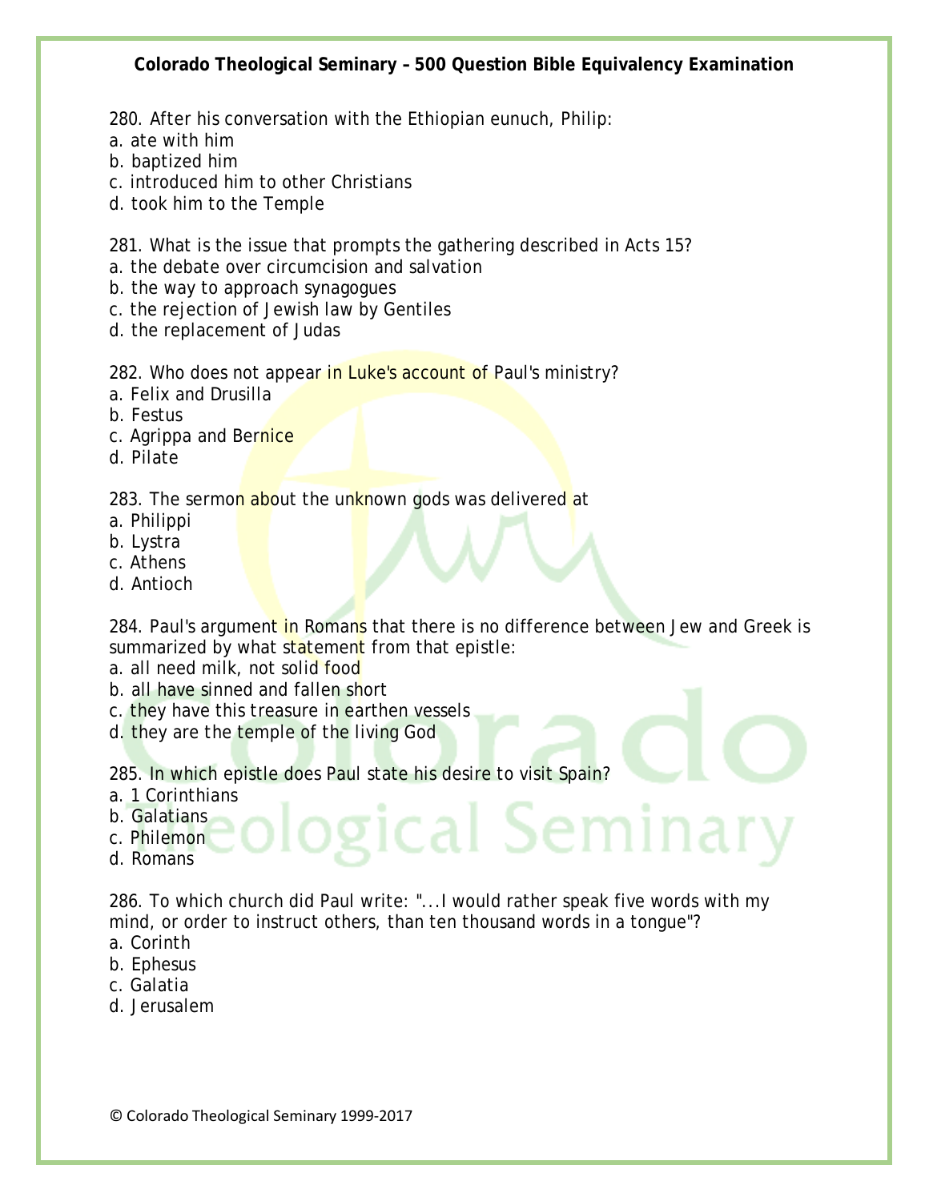280. After his conversation with the Ethiopian eunuch, Philip:
a. ate with him
b. baptized him
c. introduced him to other Christians
d. took him to the Temple

281. What is the issue that prompts the gathering described in Acts 15?
a. the debate over circumcision and salvation
b. the way to approach synagogues
c. the rejection of Jewish law by Gentiles
d. the replacement of Judas

282. Who does not appear in Luke's account of Paul's ministry?
a. Felix and Drusilla
b. Festus
c. Agrippa and Bernice
d. Pilate

283. The sermon about the unknown gods was delivered at
a. Philippi
b. Lystra
c. Athens
d. Antioch

284. Paul's argument in Romans that there is no difference between Jew and Greek is summarized by what statement from that epistle:
a. all need milk, not solid food
b. all have sinned and fallen short
c. they have this treasure in earthen vessels
d. they are the temple of the living God

285. In which epistle does Paul state his desire to visit Spain?
a. 1 Corinthians
b. Galatians
c. Philemon
d. Romans

286. To which church did Paul write: "...I would rather speak five words with my mind, or order to instruct others, than ten thousand words in a tongue"?
a. Corinth
b. Ephesus
c. Galatia
d. Jerusalem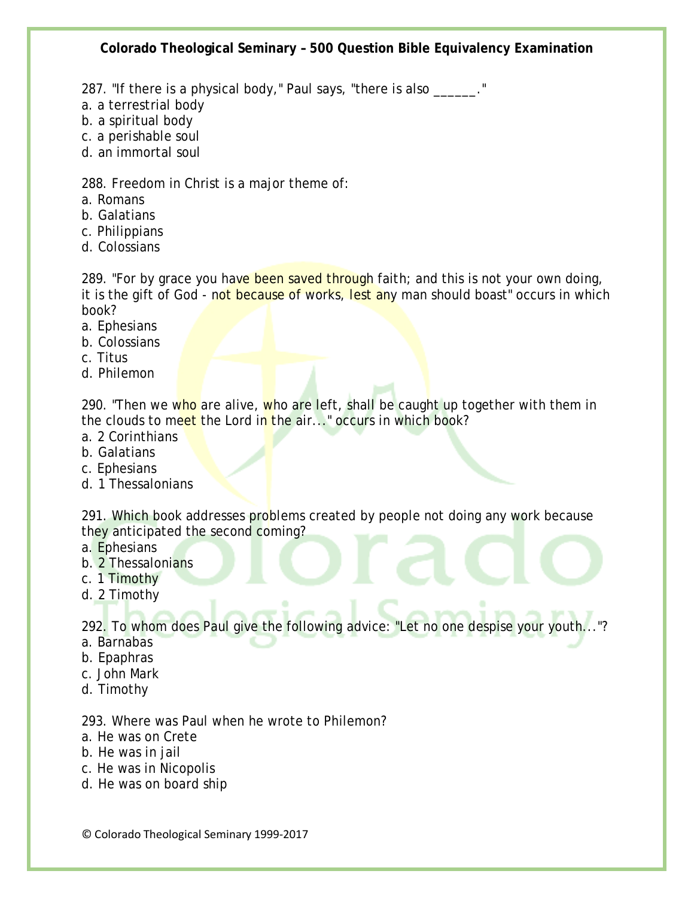287. "If there is a physical body," Paul says, "there is also ______."
a. a terrestrial body
b. a spiritual body
c. a perishable soul
d. an immortal soul

288. Freedom in Christ is a major theme of:
a. Romans
b. Galatians
c. Philippians
d. Colossians

289. "For by grace you have been saved through faith; and this is not your own doing, it is the gift of God - not because of works, lest any man should boast" occurs in which book?
a. Ephesians
b. Colossians
c. Titus
d. Philemon

290. "Then we who are alive, who are left, shall be caught up together with them in the clouds to meet the Lord in the air..." occurs in which book?
a. 2 Corinthians
b. Galatians
c. Ephesians
d. 1 Thessalonians

291. Which book addresses problems created by people not doing any work because they anticipated the second coming?
a. Ephesians
b. 2 Thessalonians
c. 1 Timothy
d. 2 Timothy

292. To whom does Paul give the following advice: "Let no one despise your youth..."?
a. Barnabas
b. Epaphras
c. John Mark
d. Timothy

293. Where was Paul when he wrote to Philemon?
a. He was on Crete
b. He was in jail
c. He was in Nicopolis
d. He was on board ship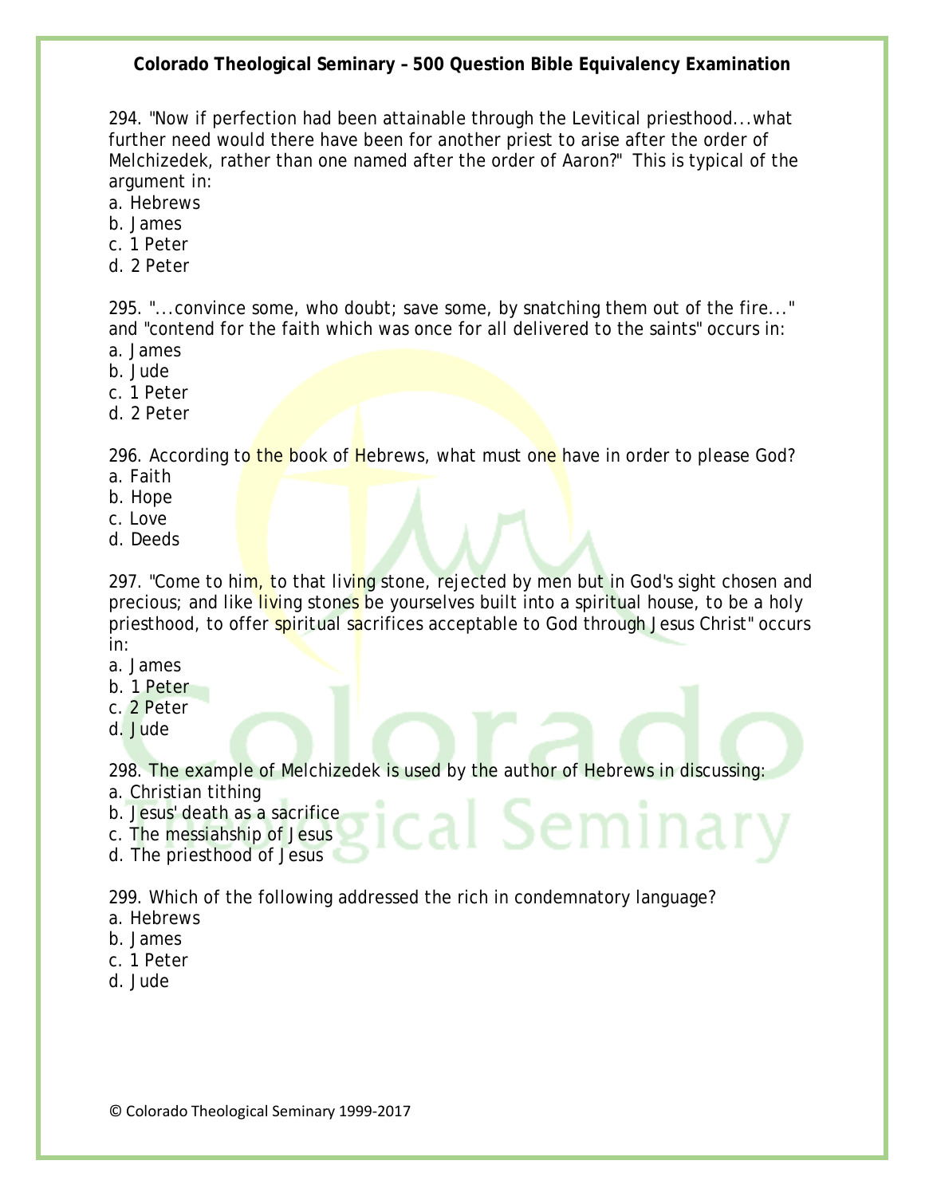294. "Now if perfection had been attainable through the Levitical priesthood...what further need would there have been for another priest to arise after the order of Melchizedek, rather than one named after the order of Aaron?" This is typical of the argument in:
a. Hebrews
b. James
c. 1 Peter
d. 2 Peter

295. "...convince some, who doubt; save some, by snatching them out of the fire..." and "contend for the faith which was once for all delivered to the saints" occurs in:
a. James
b. Jude
c. 1 Peter
d. 2 Peter

296. According to the book of Hebrews, what must one have in order to please God?
a. Faith
b. Hope
c. Love
d. Deeds

297. "Come to him, to that living stone, rejected by men but in God's sight chosen and precious; and like living stones be yourselves built into a spiritual house, to be a holy priesthood, to offer spiritual sacrifices acceptable to God through Jesus Christ" occurs in:
a. James
b. 1 Peter
c. 2 Peter
d. Jude

298. The example of Melchizedek is used by the author of Hebrews in discussing:
a. Christian tithing
b. Jesus' death as a sacrifice
c. The messiahship of Jesus
d. The priesthood of Jesus

299. Which of the following addressed the rich in condemnatory language?
a. Hebrews
b. James
c. 1 Peter
d. Jude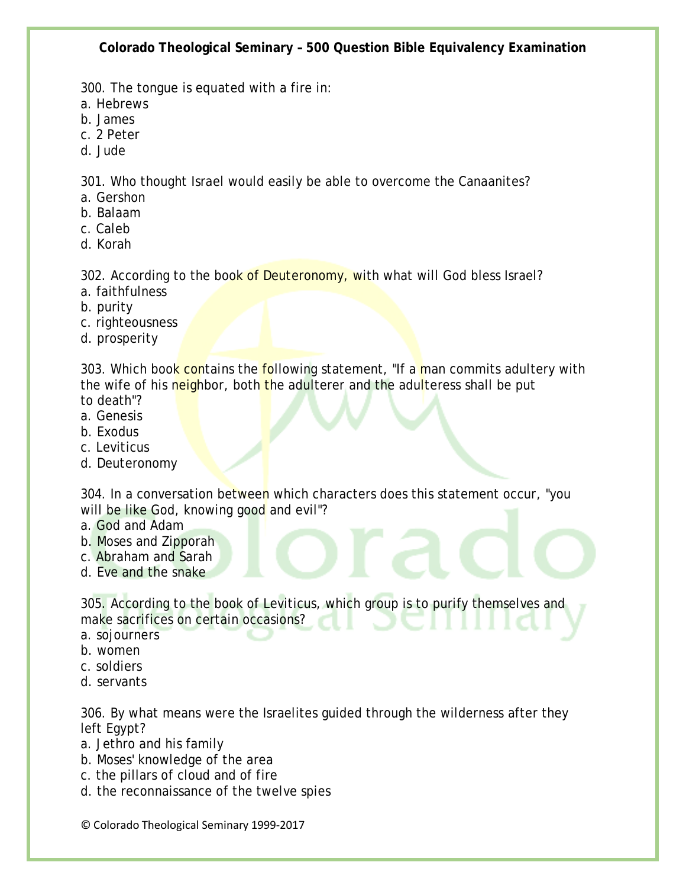300. The tongue is equated with a fire in:
a. Hebrews
b. James
c. 2 Peter
d. Jude

301. Who thought Israel would easily be able to overcome the Canaanites?
a. Gershon
b. Balaam
c. Caleb
d. Korah

302. According to the book of Deuteronomy, with what will God bless Israel?
a. faithfulness
b. purity
c. righteousness
d. prosperity

303. Which book contains the following statement, "If a man commits adultery with the wife of his neighbor, both the adulterer and the adulteress shall be put to death"?
a. Genesis
b. Exodus
c. Leviticus
d. Deuteronomy

304. In a conversation between which characters does this statement occur, "you will be like God, knowing good and evil"?
a. God and Adam
b. Moses and Zipporah
c. Abraham and Sarah
d. Eve and the snake

305. According to the book of Leviticus, which group is to purify themselves and make sacrifices on certain occasions?
a. sojourners
b. women
c. soldiers
d. servants

306. By what means were the Israelites guided through the wilderness after they left Egypt?
a. Jethro and his family
b. Moses' knowledge of the area
c. the pillars of cloud and of fire
d. the reconnaissance of the twelve spies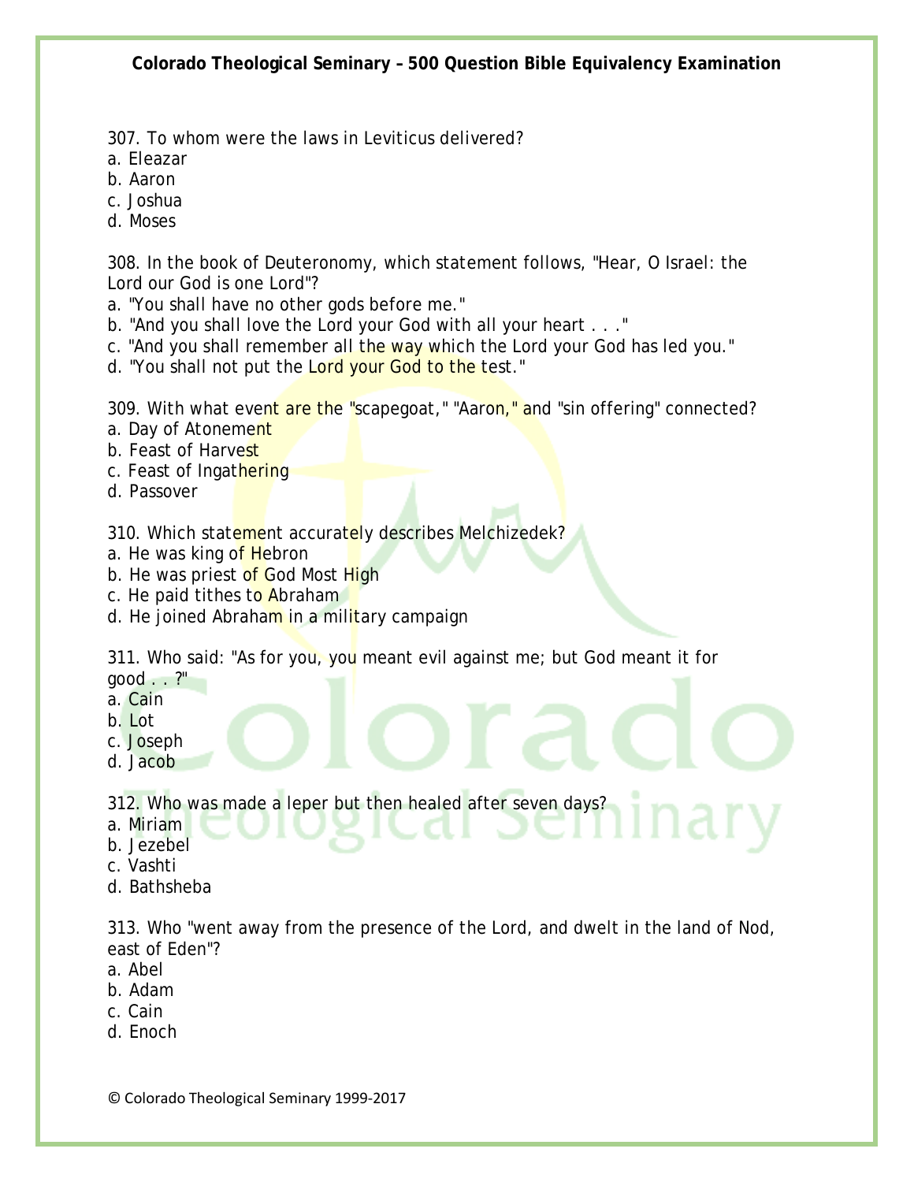307. To whom were the laws in Leviticus delivered?
a. Eleazar
b. Aaron
c. Joshua
d. Moses

308. In the book of Deuteronomy, which statement follows, "Hear, O Israel: the Lord our God is one Lord"?
a. "You shall have no other gods before me."
b. "And you shall love the Lord your God with all your heart . . ."
c. "And you shall remember all the way which the Lord your God has led you."
d. "You shall not put the Lord your God to the test."

309. With what event are the "scapegoat," "Aaron," and "sin offering" connected?
a. Day of Atonement
b. Feast of Harvest
c. Feast of Ingathering
d. Passover

310. Which statement accurately describes Melchizedek?
a. He was king of Hebron
b. He was priest of God Most High
c. He paid tithes to Abraham
d. He joined Abraham in a military campaign

311. Who said: "As for you, you meant evil against me; but God meant it for good . . ?"
a. Cain
b. Lot
c. Joseph
d. Jacob

312. Who was made a leper but then healed after seven days?
a. Miriam
b. Jezebel
c. Vashti
d. Bathsheba

313. Who "went away from the presence of the Lord, and dwelt in the land of Nod, east of Eden"?
a. Abel
b. Adam
c. Cain
d. Enoch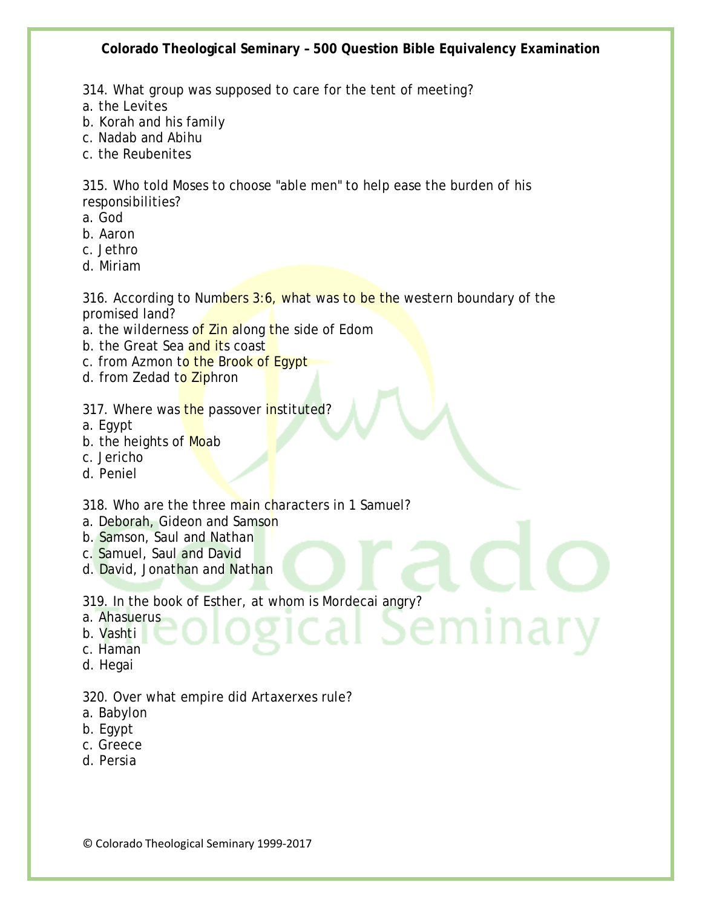314. What group was supposed to care for the tent of meeting?
a. the Levites
b. Korah and his family
c. Nadab and Abihu
c. the Reubenites

315. Who told Moses to choose "able men" to help ease the burden of his responsibilities?
a. God
b. Aaron
c. Jethro
d. Miriam

316. According to Numbers 3:6, what was to be the western boundary of the promised land?
a. the wilderness of Zin along the side of Edom
b. the Great Sea and its coast
c. from Azmon to the Brook of Egypt
d. from Zedad to Ziphron

317. Where was the passover instituted?
a. Egypt
b. the heights of Moab
c. Jericho
d. Peniel

318. Who are the three main characters in 1 Samuel?
a. Deborah, Gideon and Samson
b. Samson, Saul and Nathan
c. Samuel, Saul and David
d. David, Jonathan and Nathan

319. In the book of Esther, at whom is Mordecai angry?
a. Ahasuerus
b. Vashti
c. Haman
d. Hegai

320. Over what empire did Artaxerxes rule?
a. Babylon
b. Egypt
c. Greece
d. Persia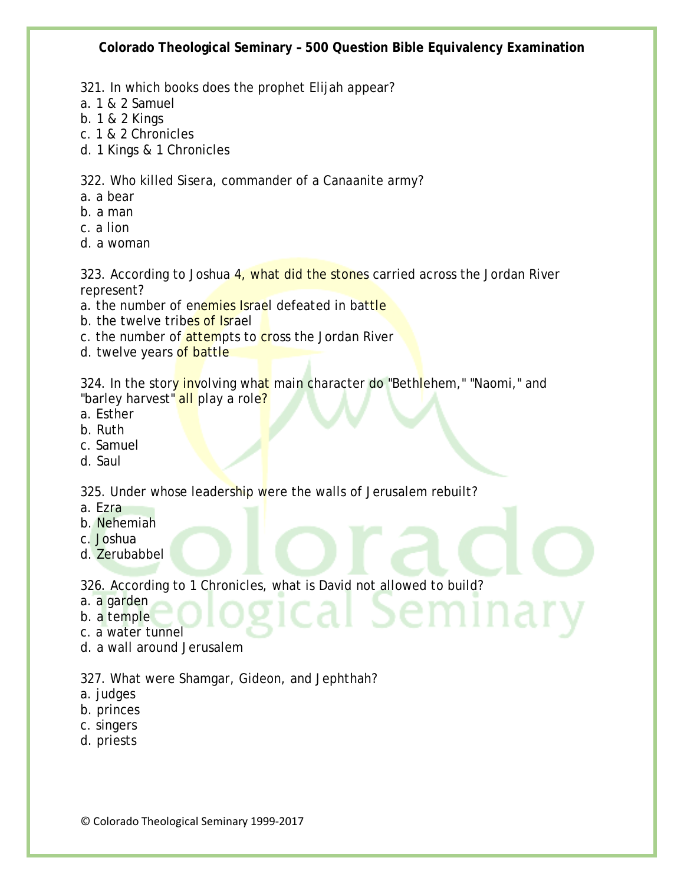321. In which books does the prophet Elijah appear?
a. 1 & 2 Samuel
b. 1 & 2 Kings
c. 1 & 2 Chronicles
d. 1 Kings & 1 Chronicles

322. Who killed Sisera, commander of a Canaanite army?
a. a bear
b. a man
c. a lion
d. a woman

323. According to Joshua 4, what did the stones carried across the Jordan River represent?
a. the number of enemies Israel defeated in battle
b. the twelve tribes of Israel
c. the number of attempts to cross the Jordan River
d. twelve years of battle

324. In the story involving what main character do "Bethlehem," "Naomi," and "barley harvest" all play a role?
a. Esther
b. Ruth
c. Samuel
d. Saul

325. Under whose leadership were the walls of Jerusalem rebuilt?
a. Ezra
b. Nehemiah
c. Joshua
d. Zerubabbel

326. According to 1 Chronicles, what is David not allowed to build?
a. a garden
b. a temple
c. a water tunnel
d. a wall around Jerusalem

327. What were Shamgar, Gideon, and Jephthah?
a. judges
b. princes
c. singers
d. priests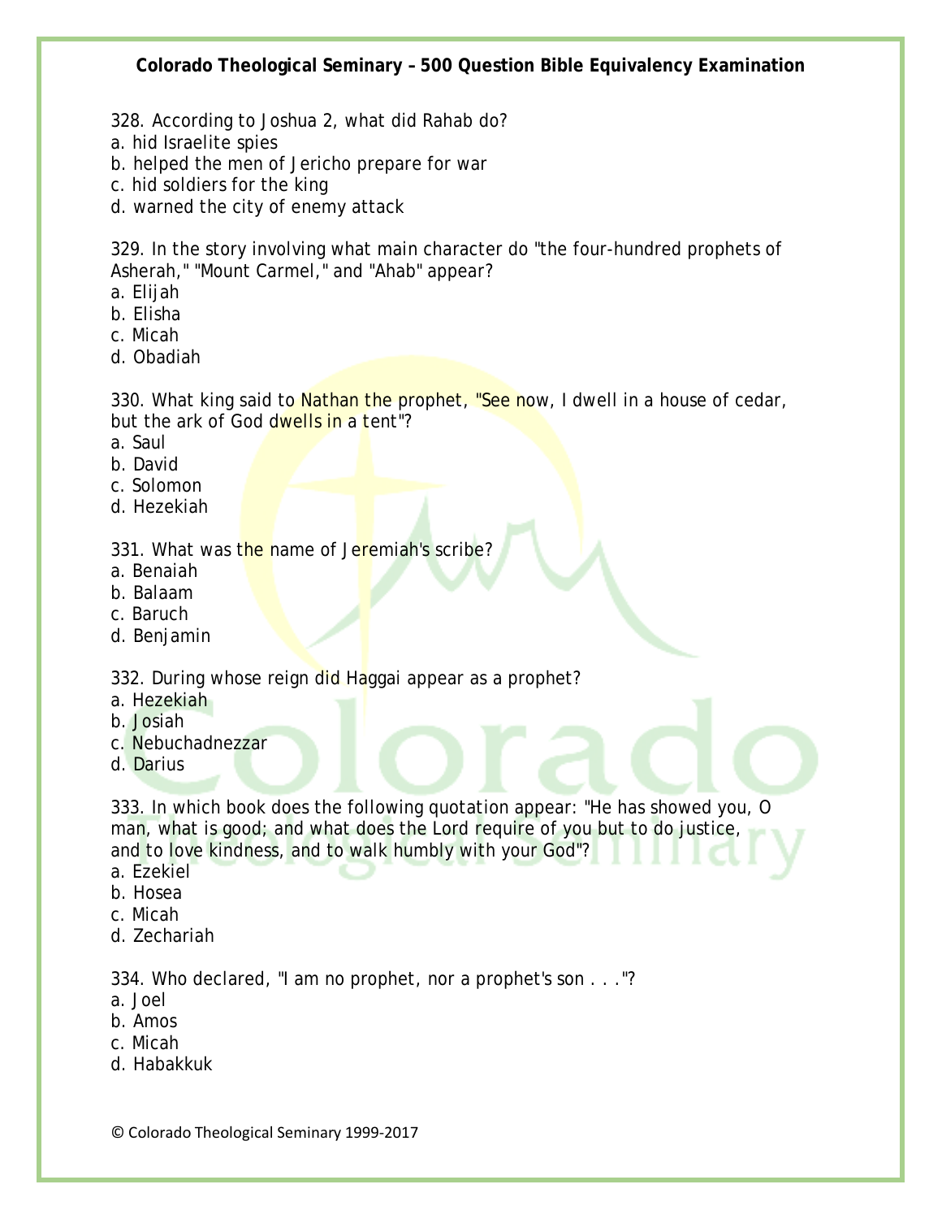328. According to Joshua 2, what did Rahab do?
a. hid Israelite spies
b. helped the men of Jericho prepare for war
c. hid soldiers for the king
d. warned the city of enemy attack

329. In the story involving what main character do "the four-hundred prophets of Asherah," "Mount Carmel," and "Ahab" appear?
a. Elijah
b. Elisha
c. Micah
d. Obadiah

330. What king said to Nathan the prophet, "See now, I dwell in a house of cedar, but the ark of God dwells in a tent"?
a. Saul
b. David
c. Solomon
d. Hezekiah

331. What was the name of Jeremiah's scribe?
a. Benaiah
b. Balaam
c. Baruch
d. Benjamin

332. During whose reign did Haggai appear as a prophet?
a. Hezekiah
b. Josiah
c. Nebuchadnezzar
d. Darius

333. In which book does the following quotation appear: "He has showed you, O man, what is good; and what does the Lord require of you but to do justice, and to love kindness, and to walk humbly with your God"?
a. Ezekiel
b. Hosea
c. Micah
d. Zechariah

334. Who declared, "I am no prophet, nor a prophet's son . . ."?
a. Joel
b. Amos
c. Micah
d. Habakkuk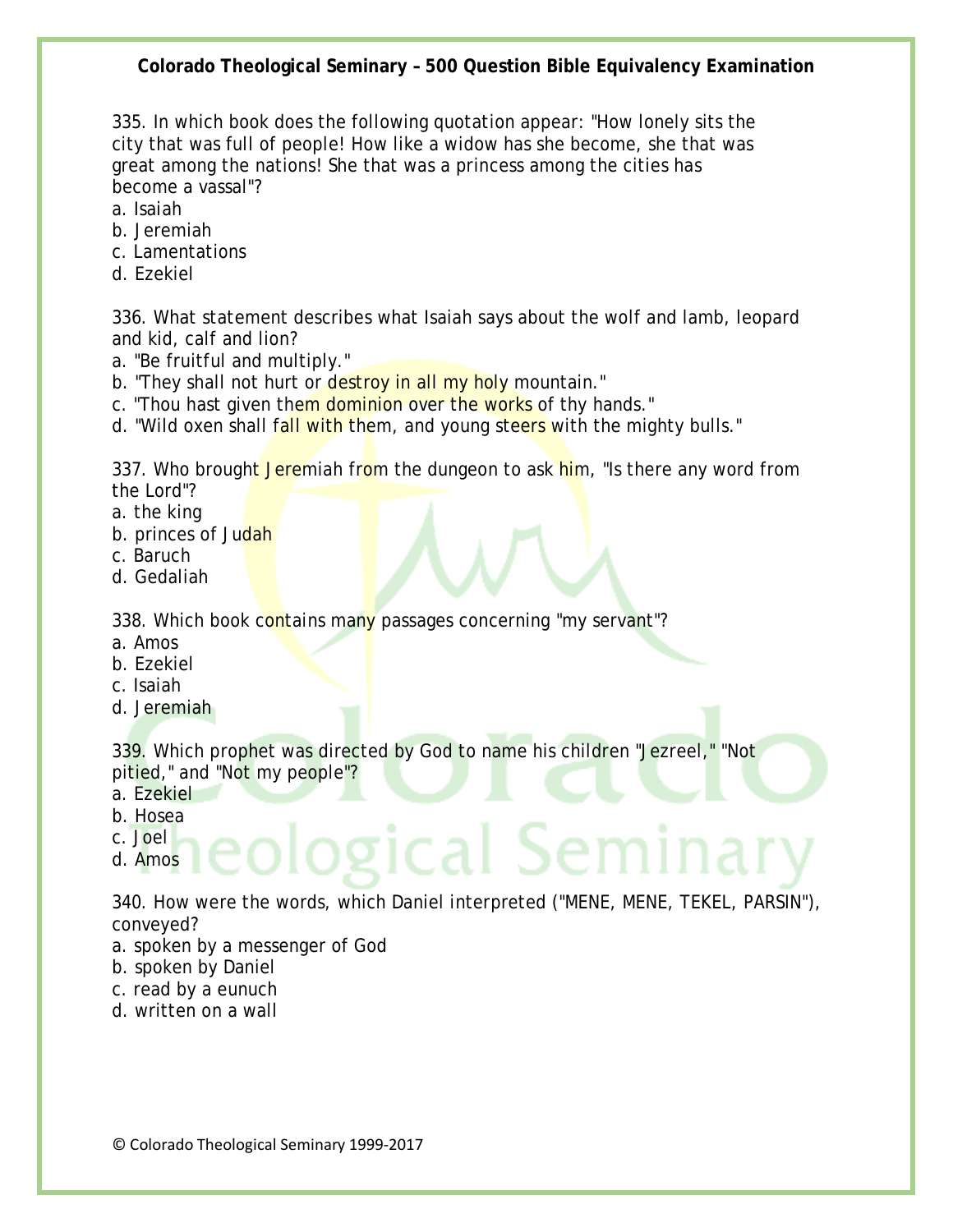335. In which book does the following quotation appear: "How lonely sits the city that was full of people! How like a widow has she become, she that was great among the nations! She that was a princess among the cities has become a vassal"?
a. Isaiah
b. Jeremiah
c. Lamentations
d. Ezekiel

336. What statement describes what Isaiah says about the wolf and lamb, leopard and kid, calf and lion?
a. "Be fruitful and multiply."
b. "They shall not hurt or destroy in all my holy mountain."
c. "Thou hast given them dominion over the works of thy hands."
d. "Wild oxen shall fall with them, and young steers with the mighty bulls."

337. Who brought Jeremiah from the dungeon to ask him, "Is there any word from the Lord"?
a. the king
b. princes of Judah
c. Baruch
d. Gedaliah

338. Which book contains many passages concerning "my servant"?
a. Amos
b. Ezekiel
c. Isaiah
d. Jeremiah

339. Which prophet was directed by God to name his children "Jezreel," "Not pitied," and "Not my people"?
a. Ezekiel
b. Hosea
c. Joel
d. Amos

340. How were the words, which Daniel interpreted ("MENE, MENE, TEKEL, PARSIN"), conveyed?
a. spoken by a messenger of God
b. spoken by Daniel
c. read by a eunuch
d. written on a wall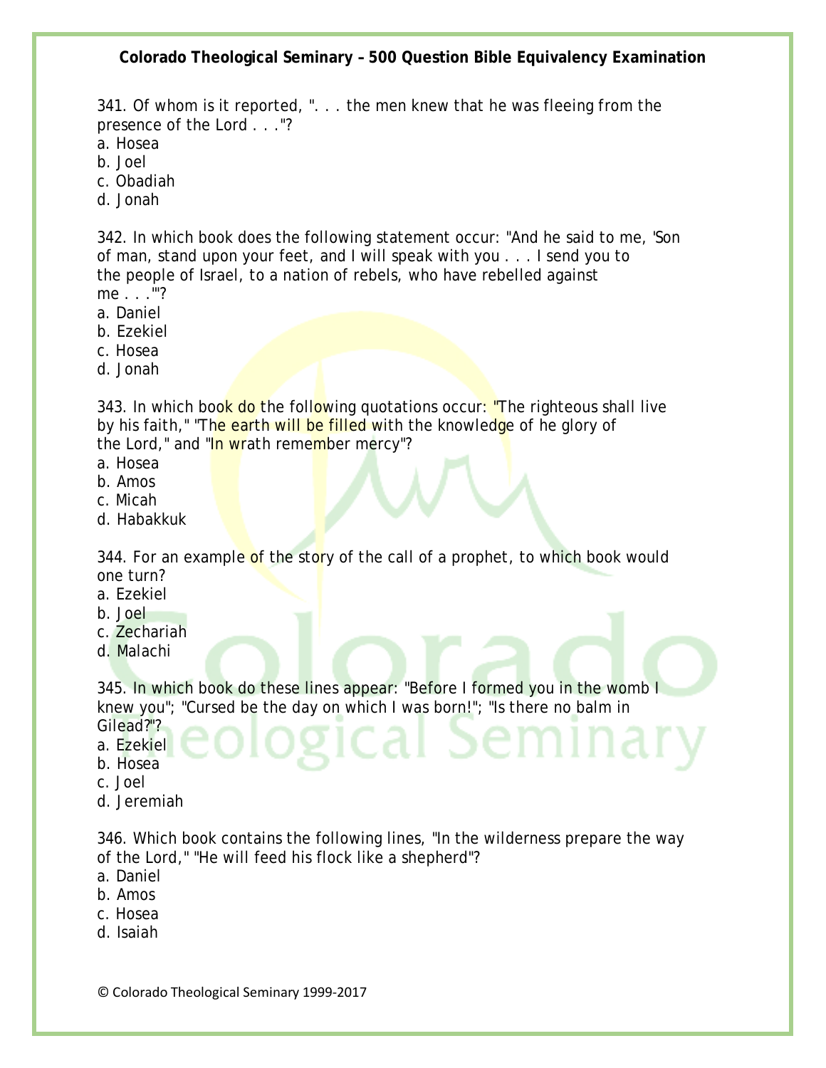341. Of whom is it reported, ". . . the men knew that he was fleeing from the presence of the Lord . . ."?
a. Hosea
b. Joel
c. Obadiah
d. Jonah

342. In which book does the following statement occur: "And he said to me, 'Son of man, stand upon your feet, and I will speak with you . . . I send you to the people of Israel, to a nation of rebels, who have rebelled against me . . .'"?
a. Daniel
b. Ezekiel
c. Hosea
d. Jonah

343. In which book do the following quotations occur: "The righteous shall live by his faith," "The earth will be filled with the knowledge of he glory of the Lord," and "In wrath remember mercy"?
a. Hosea
b. Amos
c. Micah
d. Habakkuk

344. For an example of the story of the call of a prophet, to which book would one turn?
a. Ezekiel
b. Joel
c. Zechariah
d. Malachi

345. In which book do these lines appear: "Before I formed you in the womb I knew you"; "Cursed be the day on which I was born!"; "Is there no balm in Gilead?"?
a. Ezekiel
b. Hosea
c. Joel
d. Jeremiah

346. Which book contains the following lines, "In the wilderness prepare the way of the Lord," "He will feed his flock like a shepherd"?
a. Daniel
b. Amos
c. Hosea
d. Isaiah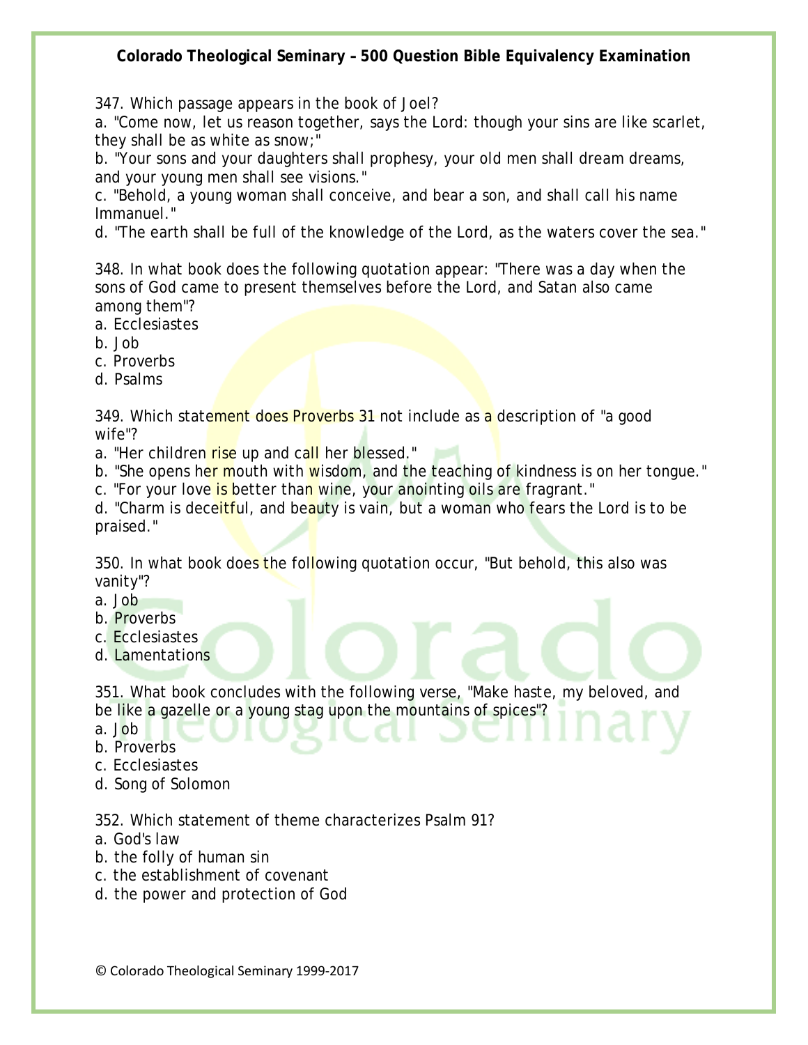347. Which passage appears in the book of Joel?
a. "Come now, let us reason together, says the Lord: though your sins are like scarlet, they shall be as white as snow;"
b. "Your sons and your daughters shall prophesy, your old men shall dream dreams, and your young men shall see visions."
c. "Behold, a young woman shall conceive, and bear a son, and shall call his name Immanuel."
d. "The earth shall be full of the knowledge of the Lord, as the waters cover the sea."

348. In what book does the following quotation appear: "There was a day when the sons of God came to present themselves before the Lord, and Satan also came among them"?
a. Ecclesiastes
b. Job
c. Proverbs
d. Psalms

349. Which statement does Proverbs 31 not include as a description of "a good wife"?
a. "Her children rise up and call her blessed."
b. "She opens her mouth with wisdom, and the teaching of kindness is on her tongue."
c. "For your love is better than wine, your anointing oils are fragrant."
d. "Charm is deceitful, and beauty is vain, but a woman who fears the Lord is to be praised."

350. In what book does the following quotation occur, "But behold, this also was vanity"?
a. Job
b. Proverbs
c. Ecclesiastes
d. Lamentations

351. What book concludes with the following verse, "Make haste, my beloved, and be like a gazelle or a young stag upon the mountains of spices"?
a. Job
b. Proverbs
c. Ecclesiastes
d. Song of Solomon

352. Which statement of theme characterizes Psalm 91?
a. God's law
b. the folly of human sin
c. the establishment of covenant
d. the power and protection of God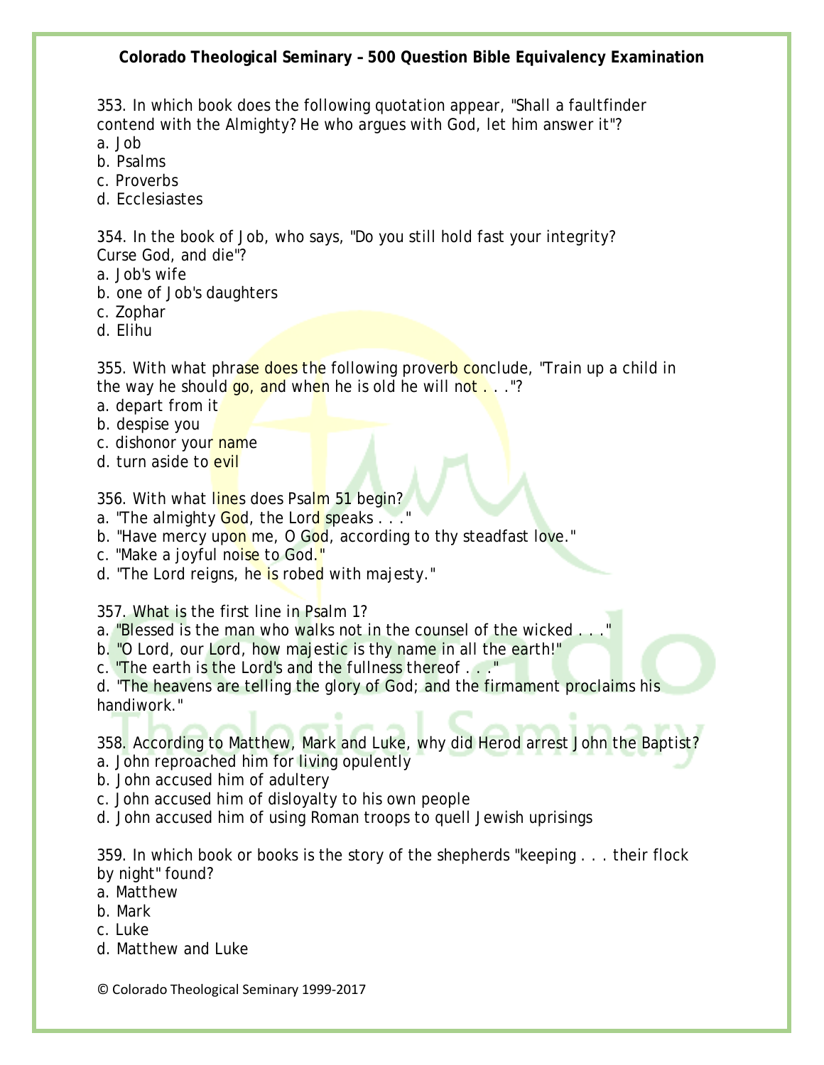353. In which book does the following quotation appear, "Shall a faultfinder contend with the Almighty? He who argues with God, let him answer it"?
a. Job
b. Psalms
c. Proverbs
d. Ecclesiastes

354. In the book of Job, who says, "Do you still hold fast your integrity? Curse God, and die"?
a. Job's wife
b. one of Job's daughters
c. Zophar
d. Elihu

355. With what phrase does the following proverb conclude, "Train up a child in the way he should go, and when he is old he will not . . ."?
a. depart from it
b. despise you
c. dishonor your name
d. turn aside to evil

356. With what lines does Psalm 51 begin?
a. "The almighty God, the Lord speaks . . ."
b. "Have mercy upon me, O God, according to thy steadfast love."
c. "Make a joyful noise to God."
d. "The Lord reigns, he is robed with majesty."

357. What is the first line in Psalm 1?
a. "Blessed is the man who walks not in the counsel of the wicked . . ."
b. "O Lord, our Lord, how majestic is thy name in all the earth!"
c. "The earth is the Lord's and the fullness thereof . . ."
d. "The heavens are telling the glory of God; and the firmament proclaims his handiwork."

358. According to Matthew, Mark and Luke, why did Herod arrest John the Baptist?
a. John reproached him for living opulently
b. John accused him of adultery
c. John accused him of disloyalty to his own people
d. John accused him of using Roman troops to quell Jewish uprisings

359. In which book or books is the story of the shepherds "keeping . . . their flock by night" found?
a. Matthew
b. Mark
c. Luke
d. Matthew and Luke

© Colorado Theological Seminary 1999-2017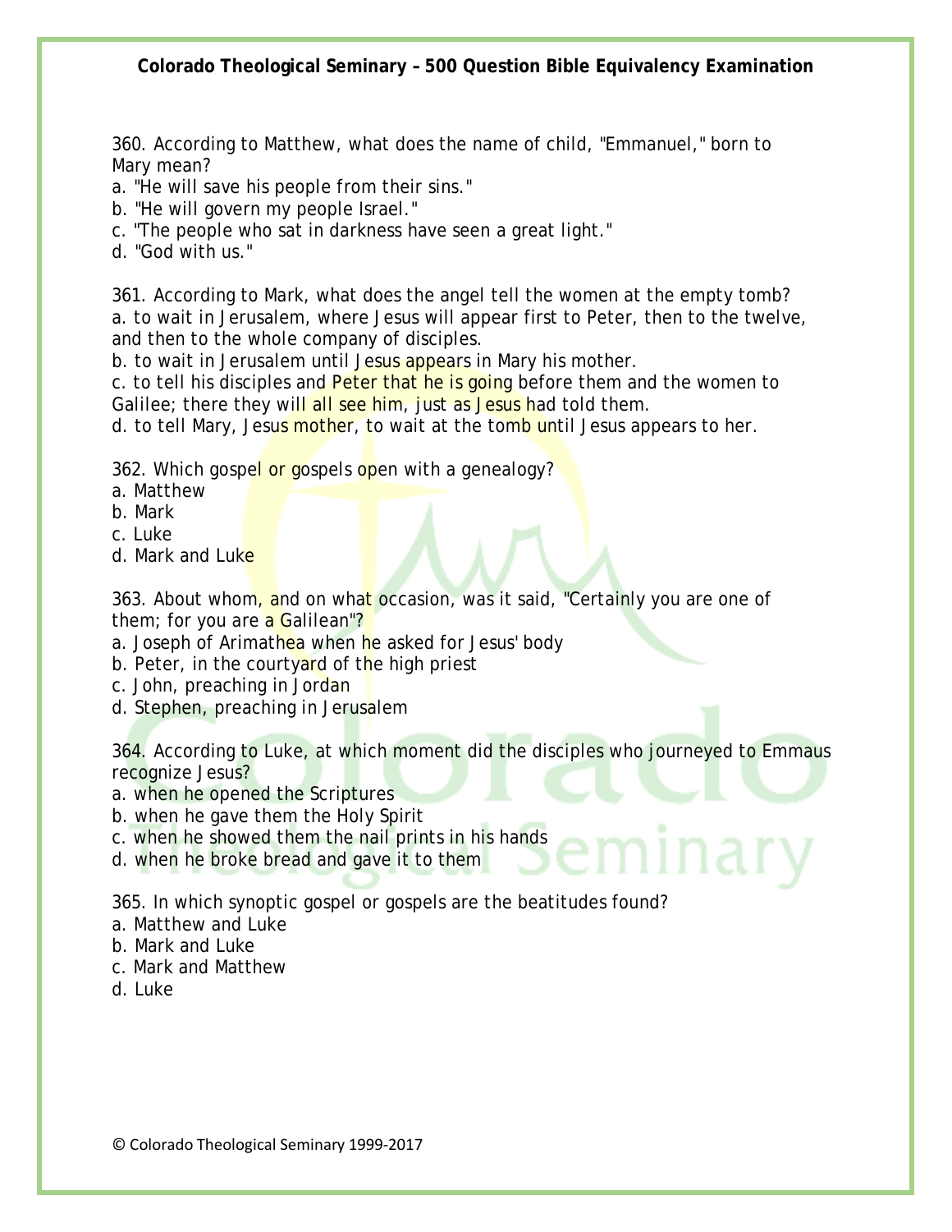360. According to Matthew, what does the name of child, "Emmanuel," born to Mary mean?
a. "He will save his people from their sins."
b. "He will govern my people Israel."
c. "The people who sat in darkness have seen a great light."
d. "God with us."

361. According to Mark, what does the angel tell the women at the empty tomb?
a. to wait in Jerusalem, where Jesus will appear first to Peter, then to the twelve, and then to the whole company of disciples.
b. to wait in Jerusalem until Jesus appears in Mary his mother.
c. to tell his disciples and Peter that he is going before them and the women to Galilee; there they will all see him, just as Jesus had told them.
d. to tell Mary, Jesus mother, to wait at the tomb until Jesus appears to her.

362. Which gospel or gospels open with a genealogy?
a. Matthew
b. Mark
c. Luke
d. Mark and Luke

363. About whom, and on what occasion, was it said, "Certainly you are one of them; for you are a Galilean"?
a. Joseph of Arimathea when he asked for Jesus' body
b. Peter, in the courtyard of the high priest
c. John, preaching in Jordan
d. Stephen, preaching in Jerusalem

364. According to Luke, at which moment did the disciples who journeyed to Emmaus recognize Jesus?
a. when he opened the Scriptures
b. when he gave them the Holy Spirit
c. when he showed them the nail prints in his hands
d. when he broke bread and gave it to them

365. In which synoptic gospel or gospels are the beatitudes found?
a. Matthew and Luke
b. Mark and Luke
c. Mark and Matthew
d. Luke

© Colorado Theological Seminary 1999-2017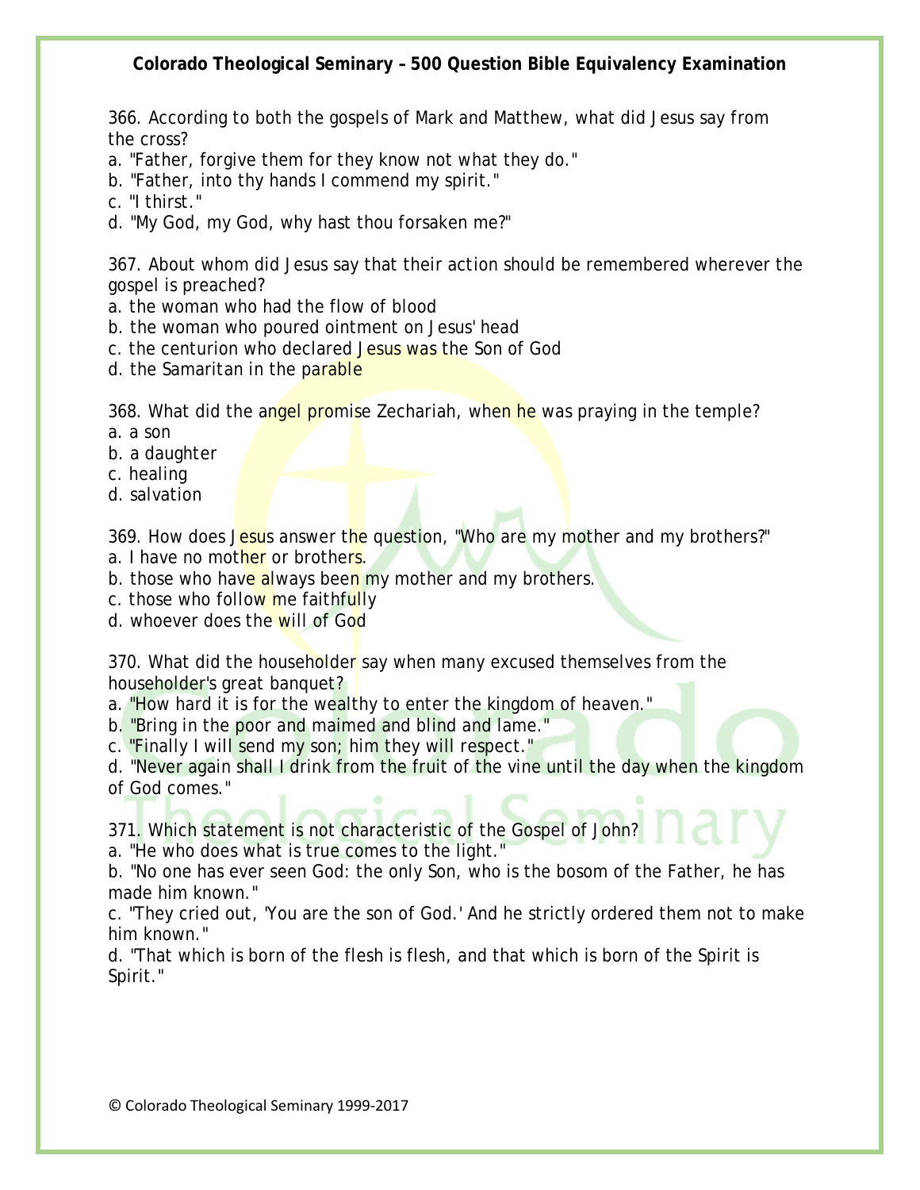366. According to both the gospels of Mark and Matthew, what did Jesus say from the cross?
a. "Father, forgive them for they know not what they do."
b. "Father, into thy hands I commend my spirit."
c. "I thirst."
d. "My God, my God, why hast thou forsaken me?"

367. About whom did Jesus say that their action should be remembered wherever the gospel is preached?
a. the woman who had the flow of blood
b. the woman who poured ointment on Jesus' head
c. the centurion who declared Jesus was the Son of God
d. the Samaritan in the parable

368. What did the angel promise Zechariah, when he was praying in the temple?
a. a son
b. a daughter
c. healing
d. salvation

369. How does Jesus answer the question, "Who are my mother and my brothers?"
a. I have no mother or brothers.
b. those who have always been my mother and my brothers.
c. those who follow me faithfully
d. whoever does the will of God

370. What did the householder say when many excused themselves from the householder's great banquet?
a. "How hard it is for the wealthy to enter the kingdom of heaven."
b. "Bring in the poor and maimed and blind and lame."
c. "Finally I will send my son; him they will respect."
d. "Never again shall I drink from the fruit of the vine until the day when the kingdom of God comes."

371. Which statement is not characteristic of the Gospel of John?
a. "He who does what is true comes to the light."
b. "No one has ever seen God: the only Son, who is the bosom of the Father, he has made him known."
c. "They cried out, 'You are the son of God.' And he strictly ordered them not to make him known."
d. "That which is born of the flesh is flesh, and that which is born of the Spirit is Spirit."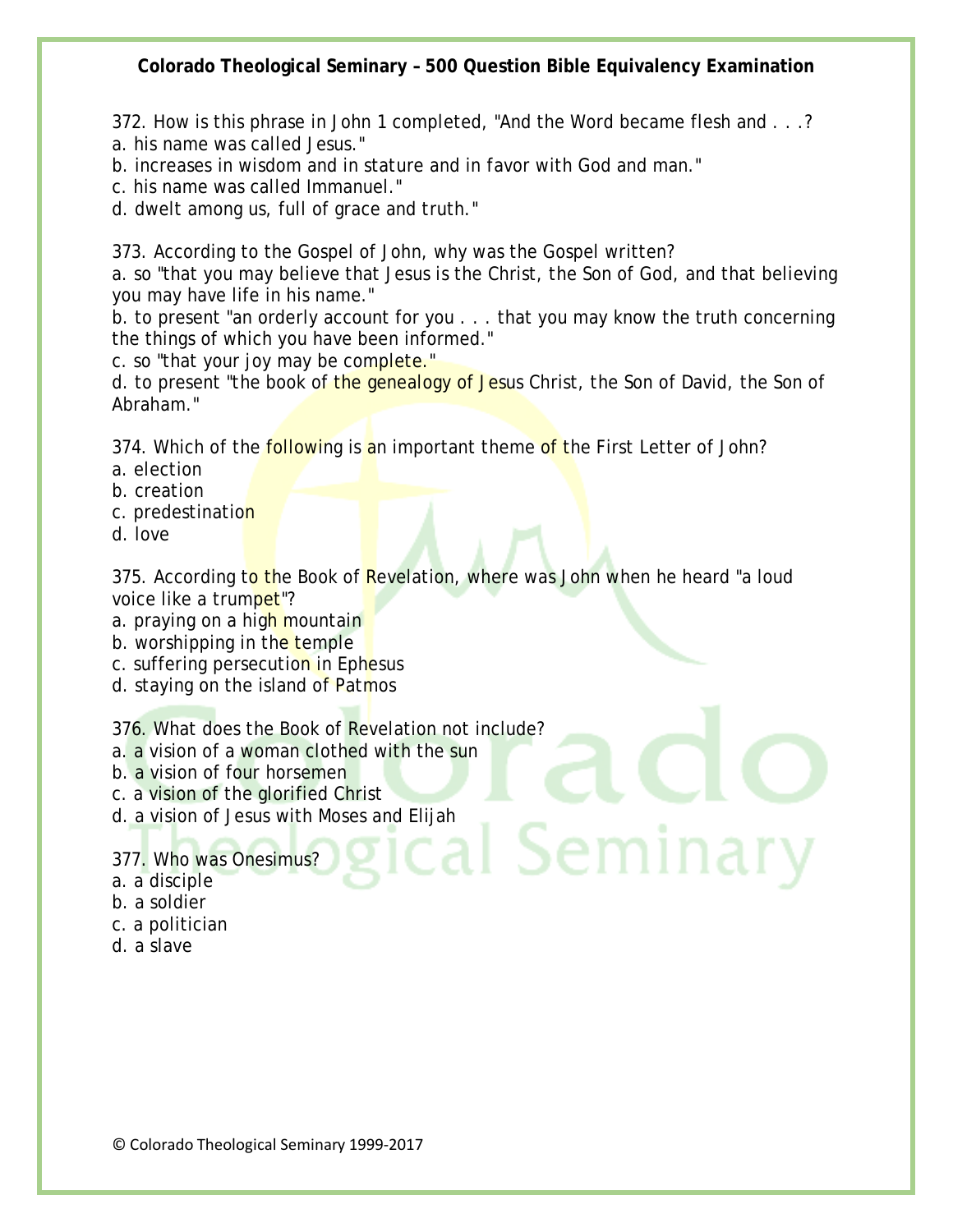372. How is this phrase in John 1 completed, "And the Word became flesh and . . .?
a. his name was called Jesus."
b. increases in wisdom and in stature and in favor with God and man."
c. his name was called Immanuel."
d. dwelt among us, full of grace and truth."

373. According to the Gospel of John, why was the Gospel written?
a. so "that you may believe that Jesus is the Christ, the Son of God, and that believing you may have life in his name."
b. to present "an orderly account for you . . . that you may know the truth concerning the things of which you have been informed."
c. so "that your joy may be complete."
d. to present "the book of the genealogy of Jesus Christ, the Son of David, the Son of Abraham."

374. Which of the following is an important theme of the First Letter of John?
a. election
b. creation
c. predestination
d. love

375. According to the Book of Revelation, where was John when he heard "a loud voice like a trumpet"?
a. praying on a high mountain
b. worshipping in the temple
c. suffering persecution in Ephesus
d. staying on the island of Patmos

376. What does the Book of Revelation not include?
a. a vision of a woman clothed with the sun
b. a vision of four horsemen
c. a vision of the glorified Christ
d. a vision of Jesus with Moses and Elijah

377. Who was Onesimus?
a. a disciple
b. a soldier
c. a politician
d. a slave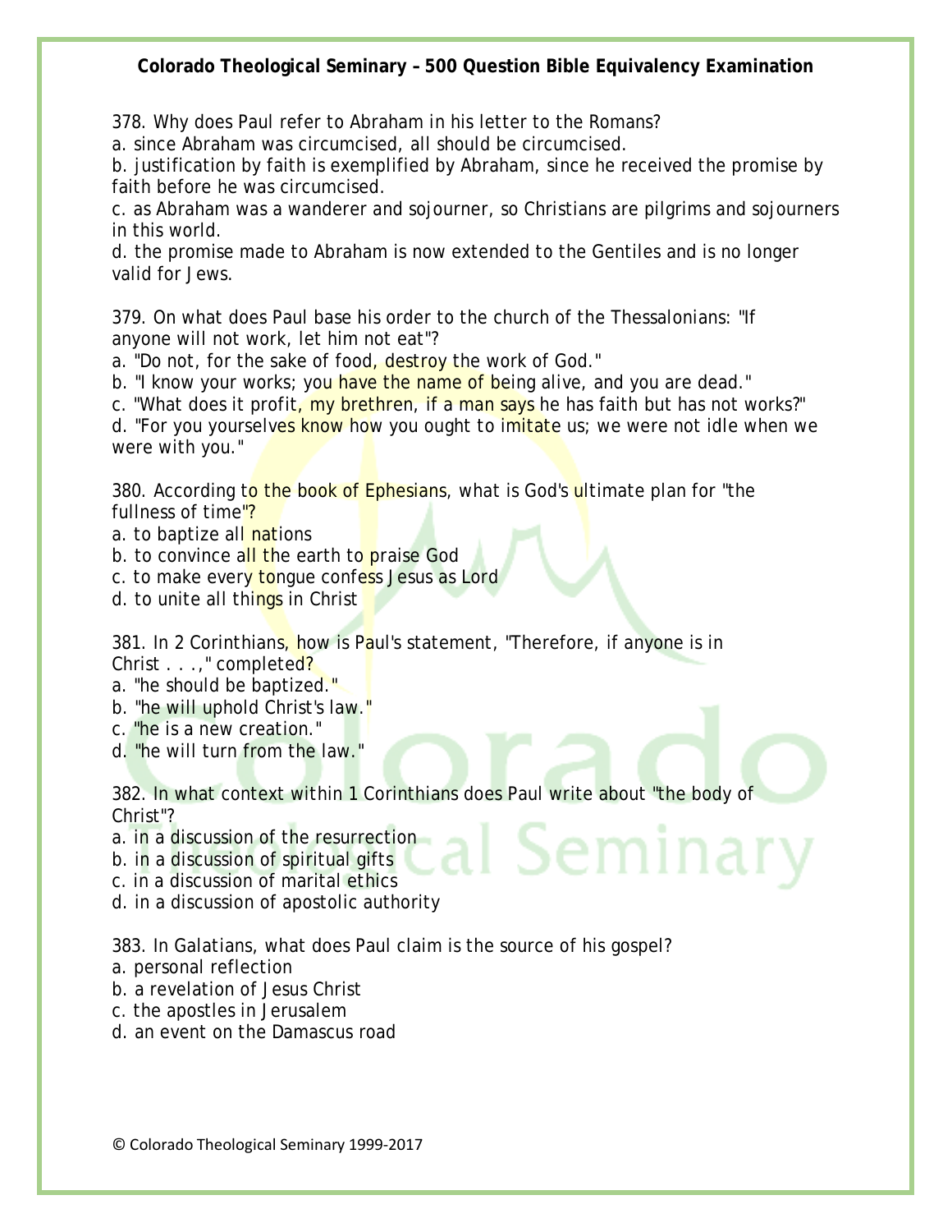378. Why does Paul refer to Abraham in his letter to the Romans?
a. since Abraham was circumcised, all should be circumcised.
b. justification by faith is exemplified by Abraham, since he received the promise by faith before he was circumcised.
c. as Abraham was a wanderer and sojourner, so Christians are pilgrims and sojourners in this world.
d. the promise made to Abraham is now extended to the Gentiles and is no longer valid for Jews.

379. On what does Paul base his order to the church of the Thessalonians: "If anyone will not work, let him not eat"?
a. "Do not, for the sake of food, destroy the work of God."
b. "I know your works; you have the name of being alive, and you are dead."
c. "What does it profit, my brethren, if a man says he has faith but has not works?"
d. "For you yourselves know how you ought to imitate us; we were not idle when we were with you."

380. According to the book of Ephesians, what is God's ultimate plan for "the fullness of time"?
a. to baptize all nations
b. to convince all the earth to praise God
c. to make every tongue confess Jesus as Lord
d. to unite all things in Christ

381. In 2 Corinthians, how is Paul's statement, "Therefore, if anyone is in Christ . . .," completed?
a. "he should be baptized."
b. "he will uphold Christ's law."
c. "he is a new creation."
d. "he will turn from the law."

382. In what context within 1 Corinthians does Paul write about "the body of Christ"?
a. in a discussion of the resurrection
b. in a discussion of spiritual gifts
c. in a discussion of marital ethics
d. in a discussion of apostolic authority

383. In Galatians, what does Paul claim is the source of his gospel?
a. personal reflection
b. a revelation of Jesus Christ
c. the apostles in Jerusalem
d. an event on the Damascus road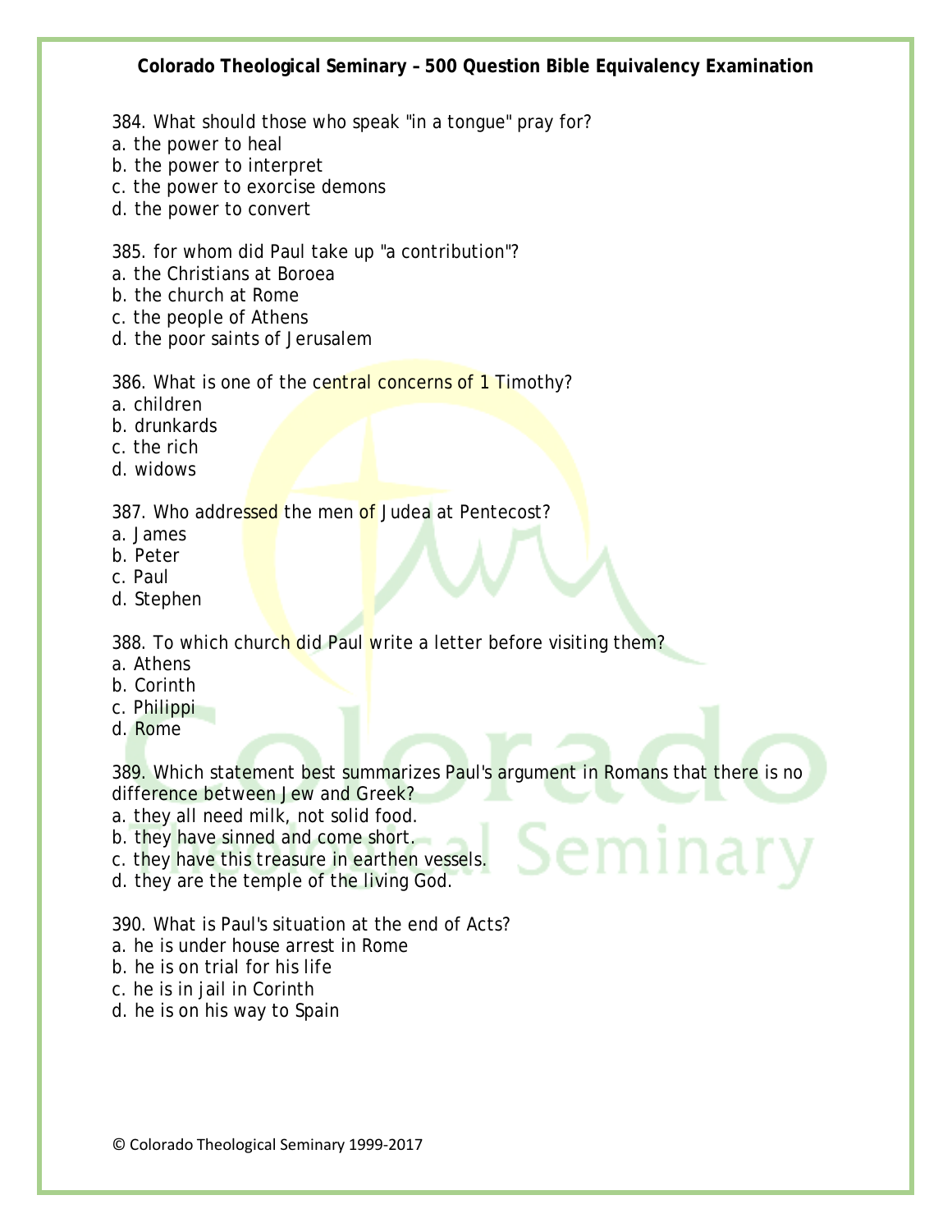384. What should those who speak "in a tongue" pray for?
a. the power to heal
b. the power to interpret
c. the power to exorcise demons
d. the power to convert

385. for whom did Paul take up "a contribution"?
a. the Christians at Boroea
b. the church at Rome
c. the people of Athens
d. the poor saints of Jerusalem

386. What is one of the central concerns of 1 Timothy?
a. children
b. drunkards
c. the rich
d. widows

387. Who addressed the men of Judea at Pentecost?
a. James
b. Peter
c. Paul
d. Stephen

388. To which church did Paul write a letter before visiting them?
a. Athens
b. Corinth
c. Philippi
d. Rome

389. Which statement best summarizes Paul's argument in Romans that there is no difference between Jew and Greek?
a. they all need milk, not solid food.
b. they have sinned and come short.
c. they have this treasure in earthen vessels.
d. they are the temple of the living God.

390. What is Paul's situation at the end of Acts?
a. he is under house arrest in Rome
b. he is on trial for his life
c. he is in jail in Corinth
d. he is on his way to Spain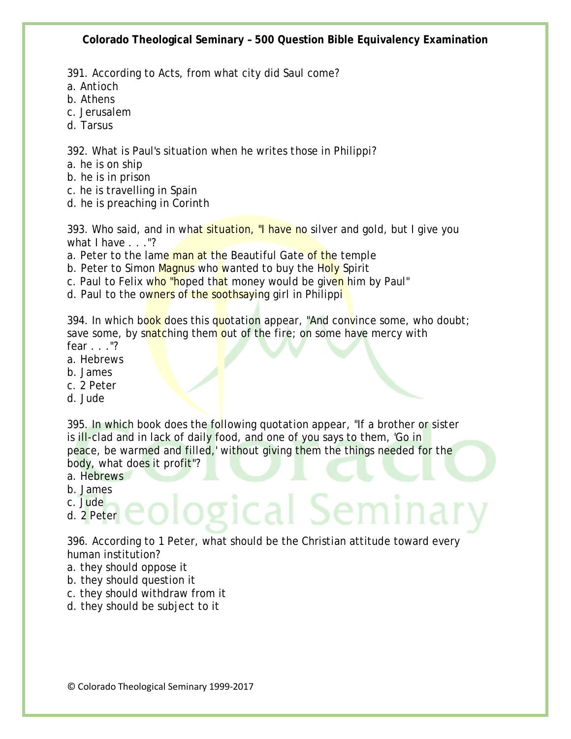391. According to Acts, from what city did Saul come?
a. Antioch
b. Athens
c. Jerusalem
d. Tarsus

392. What is Paul's situation when he writes those in Philippi?
a. he is on ship
b. he is in prison
c. he is travelling in Spain
d. he is preaching in Corinth

393. Who said, and in what situation, "I have no silver and gold, but I give you what I have . . ."?
a. Peter to the lame man at the Beautiful Gate of the temple
b. Peter to Simon Magnus who wanted to buy the Holy Spirit
c. Paul to Felix who "hoped that money would be given him by Paul"
d. Paul to the owners of the soothsaying girl in Philippi

394. In which book does this quotation appear, "And convince some, who doubt; save some, by snatching them out of the fire; on some have mercy with fear . . ."?
a. Hebrews
b. James
c. 2 Peter
d. Jude

395. In which book does the following quotation appear, "If a brother or sister is ill-clad and in lack of daily food, and one of you says to them, 'Go in peace, be warmed and filled,' without giving them the things needed for the body, what does it profit"?
a. Hebrews
b. James
c. Jude
d. 2 Peter

396. According to 1 Peter, what should be the Christian attitude toward every human institution?
a. they should oppose it
b. they should question it
c. they should withdraw from it
d. they should be subject to it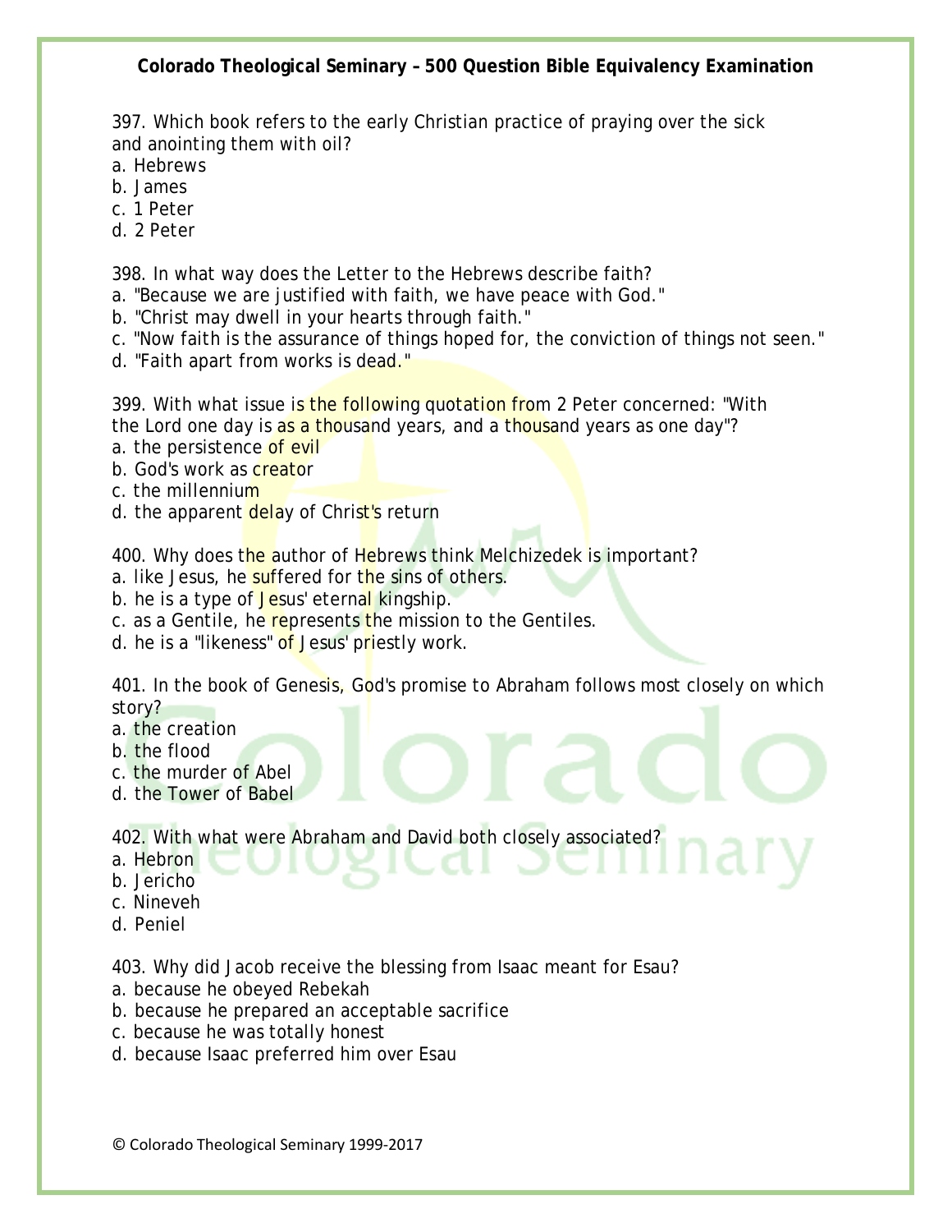397. Which book refers to the early Christian practice of praying over the sick and anointing them with oil?
a. Hebrews
b. James
c. 1 Peter
d. 2 Peter

398. In what way does the Letter to the Hebrews describe faith?
a. "Because we are justified with faith, we have peace with God."
b. "Christ may dwell in your hearts through faith."
c. "Now faith is the assurance of things hoped for, the conviction of things not seen."
d. "Faith apart from works is dead."

399. With what issue is the following quotation from 2 Peter concerned: "With the Lord one day is as a thousand years, and a thousand years as one day"?
a. the persistence of evil
b. God's work as creator
c. the millennium
d. the apparent delay of Christ's return

400. Why does the author of Hebrews think Melchizedek is important?
a. like Jesus, he suffered for the sins of others.
b. he is a type of Jesus' eternal kingship.
c. as a Gentile, he represents the mission to the Gentiles.
d. he is a "likeness" of Jesus' priestly work.

401. In the book of Genesis, God's promise to Abraham follows most closely on which story?
a. the creation
b. the flood
c. the murder of Abel
d. the Tower of Babel

402. With what were Abraham and David both closely associated?
a. Hebron
b. Jericho
c. Nineveh
d. Peniel

403. Why did Jacob receive the blessing from Isaac meant for Esau?
a. because he obeyed Rebekah
b. because he prepared an acceptable sacrifice
c. because he was totally honest
d. because Isaac preferred him over Esau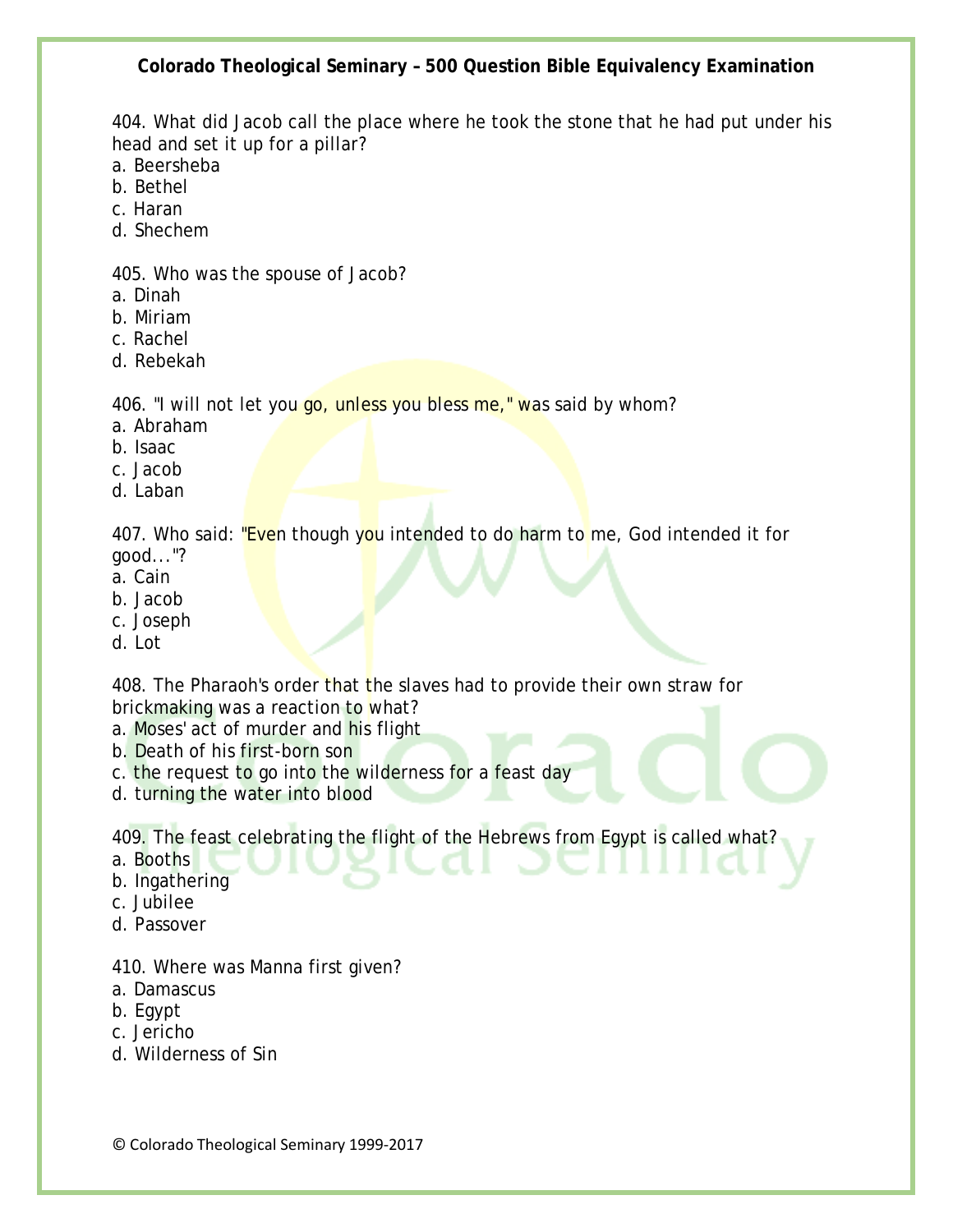404. What did Jacob call the place where he took the stone that he had put under his head and set it up for a pillar?
a. Beersheba
b. Bethel
c. Haran
d. Shechem

405. Who was the spouse of Jacob?
a. Dinah
b. Miriam
c. Rachel
d. Rebekah

406. "I will not let you go, unless you bless me," was said by whom?
a. Abraham
b. Isaac
c. Jacob
d. Laban

407. Who said: "Even though you intended to do harm to me, God intended it for good..."?
a. Cain
b. Jacob
c. Joseph
d. Lot

408. The Pharaoh's order that the slaves had to provide their own straw for brickmaking was a reaction to what?
a. Moses' act of murder and his flight
b. Death of his first-born son
c. the request to go into the wilderness for a feast day
d. turning the water into blood

409. The feast celebrating the flight of the Hebrews from Egypt is called what?
a. Booths
b. Ingathering
c. Jubilee
d. Passover

410. Where was Manna first given?
a. Damascus
b. Egypt
c. Jericho
d. Wilderness of Sin

© Colorado Theological Seminary 1999-2017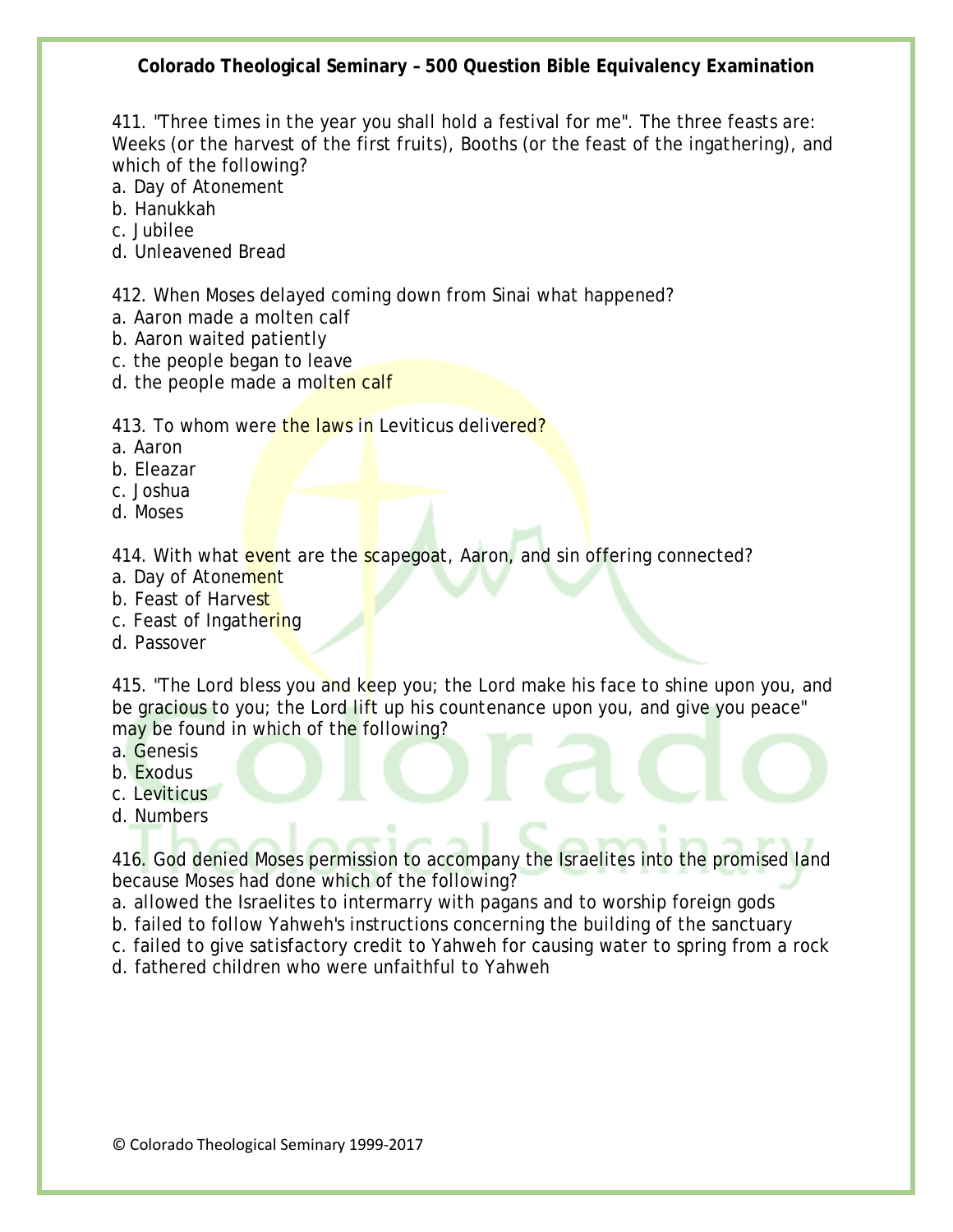411. "Three times in the year you shall hold a festival for me". The three feasts are: Weeks (or the harvest of the first fruits), Booths (or the feast of the ingathering), and which of the following?
a. Day of Atonement
b. Hanukkah
c. Jubilee
d. Unleavened Bread

412. When Moses delayed coming down from Sinai what happened?
a. Aaron made a molten calf
b. Aaron waited patiently
c. the people began to leave
d. the people made a molten calf

413. To whom were the laws in Leviticus delivered?
a. Aaron
b. Eleazar
c. Joshua
d. Moses

414. With what event are the scapegoat, Aaron, and sin offering connected?
a. Day of Atonement
b. Feast of Harvest
c. Feast of Ingathering
d. Passover

415. "The Lord bless you and keep you; the Lord make his face to shine upon you, and be gracious to you; the Lord lift up his countenance upon you, and give you peace" may be found in which of the following?
a. Genesis
b. Exodus
c. Leviticus
d. Numbers

416. God denied Moses permission to accompany the Israelites into the promised land because Moses had done which of the following?
a. allowed the Israelites to intermarry with pagans and to worship foreign gods
b. failed to follow Yahweh's instructions concerning the building of the sanctuary
c. failed to give satisfactory credit to Yahweh for causing water to spring from a rock
d. fathered children who were unfaithful to Yahweh

© Colorado Theological Seminary 1999-2017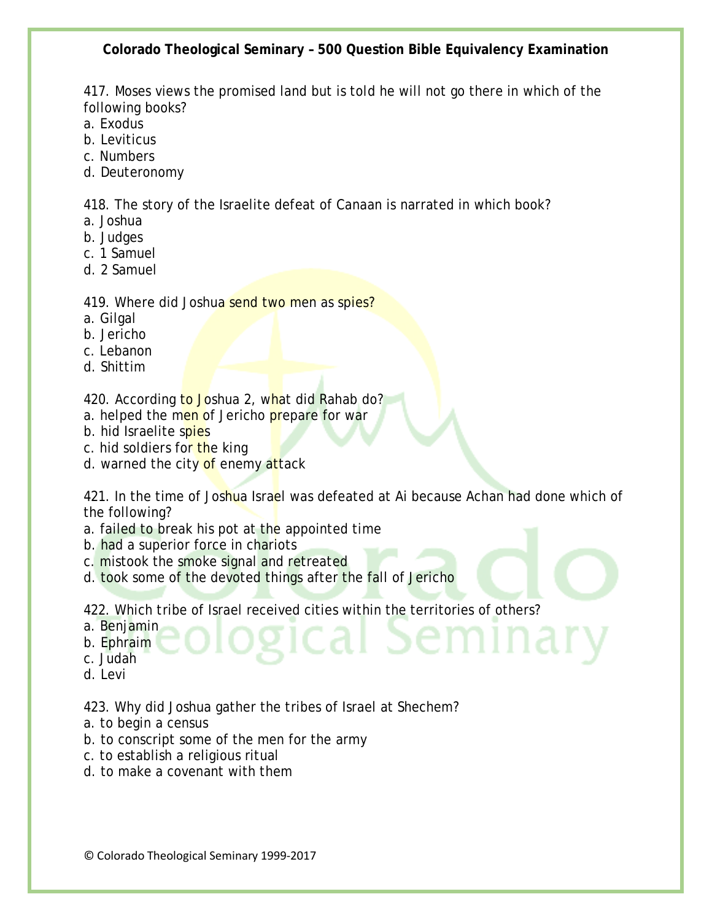417. Moses views the promised land but is told he will not go there in which of the following books?
a. Exodus
b. Leviticus
c. Numbers
d. Deuteronomy

418. The story of the Israelite defeat of Canaan is narrated in which book?
a. Joshua
b. Judges
c. 1 Samuel
d. 2 Samuel

419. Where did Joshua send two men as spies?
a. Gilgal
b. Jericho
c. Lebanon
d. Shittim

420. According to Joshua 2, what did Rahab do?
a. helped the men of Jericho prepare for war
b. hid Israelite spies
c. hid soldiers for the king
d. warned the city of enemy attack

421. In the time of Joshua Israel was defeated at Ai because Achan had done which of the following?
a. failed to break his pot at the appointed time
b. had a superior force in chariots
c. mistook the smoke signal and retreated
d. took some of the devoted things after the fall of Jericho

422. Which tribe of Israel received cities within the territories of others?
a. Benjamin
b. Ephraim
c. Judah
d. Levi

423. Why did Joshua gather the tribes of Israel at Shechem?
a. to begin a census
b. to conscript some of the men for the army
c. to establish a religious ritual
d. to make a covenant with them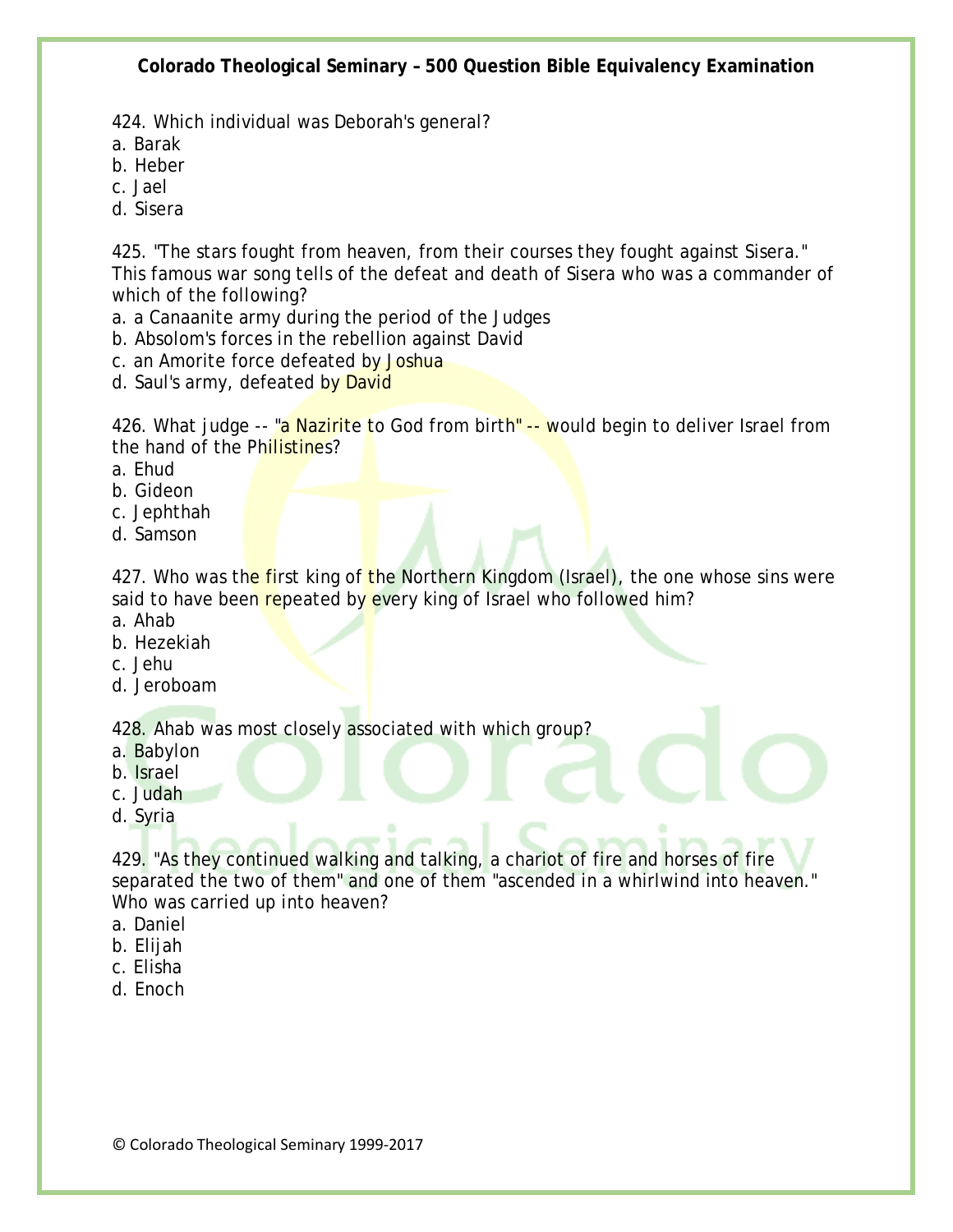424. Which individual was Deborah's general?
a. Barak
b. Heber
c. Jael
d. Sisera

425. "The stars fought from heaven, from their courses they fought against Sisera." This famous war song tells of the defeat and death of Sisera who was a commander of which of the following?
a. a Canaanite army during the period of the Judges
b. Absolom's forces in the rebellion against David
c. an Amorite force defeated by Joshua
d. Saul's army, defeated by David

426. What judge -- "a Nazirite to God from birth" -- would begin to deliver Israel from the hand of the Philistines?
a. Ehud
b. Gideon
c. Jephthah
d. Samson

427. Who was the first king of the Northern Kingdom (Israel), the one whose sins were said to have been repeated by every king of Israel who followed him?
a. Ahab
b. Hezekiah
c. Jehu
d. Jeroboam

428. Ahab was most closely associated with which group?
a. Babylon
b. Israel
c. Judah
d. Syria

429. "As they continued walking and talking, a chariot of fire and horses of fire separated the two of them" and one of them "ascended in a whirlwind into heaven." Who was carried up into heaven?
a. Daniel
b. Elijah
c. Elisha
d. Enoch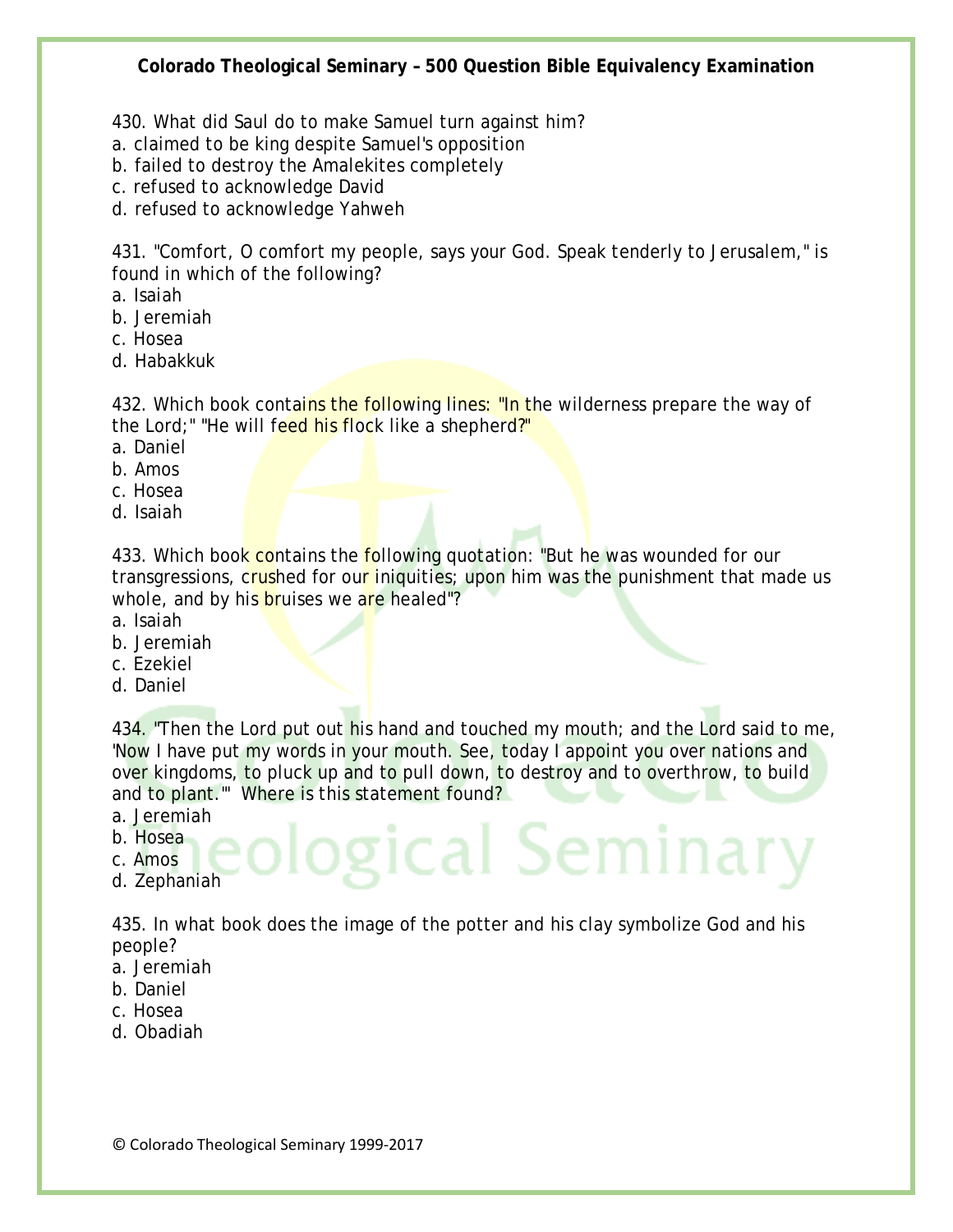430. What did Saul do to make Samuel turn against him?
a. claimed to be king despite Samuel's opposition
b. failed to destroy the Amalekites completely
c. refused to acknowledge David
d. refused to acknowledge Yahweh

431. "Comfort, O comfort my people, says your God. Speak tenderly to Jerusalem," is found in which of the following?
a. Isaiah
b. Jeremiah
c. Hosea
d. Habakkuk

432. Which book contains the following lines: "In the wilderness prepare the way of the Lord;" "He will feed his flock like a shepherd?"
a. Daniel
b. Amos
c. Hosea
d. Isaiah

433. Which book contains the following quotation: "But he was wounded for our transgressions, crushed for our iniquities; upon him was the punishment that made us whole, and by his bruises we are healed"?
a. Isaiah
b. Jeremiah
c. Ezekiel
d. Daniel

434. "Then the Lord put out his hand and touched my mouth; and the Lord said to me, 'Now I have put my words in your mouth. See, today I appoint you over nations and over kingdoms, to pluck up and to pull down, to destroy and to overthrow, to build and to plant.'" Where is this statement found?
a. Jeremiah
b. Hosea
c. Amos
d. Zephaniah

435. In what book does the image of the potter and his clay symbolize God and his people?
a. Jeremiah
b. Daniel
c. Hosea
d. Obadiah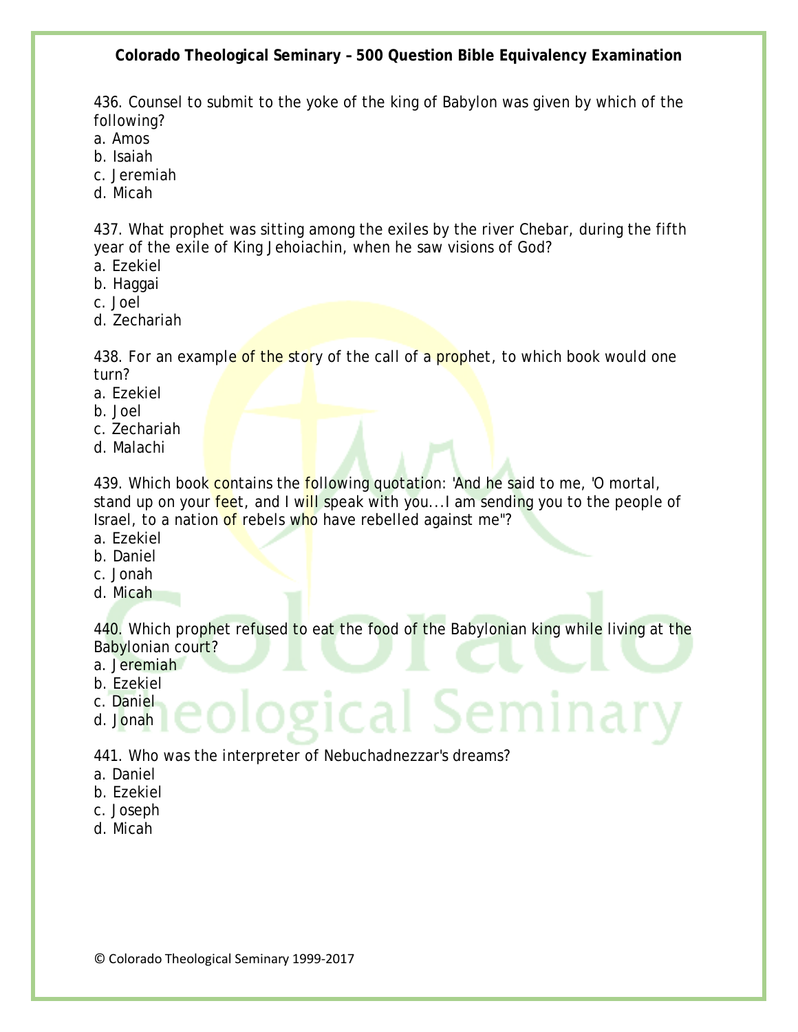436. Counsel to submit to the yoke of the king of Babylon was given by which of the following?
a. Amos
b. Isaiah
c. Jeremiah
d. Micah

437. What prophet was sitting among the exiles by the river Chebar, during the fifth year of the exile of King Jehoiachin, when he saw visions of God?
a. Ezekiel
b. Haggai
c. Joel
d. Zechariah

438. For an example of the story of the call of a prophet, to which book would one turn?
a. Ezekiel
b. Joel
c. Zechariah
d. Malachi

439. Which book contains the following quotation: 'And he said to me, 'O mortal, stand up on your feet, and I will speak with you...I am sending you to the people of Israel, to a nation of rebels who have rebelled against me"?
a. Ezekiel
b. Daniel
c. Jonah
d. Micah

440. Which prophet refused to eat the food of the Babylonian king while living at the Babylonian court?
a. Jeremiah
b. Ezekiel
c. Daniel
d. Jonah

441. Who was the interpreter of Nebuchadnezzar's dreams?
a. Daniel
b. Ezekiel
c. Joseph
d. Micah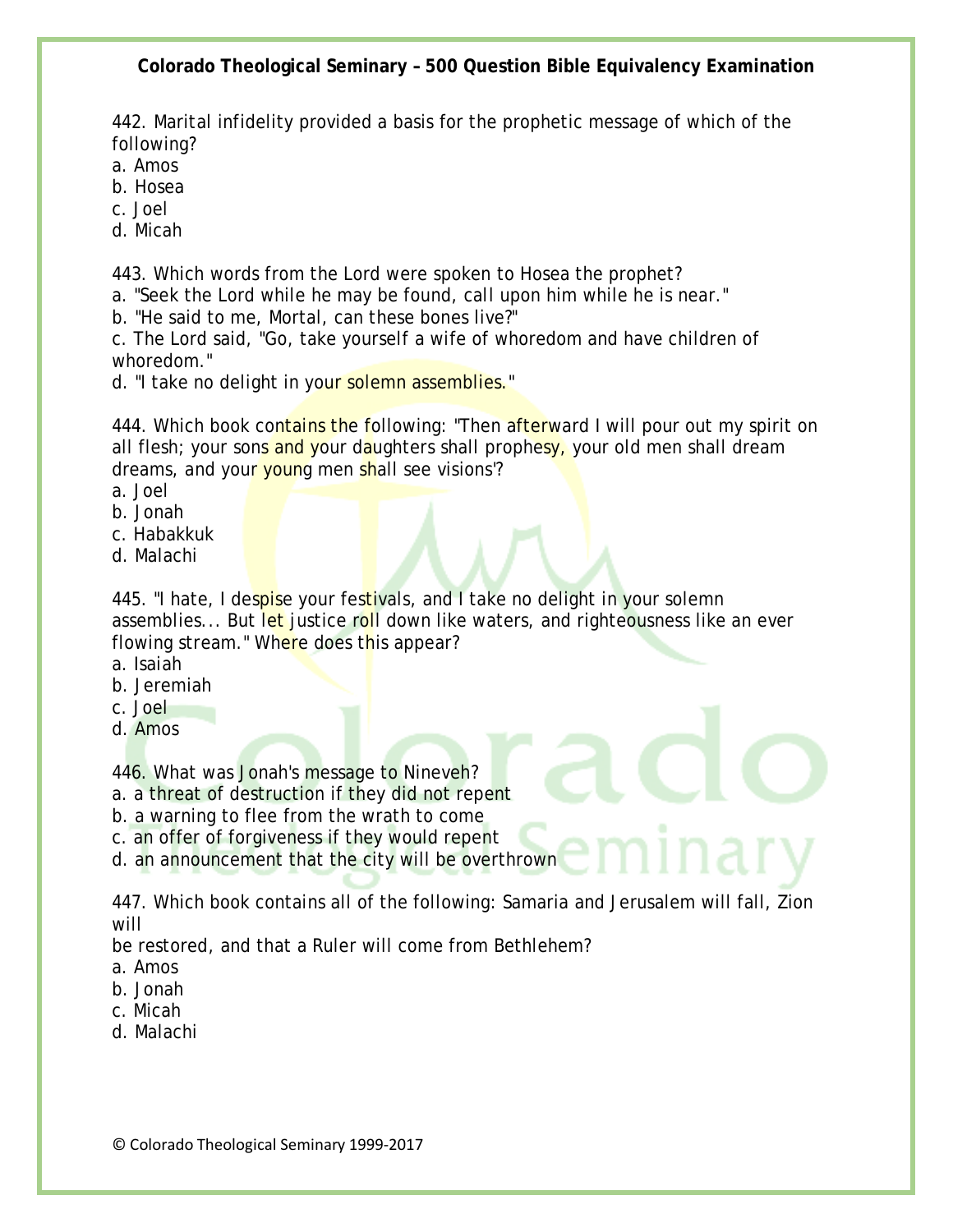442. Marital infidelity provided a basis for the prophetic message of which of the following?
a. Amos
b. Hosea
c. Joel
d. Micah

443. Which words from the Lord were spoken to Hosea the prophet?
a. "Seek the Lord while he may be found, call upon him while he is near."
b. "He said to me, Mortal, can these bones live?"
c. The Lord said, "Go, take yourself a wife of whoredom and have children of whoredom."
d. "I take no delight in your solemn assemblies."

444. Which book contains the following: "Then afterward I will pour out my spirit on all flesh; your sons and your daughters shall prophesy, your old men shall dream dreams, and your young men shall see visions'?
a. Joel
b. Jonah
c. Habakkuk
d. Malachi

445. "I hate, I despise your festivals, and I take no delight in your solemn assemblies... But let justice roll down like waters, and righteousness like an ever flowing stream." Where does this appear?
a. Isaiah
b. Jeremiah
c. Joel
d. Amos

446. What was Jonah's message to Nineveh?
a. a threat of destruction if they did not repent
b. a warning to flee from the wrath to come
c. an offer of forgiveness if they would repent
d. an announcement that the city will be overthrown

447. Which book contains all of the following: Samaria and Jerusalem will fall, Zion will
be restored, and that a Ruler will come from Bethlehem?
a. Amos
b. Jonah
c. Micah
d. Malachi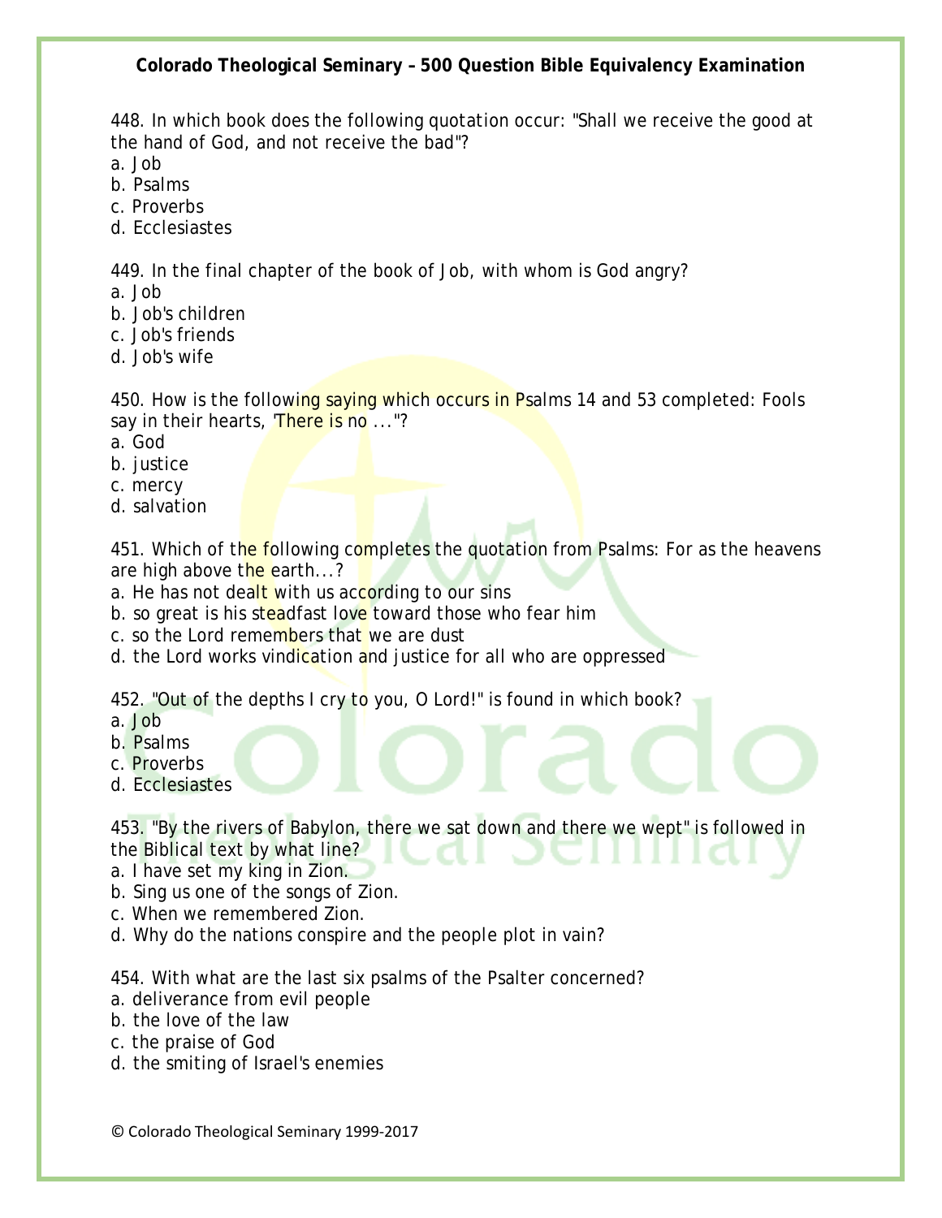448. In which book does the following quotation occur: "Shall we receive the good at the hand of God, and not receive the bad"?
a. Job
b. Psalms
c. Proverbs
d. Ecclesiastes

449. In the final chapter of the book of Job, with whom is God angry?
a. Job
b. Job's children
c. Job's friends
d. Job's wife

450. How is the following saying which occurs in Psalms 14 and 53 completed: Fools say in their hearts, 'There is no ..."?
a. God
b. justice
c. mercy
d. salvation

451. Which of the following completes the quotation from Psalms: For as the heavens are high above the earth...?
a. He has not dealt with us according to our sins
b. so great is his steadfast love toward those who fear him
c. so the Lord remembers that we are dust
d. the Lord works vindication and justice for all who are oppressed

452. "Out of the depths I cry to you, O Lord!" is found in which book?
a. Job
b. Psalms
c. Proverbs
d. Ecclesiastes

453. "By the rivers of Babylon, there we sat down and there we wept" is followed in the Biblical text by what line?
a. I have set my king in Zion.
b. Sing us one of the songs of Zion.
c. When we remembered Zion.
d. Why do the nations conspire and the people plot in vain?

454. With what are the last six psalms of the Psalter concerned?
a. deliverance from evil people
b. the love of the law
c. the praise of God
d. the smiting of Israel's enemies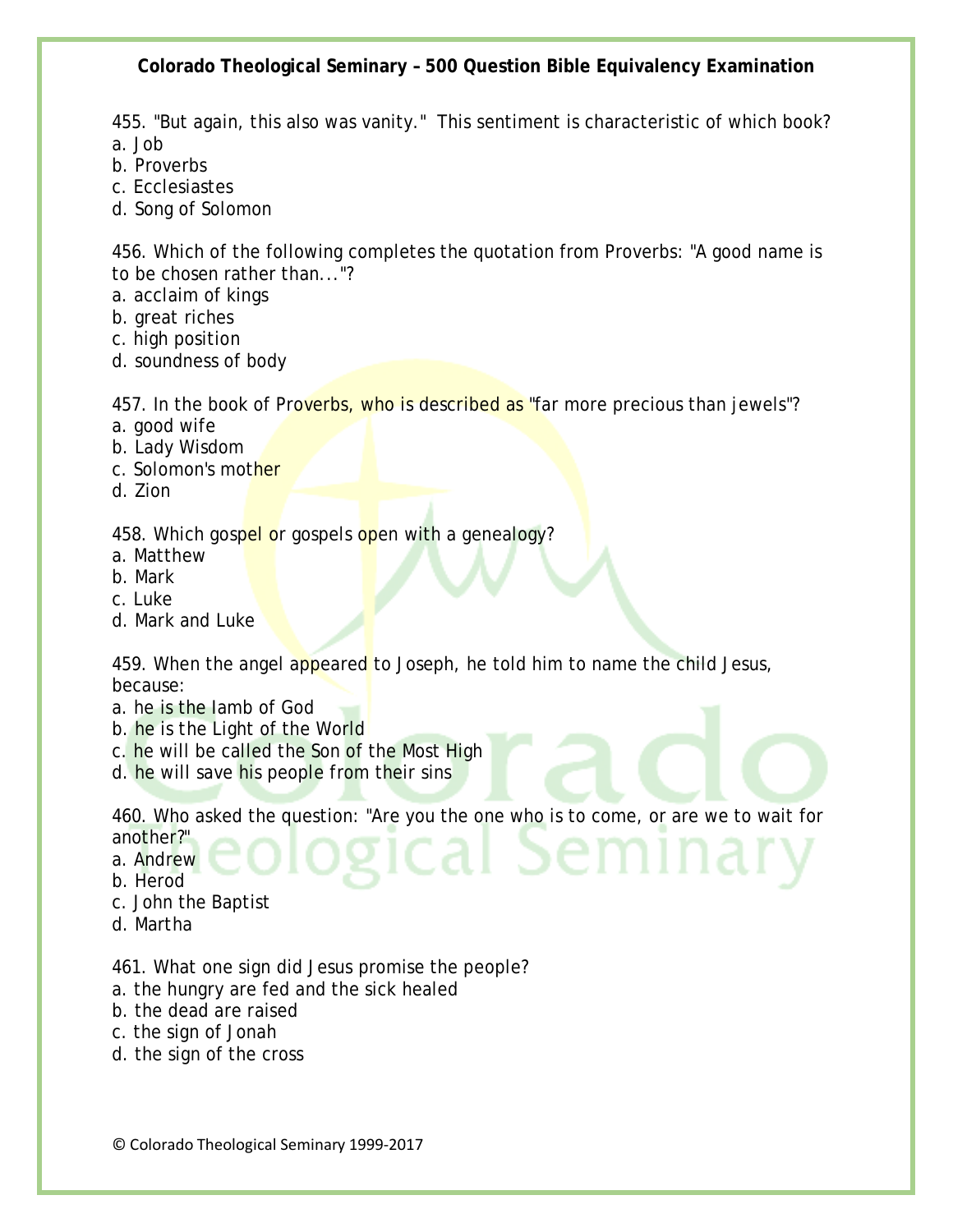455. "But again, this also was vanity." This sentiment is characteristic of which book?
a. Job
b. Proverbs
c. Ecclesiastes
d. Song of Solomon

456. Which of the following completes the quotation from Proverbs: "A good name is to be chosen rather than..."?
a. acclaim of kings
b. great riches
c. high position
d. soundness of body

457. In the book of Proverbs, who is described as "far more precious than jewels"?
a. good wife
b. Lady Wisdom
c. Solomon's mother
d. Zion

458. Which gospel or gospels open with a genealogy?
a. Matthew
b. Mark
c. Luke
d. Mark and Luke

459. When the angel appeared to Joseph, he told him to name the child Jesus, because:
a. he is the lamb of God
b. he is the Light of the World
c. he will be called the Son of the Most High
d. he will save his people from their sins

460. Who asked the question: "Are you the one who is to come, or are we to wait for another?"
a. Andrew
b. Herod
c. John the Baptist
d. Martha

461. What one sign did Jesus promise the people?
a. the hungry are fed and the sick healed
b. the dead are raised
c. the sign of Jonah
d. the sign of the cross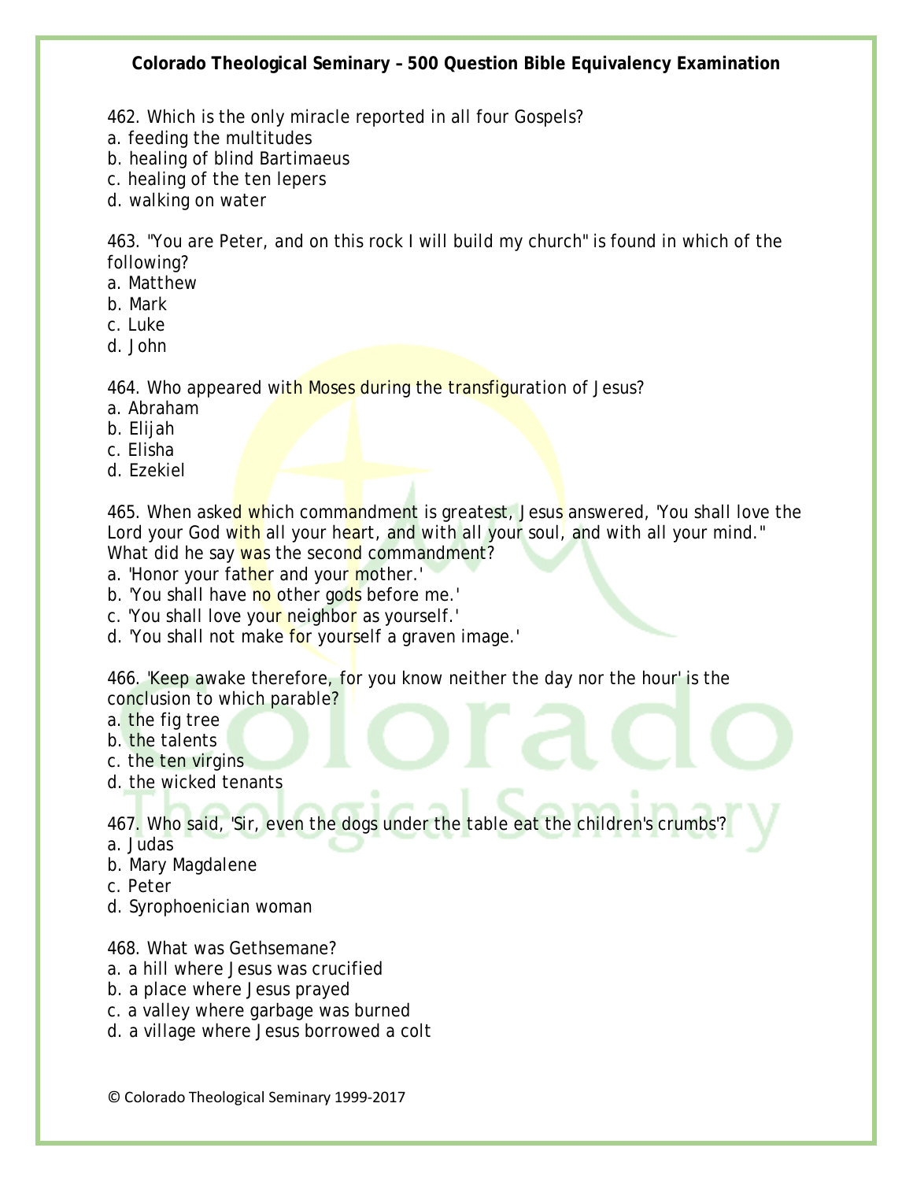462. Which is the only miracle reported in all four Gospels?
a. feeding the multitudes
b. healing of blind Bartimaeus
c. healing of the ten lepers
d. walking on water

463. "You are Peter, and on this rock I will build my church" is found in which of the following?
a. Matthew
b. Mark
c. Luke
d. John

464. Who appeared with Moses during the transfiguration of Jesus?
a. Abraham
b. Elijah
c. Elisha
d. Ezekiel

465. When asked which commandment is greatest, Jesus answered, 'You shall love the Lord your God with all your heart, and with all your soul, and with all your mind." What did he say was the second commandment?
a. 'Honor your father and your mother.'
b. 'You shall have no other gods before me.'
c. 'You shall love your neighbor as yourself.'
d. 'You shall not make for yourself a graven image.'

466. 'Keep awake therefore, for you know neither the day nor the hour' is the conclusion to which parable?
a. the fig tree
b. the talents
c. the ten virgins
d. the wicked tenants

467. Who said, 'Sir, even the dogs under the table eat the children's crumbs'?
a. Judas
b. Mary Magdalene
c. Peter
d. Syrophoenician woman

468. What was Gethsemane?
a. a hill where Jesus was crucified
b. a place where Jesus prayed
c. a valley where garbage was burned
d. a village where Jesus borrowed a colt

© Colorado Theological Seminary 1999-2017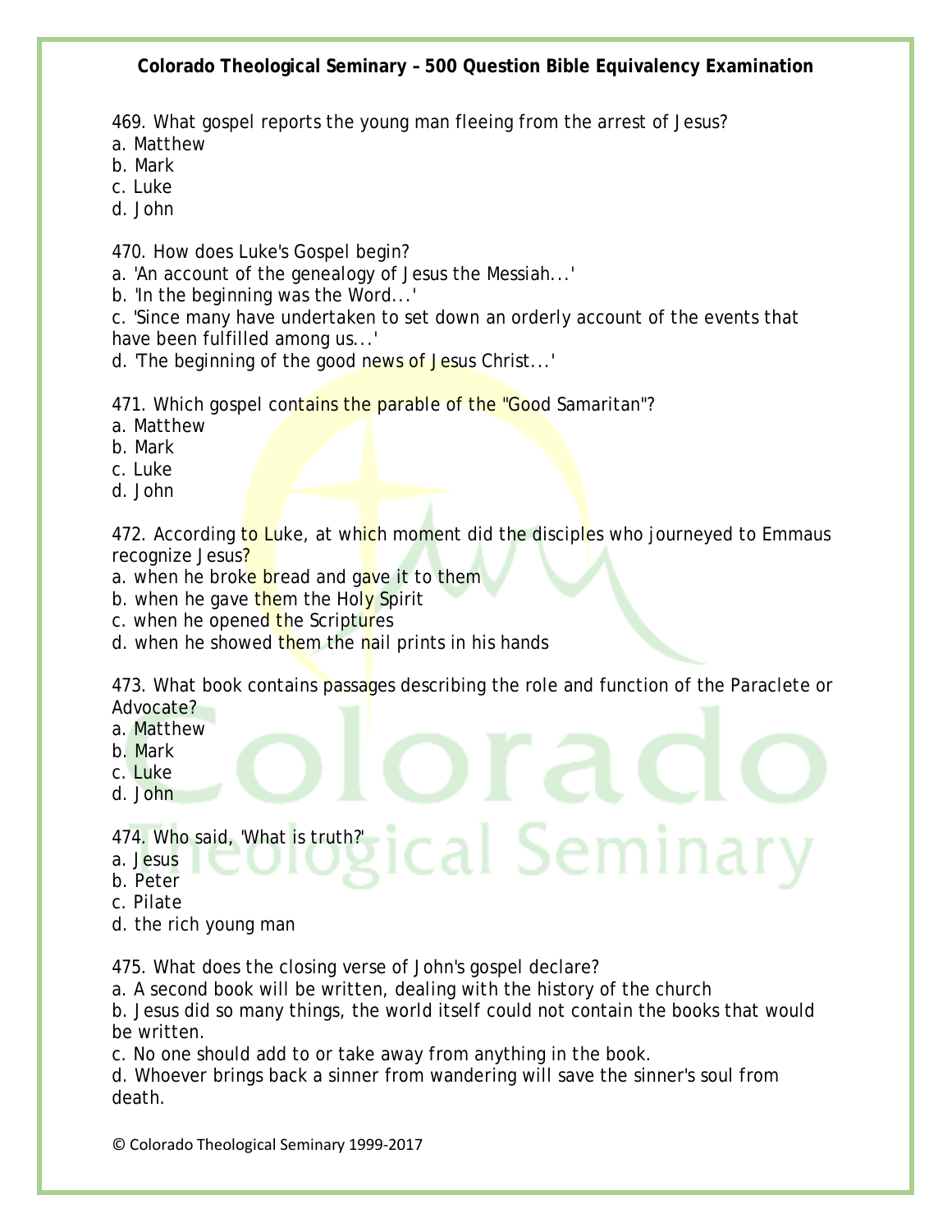469. What gospel reports the young man fleeing from the arrest of Jesus?
a. Matthew
b. Mark
c. Luke
d. John

470. How does Luke's Gospel begin?
a. 'An account of the genealogy of Jesus the Messiah...'
b. 'In the beginning was the Word...'
c. 'Since many have undertaken to set down an orderly account of the events that have been fulfilled among us...'
d. 'The beginning of the good news of Jesus Christ...'

471. Which gospel contains the parable of the "Good Samaritan"?
a. Matthew
b. Mark
c. Luke
d. John

472. According to Luke, at which moment did the disciples who journeyed to Emmaus recognize Jesus?
a. when he broke bread and gave it to them
b. when he gave them the Holy Spirit
c. when he opened the Scriptures
d. when he showed them the nail prints in his hands

473. What book contains passages describing the role and function of the Paraclete or Advocate?
a. Matthew
b. Mark
c. Luke
d. John

474. Who said, 'What is truth?'
a. Jesus
b. Peter
c. Pilate
d. the rich young man

475. What does the closing verse of John's gospel declare?
a. A second book will be written, dealing with the history of the church
b. Jesus did so many things, the world itself could not contain the books that would be written.
c. No one should add to or take away from anything in the book.
d. Whoever brings back a sinner from wandering will save the sinner's soul from death.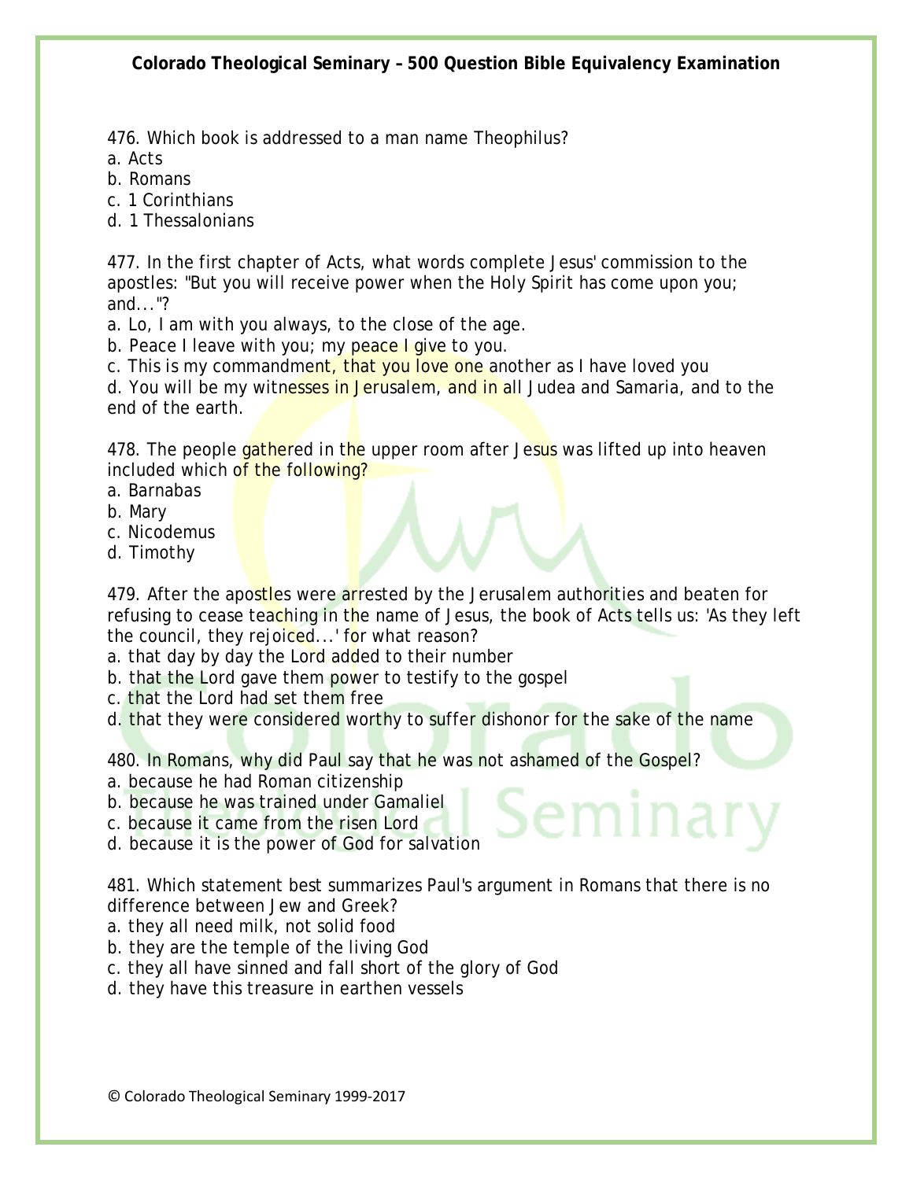476. Which book is addressed to a man name Theophilus?
a. Acts
b. Romans
c. 1 Corinthians
d. 1 Thessalonians

477. In the first chapter of Acts, what words complete Jesus' commission to the apostles: "But you will receive power when the Holy Spirit has come upon you; and..."?
a. Lo, I am with you always, to the close of the age.
b. Peace I leave with you; my peace I give to you.
c. This is my commandment, that you love one another as I have loved you
d. You will be my witnesses in Jerusalem, and in all Judea and Samaria, and to the end of the earth.

478. The people gathered in the upper room after Jesus was lifted up into heaven included which of the following?
a. Barnabas
b. Mary
c. Nicodemus
d. Timothy

479. After the apostles were arrested by the Jerusalem authorities and beaten for refusing to cease teaching in the name of Jesus, the book of Acts tells us: 'As they left the council, they rejoiced...' for what reason?
a. that day by day the Lord added to their number
b. that the Lord gave them power to testify to the gospel
c. that the Lord had set them free
d. that they were considered worthy to suffer dishonor for the sake of the name

480. In Romans, why did Paul say that he was not ashamed of the Gospel?
a. because he had Roman citizenship
b. because he was trained under Gamaliel
c. because it came from the risen Lord
d. because it is the power of God for salvation

481. Which statement best summarizes Paul's argument in Romans that there is no difference between Jew and Greek?
a. they all need milk, not solid food
b. they are the temple of the living God
c. they all have sinned and fall short of the glory of God
d. they have this treasure in earthen vessels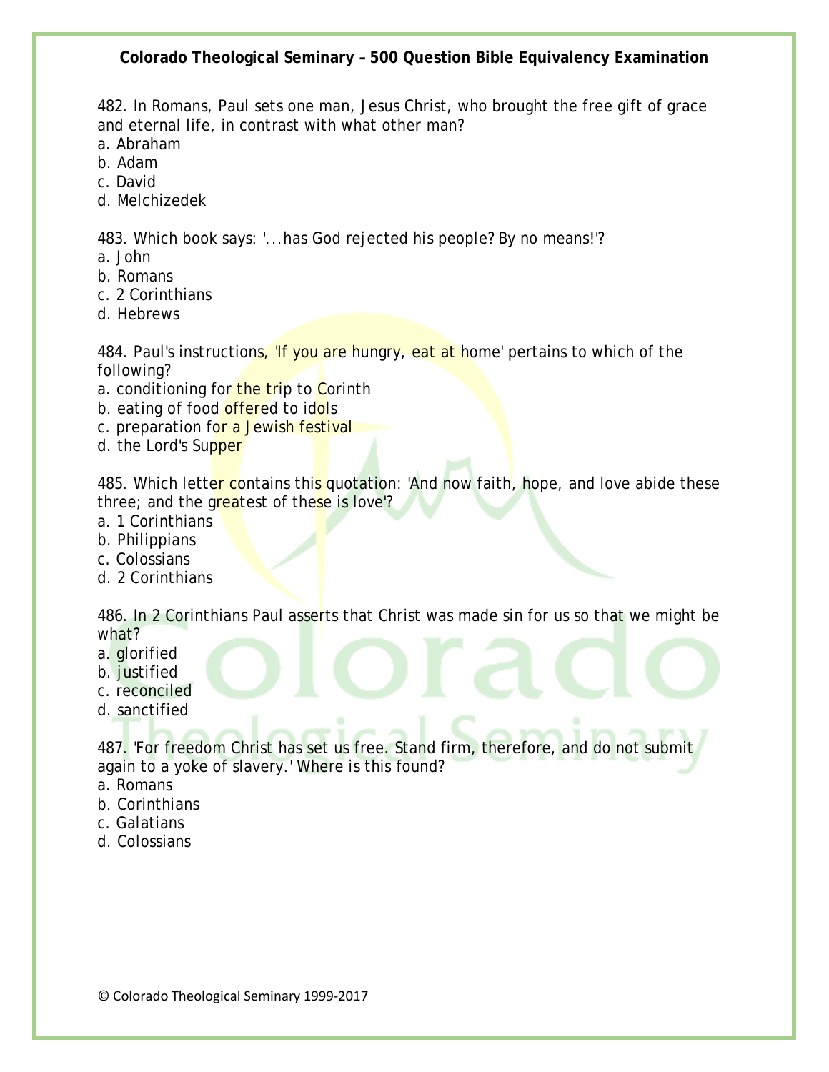482. In Romans, Paul sets one man, Jesus Christ, who brought the free gift of grace and eternal life, in contrast with what other man?
a. Abraham
b. Adam
c. David
d. Melchizedek

483. Which book says: '...has God rejected his people? By no means!'?
a. John
b. Romans
c. 2 Corinthians
d. Hebrews

484. Paul's instructions, 'If you are hungry, eat at home' pertains to which of the following?
a. conditioning for the trip to Corinth
b. eating of food offered to idols
c. preparation for a Jewish festival
d. the Lord's Supper

485. Which letter contains this quotation: 'And now faith, hope, and love abide these three; and the greatest of these is love'?
a. 1 Corinthians
b. Philippians
c. Colossians
d. 2 Corinthians

486. In 2 Corinthians Paul asserts that Christ was made sin for us so that we might be what?
a. glorified
b. justified
c. reconciled
d. sanctified

487. 'For freedom Christ has set us free. Stand firm, therefore, and do not submit again to a yoke of slavery.' Where is this found?
a. Romans
b. Corinthians
c. Galatians
d. Colossians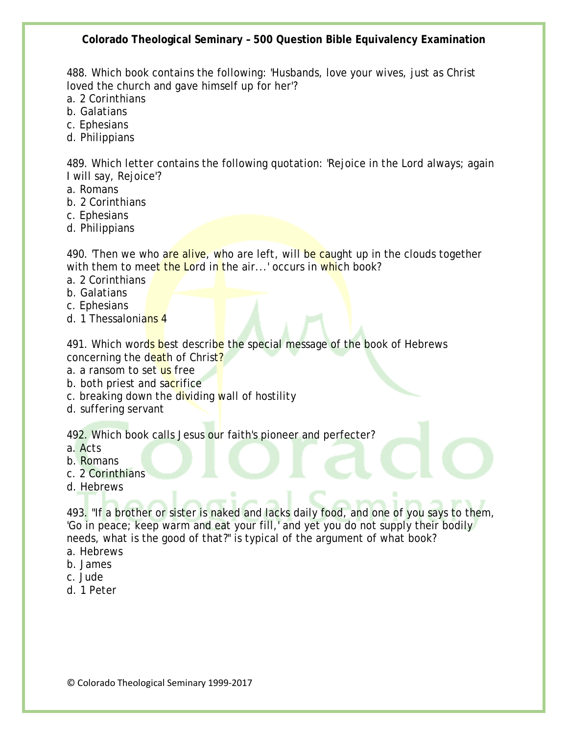488. Which book contains the following: 'Husbands, love your wives, just as Christ loved the church and gave himself up for her'?
a. 2 Corinthians
b. Galatians
c. Ephesians
d. Philippians

489. Which letter contains the following quotation: 'Rejoice in the Lord always; again I will say, Rejoice'?
a. Romans
b. 2 Corinthians
c. Ephesians
d. Philippians

490. 'Then we who are alive, who are left, will be caught up in the clouds together with them to meet the Lord in the air...' occurs in which book?
a. 2 Corinthians
b. Galatians
c. Ephesians
d. 1 Thessalonians 4

491. Which words best describe the special message of the book of Hebrews concerning the death of Christ?
a. a ransom to set us free
b. both priest and sacrifice
c. breaking down the dividing wall of hostility
d. suffering servant

492. Which book calls Jesus our faith's pioneer and perfecter?
a. Acts
b. Romans
c. 2 Corinthians
d. Hebrews

493. "If a brother or sister is naked and lacks daily food, and one of you says to them, 'Go in peace; keep warm and eat your fill,' and yet you do not supply their bodily needs, what is the good of that?" is typical of the argument of what book?
a. Hebrews
b. James
c. Jude
d. 1 Peter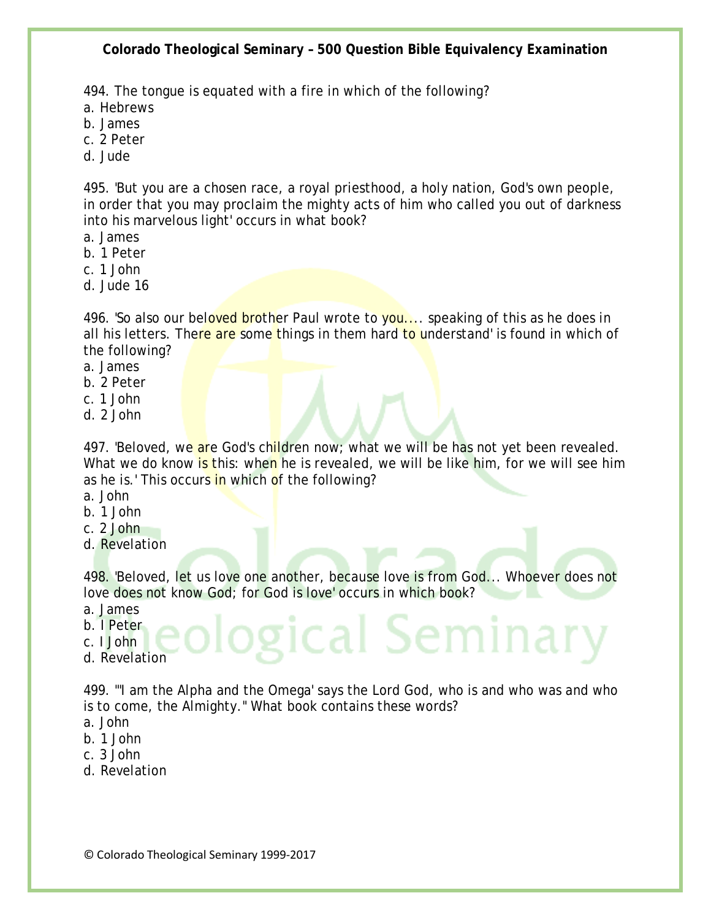494. The tongue is equated with a fire in which of the following?
a. Hebrews
b. James
c. 2 Peter
d. Jude

495. 'But you are a chosen race, a royal priesthood, a holy nation, God's own people, in order that you may proclaim the mighty acts of him who called you out of darkness into his marvelous light' occurs in what book?
a. James
b. 1 Peter
c. 1 John
d. Jude 16

496. 'So also our beloved brother Paul wrote to you.... speaking of this as he does in all his letters. There are some things in them hard to understand' is found in which of the following?
a. James
b. 2 Peter
c. 1 John
d. 2 John

497. 'Beloved, we are God's children now; what we will be has not yet been revealed. What we do know is this: when he is revealed, we will be like him, for we will see him as he is.' This occurs in which of the following?
a. John
b. 1 John
c. 2 John
d. Revelation

498. 'Beloved, let us love one another, because love is from God... Whoever does not love does not know God; for God is love' occurs in which book?
a. James
b. I Peter
c. I John
d. Revelation

499. "'I am the Alpha and the Omega' says the Lord God, who is and who was and who is to come, the Almighty." What book contains these words?
a. John
b. 1 John
c. 3 John
d. Revelation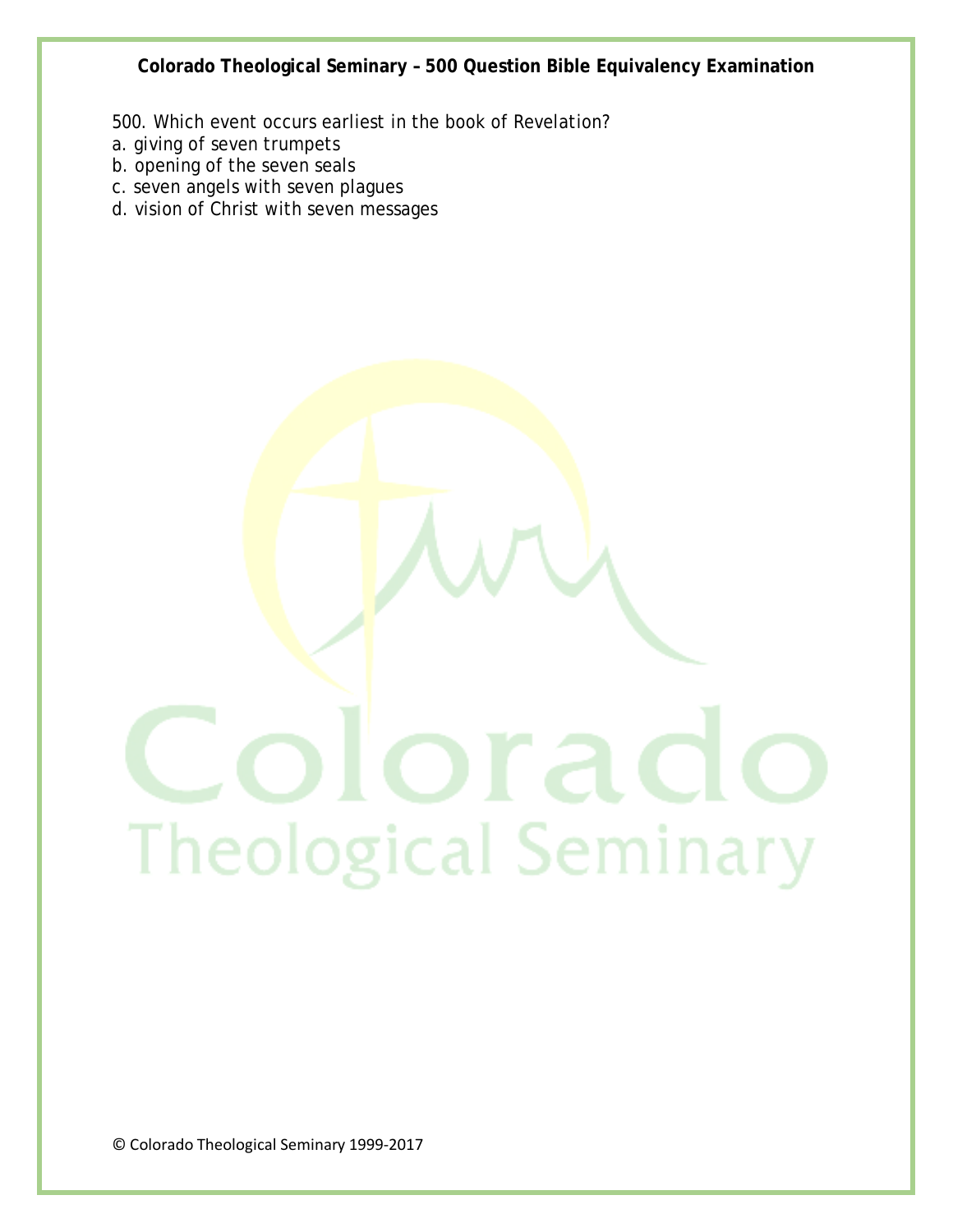500. Which event occurs earliest in the book of Revelation?
a. giving of seven trumpets
b. opening of the seven seals
c. seven angels with seven plagues
d. vision of Christ with seven messages